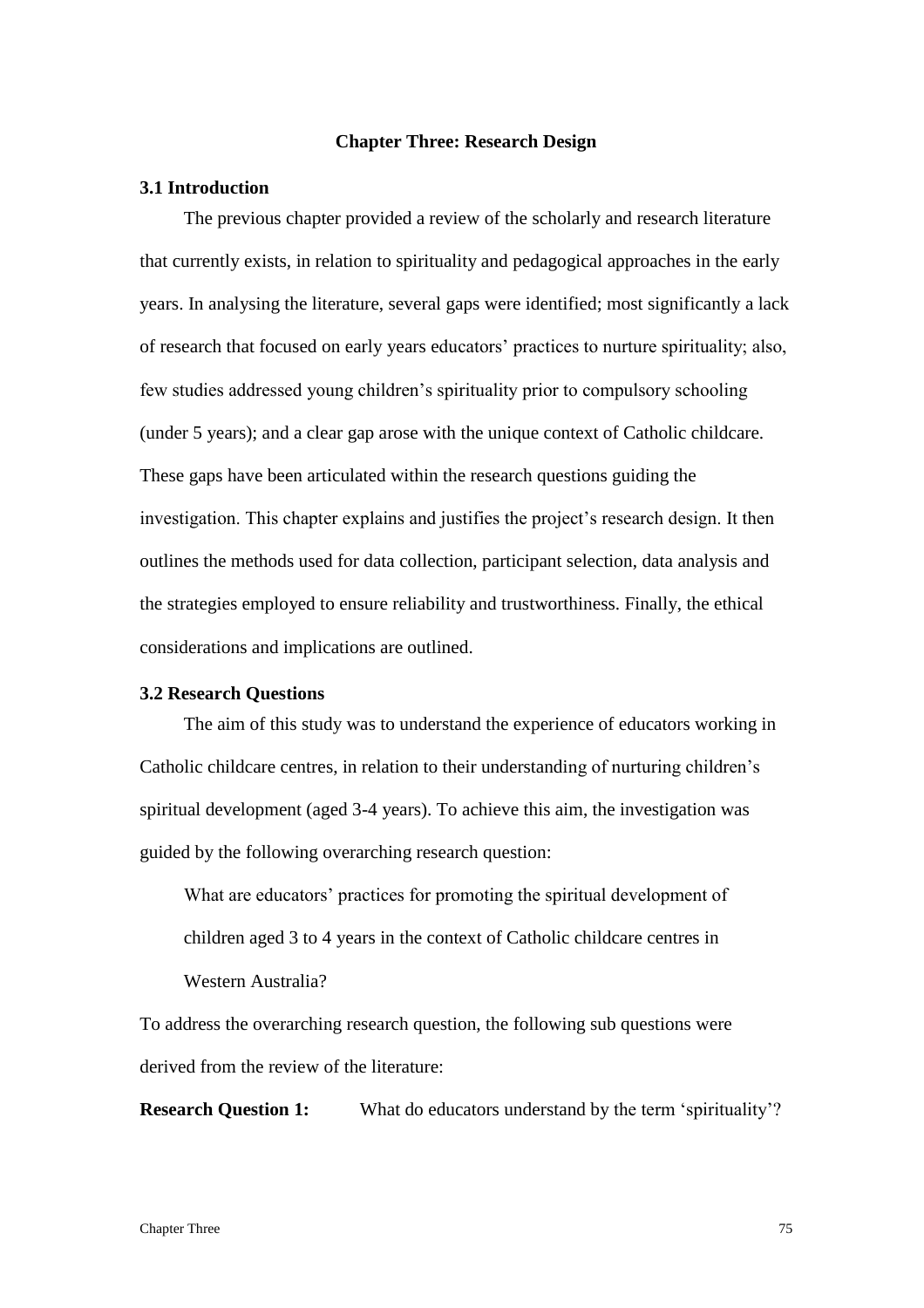# Chapter Three: Research Design

## 3.1 Introduction

The previous chapter provided a review of the scholarly and research literature that currently exists, in relation to spirituality and pedagogical approaches in the early years. In analysing the literature, several gaps were identified; most significantly a lack of research that focused on early years educators' practices to nurture spirituality; also, few studies addressed young children's spirituality prior to compulsory schooling (under 5 years); and a clear gap arose with the unique context of Catholic childcare. These gaps have been articulated within the research questions guiding the investigation. This chapter explains and justifies the project's research design. It then outlines the methods used for data collection, participant selection, data analysis and the strategies employed to ensure reliability and trustworthiness. Finally, the ethical considerations and implications are outlined.

## 3.2 Research Questions

The aim of this study was to understand the experience of educators working in Catholic childcare centres, in relation to their understanding of nurturing children's spiritual development (aged 3-4 years). To achieve this aim, the investigation was guided by the following overarching research question:

> What are educators' practices for promoting the spiritual development of children aged 3 to 4 years in the context of Catholic childcare centres in Western Australia?

To address the overarching research question, the following sub questions were derived from the review of the literature:

**Research Question 1:** What do educators understand by the term 'spirituality'?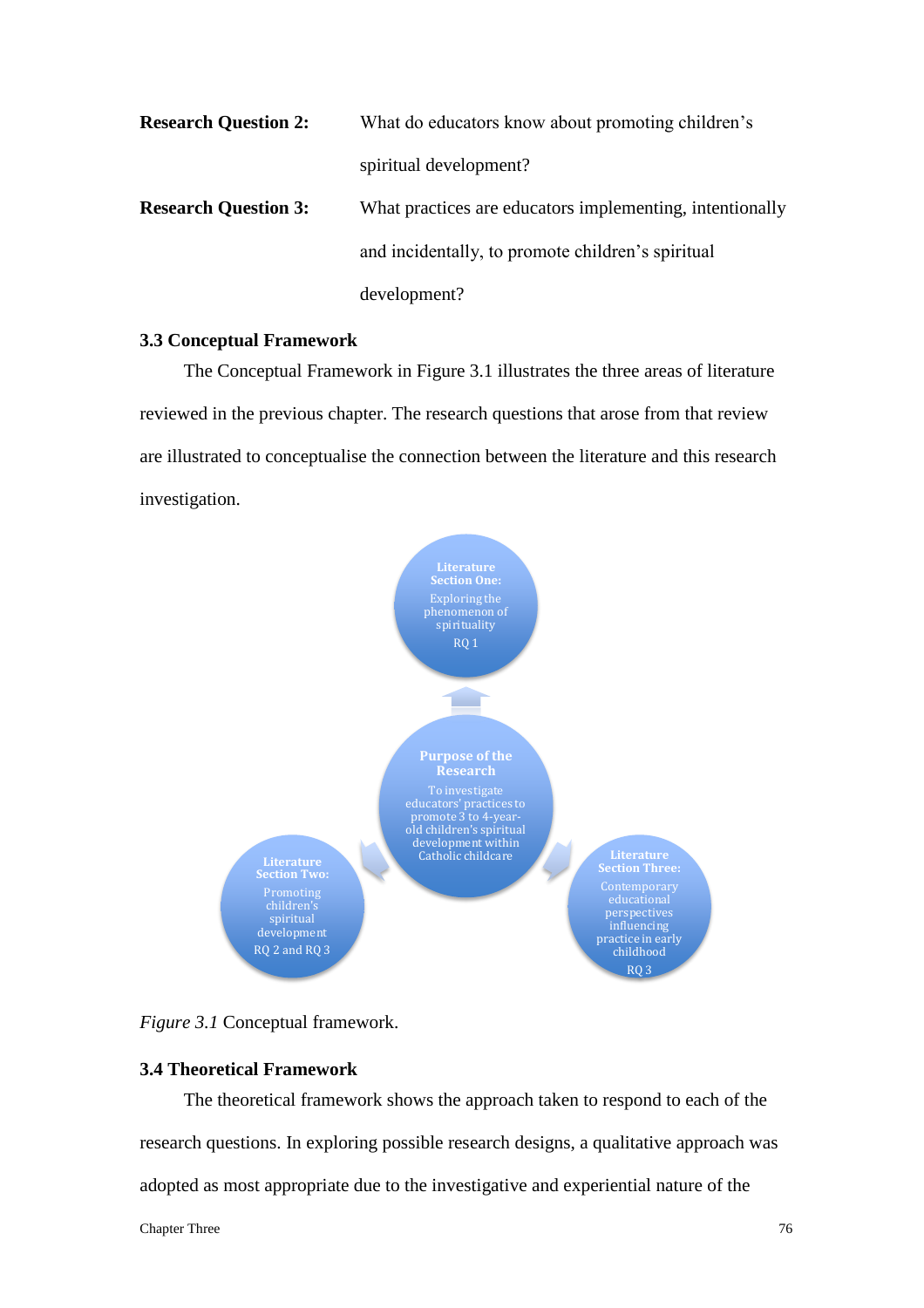| | |
|---|---|
| **Research Question 2:** | What do educators know about promoting children's spiritual development? |
| **Research Question 3:** | What practices are educators implementing, intentionally and incidentally, to promote children's spiritual development? |

### 3.3 Conceptual Framework

The Conceptual Framework in Figure 3.1 illustrates the three areas of literature reviewed in the previous chapter. The research questions that arose from that review are illustrated to conceptualise the connection between the literature and this research investigation.

**Literature Section One:** Exploring the phenomenon of spirituality
RQ 1

**Purpose of the Research**
To investigate educators' practices to promote 3 to 4-year-old children's spiritual development within Catholic childcare

**Literature Section Two:** Promoting children's spiritual development
RQ 2 and RQ 3

**Literature Section Three:** Contemporary educational perspectives influencing practice in early childhood
RQ 3

*Figure 3.1* Conceptual framework.

### 3.4 Theoretical Framework

The theoretical framework shows the approach taken to respond to each of the research questions. In exploring possible research designs, a qualitative approach was adopted as most appropriate due to the investigative and experiential nature of the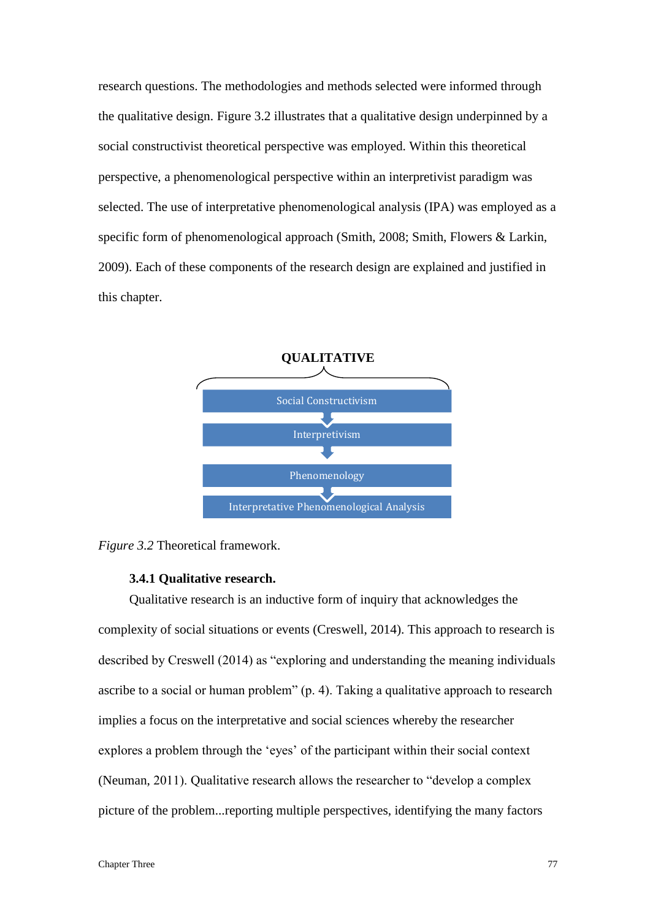research questions. The methodologies and methods selected were informed through the qualitative design. Figure 3.2 illustrates that a qualitative design underpinned by a social constructivist theoretical perspective was employed. Within this theoretical perspective, a phenomenological perspective within an interpretivist paradigm was selected. The use of interpretative phenomenological analysis (IPA) was employed as a specific form of phenomenological approach (Smith, 2008; Smith, Flowers & Larkin, 2009). Each of these components of the research design are explained and justified in this chapter.

**QUALITATIVE**

Social Constructivism

Interpretivism

Phenomenology

Interpretative Phenomenological Analysis

*Figure 3.2* Theoretical framework.

### 3.4.1 Qualitative research.

Qualitative research is an inductive form of inquiry that acknowledges the complexity of social situations or events (Creswell, 2014). This approach to research is described by Creswell (2014) as "exploring and understanding the meaning individuals ascribe to a social or human problem" (p. 4). Taking a qualitative approach to research implies a focus on the interpretative and social sciences whereby the researcher explores a problem through the 'eyes' of the participant within their social context (Neuman, 2011). Qualitative research allows the researcher to "develop a complex picture of the problem...reporting multiple perspectives, identifying the many factors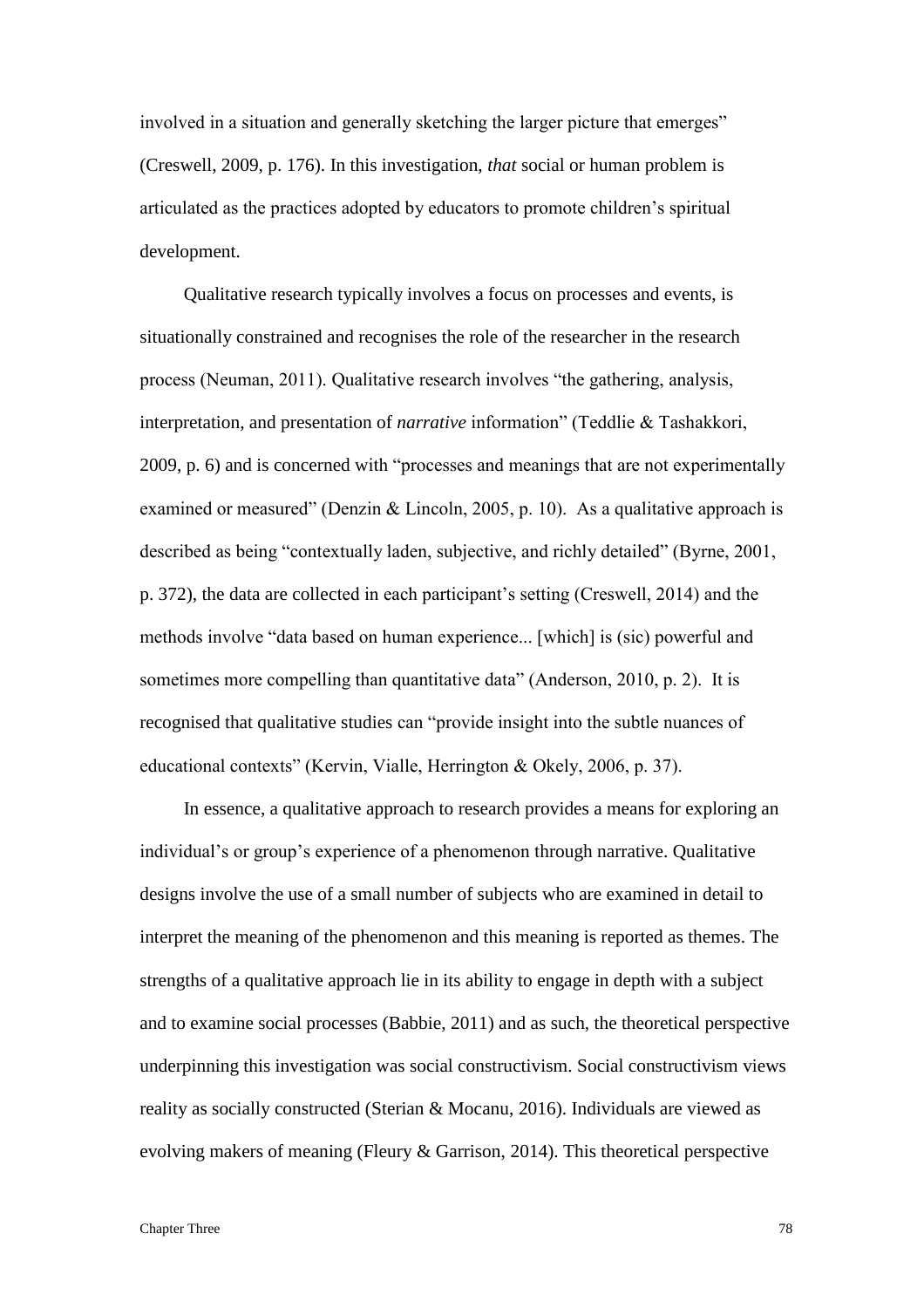involved in a situation and generally sketching the larger picture that emerges" (Creswell, 2009, p. 176). In this investigation, *that* social or human problem is articulated as the practices adopted by educators to promote children's spiritual development.

Qualitative research typically involves a focus on processes and events, is situationally constrained and recognises the role of the researcher in the research process (Neuman, 2011). Qualitative research involves "the gathering, analysis, interpretation, and presentation of *narrative* information" (Teddlie & Tashakkori, 2009, p. 6) and is concerned with "processes and meanings that are not experimentally examined or measured" (Denzin & Lincoln, 2005, p. 10). As a qualitative approach is described as being "contextually laden, subjective, and richly detailed" (Byrne, 2001, p. 372), the data are collected in each participant's setting (Creswell, 2014) and the methods involve "data based on human experience... [which] is (sic) powerful and sometimes more compelling than quantitative data" (Anderson, 2010, p. 2). It is recognised that qualitative studies can "provide insight into the subtle nuances of educational contexts" (Kervin, Vialle, Herrington & Okely, 2006, p. 37).

In essence, a qualitative approach to research provides a means for exploring an individual's or group's experience of a phenomenon through narrative. Qualitative designs involve the use of a small number of subjects who are examined in detail to interpret the meaning of the phenomenon and this meaning is reported as themes. The strengths of a qualitative approach lie in its ability to engage in depth with a subject and to examine social processes (Babbie, 2011) and as such, the theoretical perspective underpinning this investigation was social constructivism. Social constructivism views reality as socially constructed (Sterian & Mocanu, 2016). Individuals are viewed as evolving makers of meaning (Fleury & Garrison, 2014). This theoretical perspective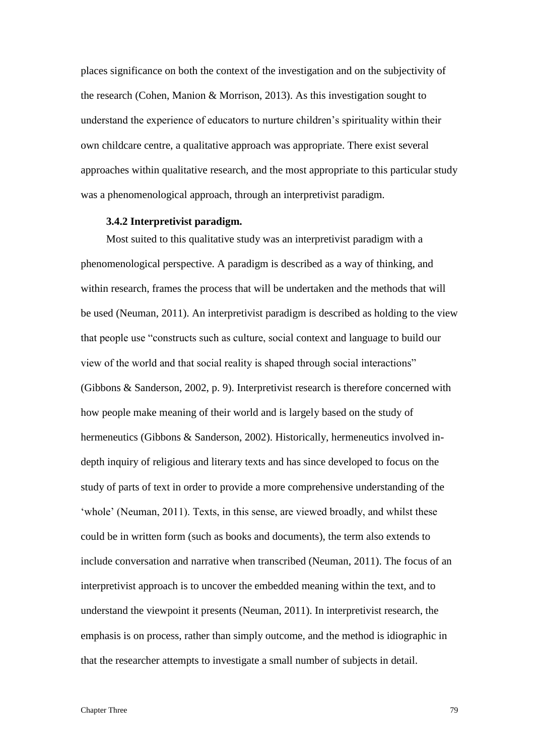places significance on both the context of the investigation and on the subjectivity of the research (Cohen, Manion & Morrison, 2013). As this investigation sought to understand the experience of educators to nurture children's spirituality within their own childcare centre, a qualitative approach was appropriate. There exist several approaches within qualitative research, and the most appropriate to this particular study was a phenomenological approach, through an interpretivist paradigm.

#### 3.4.2 Interpretivist paradigm.

Most suited to this qualitative study was an interpretivist paradigm with a phenomenological perspective. A paradigm is described as a way of thinking, and within research, frames the process that will be undertaken and the methods that will be used (Neuman, 2011). An interpretivist paradigm is described as holding to the view that people use "constructs such as culture, social context and language to build our view of the world and that social reality is shaped through social interactions" (Gibbons & Sanderson, 2002, p. 9). Interpretivist research is therefore concerned with how people make meaning of their world and is largely based on the study of hermeneutics (Gibbons & Sanderson, 2002). Historically, hermeneutics involved in-depth inquiry of religious and literary texts and has since developed to focus on the study of parts of text in order to provide a more comprehensive understanding of the 'whole' (Neuman, 2011). Texts, in this sense, are viewed broadly, and whilst these could be in written form (such as books and documents), the term also extends to include conversation and narrative when transcribed (Neuman, 2011). The focus of an interpretivist approach is to uncover the embedded meaning within the text, and to understand the viewpoint it presents (Neuman, 2011). In interpretivist research, the emphasis is on process, rather than simply outcome, and the method is idiographic in that the researcher attempts to investigate a small number of subjects in detail.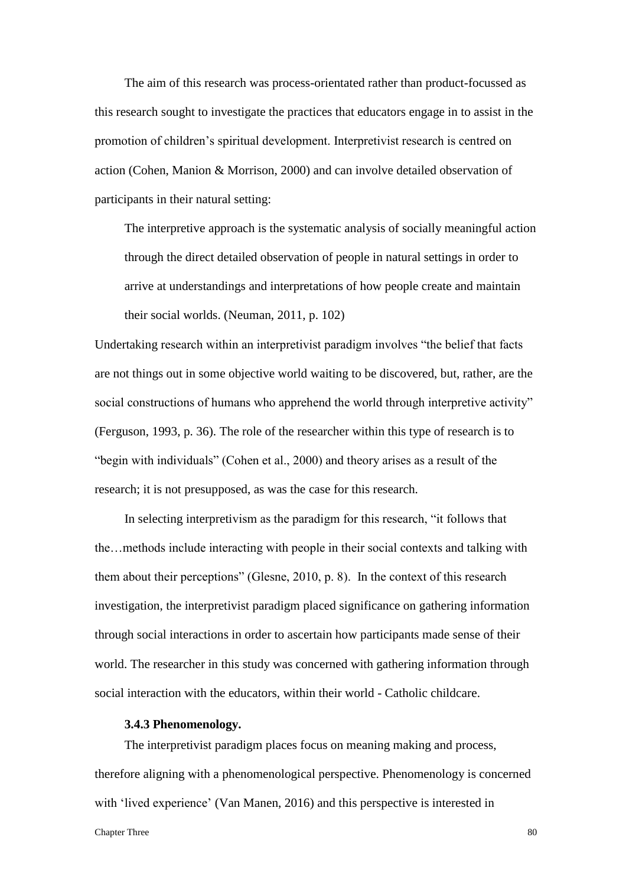The aim of this research was process-orientated rather than product-focussed as this research sought to investigate the practices that educators engage in to assist in the promotion of children's spiritual development. Interpretivist research is centred on action (Cohen, Manion & Morrison, 2000) and can involve detailed observation of participants in their natural setting:

> The interpretive approach is the systematic analysis of socially meaningful action through the direct detailed observation of people in natural settings in order to arrive at understandings and interpretations of how people create and maintain their social worlds. (Neuman, 2011, p. 102)

Undertaking research within an interpretivist paradigm involves "the belief that facts are not things out in some objective world waiting to be discovered, but, rather, are the social constructions of humans who apprehend the world through interpretive activity" (Ferguson, 1993, p. 36). The role of the researcher within this type of research is to "begin with individuals" (Cohen et al., 2000) and theory arises as a result of the research; it is not presupposed, as was the case for this research.

In selecting interpretivism as the paradigm for this research, "it follows that the…methods include interacting with people in their social contexts and talking with them about their perceptions" (Glesne, 2010, p. 8). In the context of this research investigation, the interpretivist paradigm placed significance on gathering information through social interactions in order to ascertain how participants made sense of their world. The researcher in this study was concerned with gathering information through social interaction with the educators, within their world - Catholic childcare.

#### 3.4.3 Phenomenology.

The interpretivist paradigm places focus on meaning making and process, therefore aligning with a phenomenological perspective. Phenomenology is concerned with 'lived experience' (Van Manen, 2016) and this perspective is interested in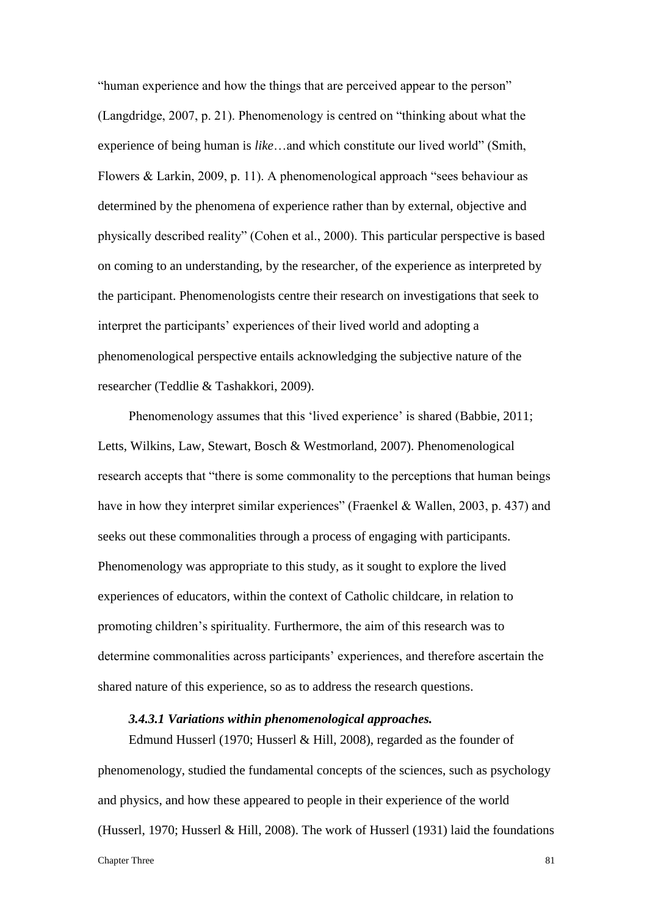"human experience and how the things that are perceived appear to the person" (Langdridge, 2007, p. 21). Phenomenology is centred on "thinking about what the experience of being human is *like*…and which constitute our lived world" (Smith, Flowers & Larkin, 2009, p. 11). A phenomenological approach "sees behaviour as determined by the phenomena of experience rather than by external, objective and physically described reality" (Cohen et al., 2000). This particular perspective is based on coming to an understanding, by the researcher, of the experience as interpreted by the participant. Phenomenologists centre their research on investigations that seek to interpret the participants' experiences of their lived world and adopting a phenomenological perspective entails acknowledging the subjective nature of the researcher (Teddlie & Tashakkori, 2009).

Phenomenology assumes that this 'lived experience' is shared (Babbie, 2011; Letts, Wilkins, Law, Stewart, Bosch & Westmorland, 2007). Phenomenological research accepts that "there is some commonality to the perceptions that human beings have in how they interpret similar experiences" (Fraenkel & Wallen, 2003, p. 437) and seeks out these commonalities through a process of engaging with participants. Phenomenology was appropriate to this study, as it sought to explore the lived experiences of educators, within the context of Catholic childcare, in relation to promoting children's spirituality. Furthermore, the aim of this research was to determine commonalities across participants' experiences, and therefore ascertain the shared nature of this experience, so as to address the research questions.

#### *3.4.3.1 Variations within phenomenological approaches.*

Edmund Husserl (1970; Husserl & Hill, 2008), regarded as the founder of phenomenology, studied the fundamental concepts of the sciences, such as psychology and physics, and how these appeared to people in their experience of the world (Husserl, 1970; Husserl & Hill, 2008). The work of Husserl (1931) laid the foundations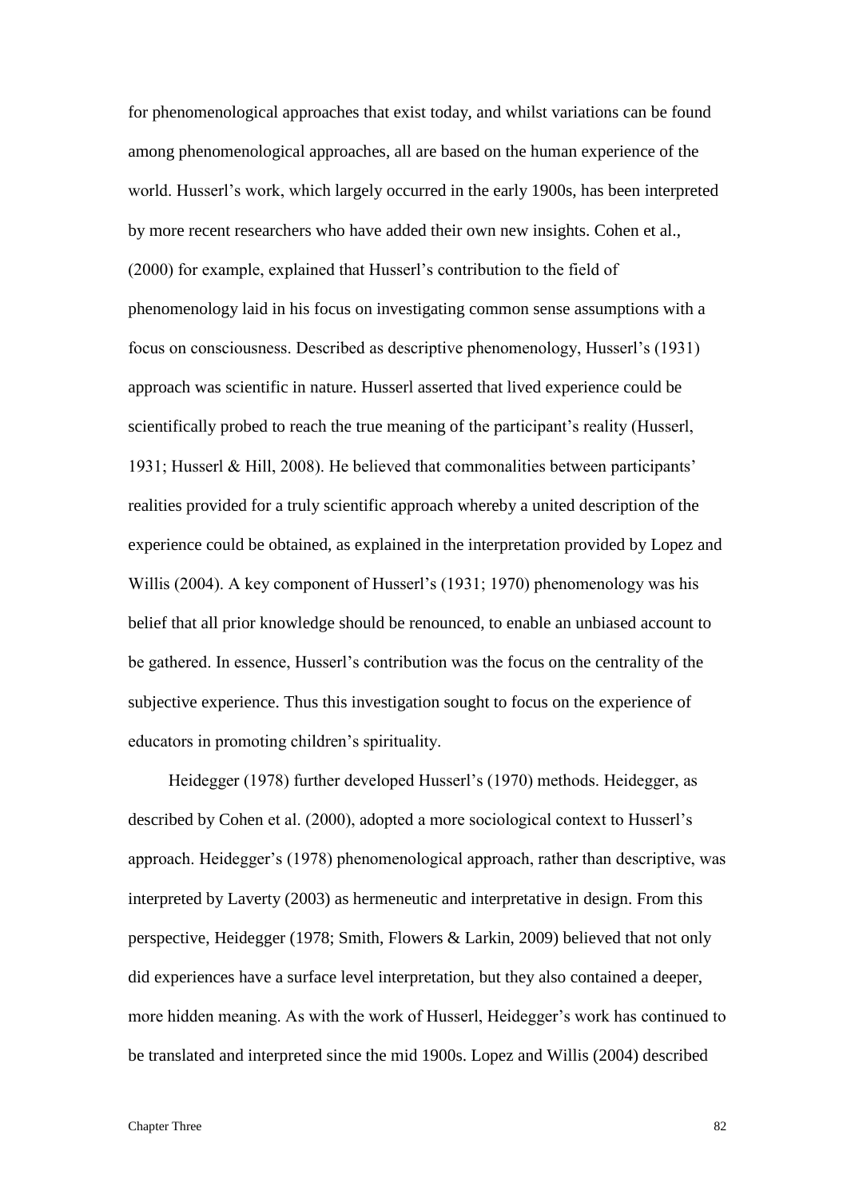for phenomenological approaches that exist today, and whilst variations can be found among phenomenological approaches, all are based on the human experience of the world. Husserl's work, which largely occurred in the early 1900s, has been interpreted by more recent researchers who have added their own new insights. Cohen et al., (2000) for example, explained that Husserl's contribution to the field of phenomenology laid in his focus on investigating common sense assumptions with a focus on consciousness. Described as descriptive phenomenology, Husserl's (1931) approach was scientific in nature. Husserl asserted that lived experience could be scientifically probed to reach the true meaning of the participant's reality (Husserl, 1931; Husserl & Hill, 2008). He believed that commonalities between participants' realities provided for a truly scientific approach whereby a united description of the experience could be obtained, as explained in the interpretation provided by Lopez and Willis (2004). A key component of Husserl's (1931; 1970) phenomenology was his belief that all prior knowledge should be renounced, to enable an unbiased account to be gathered. In essence, Husserl's contribution was the focus on the centrality of the subjective experience. Thus this investigation sought to focus on the experience of educators in promoting children's spirituality.

Heidegger (1978) further developed Husserl's (1970) methods. Heidegger, as described by Cohen et al. (2000), adopted a more sociological context to Husserl's approach. Heidegger's (1978) phenomenological approach, rather than descriptive, was interpreted by Laverty (2003) as hermeneutic and interpretative in design. From this perspective, Heidegger (1978; Smith, Flowers & Larkin, 2009) believed that not only did experiences have a surface level interpretation, but they also contained a deeper, more hidden meaning. As with the work of Husserl, Heidegger's work has continued to be translated and interpreted since the mid 1900s. Lopez and Willis (2004) described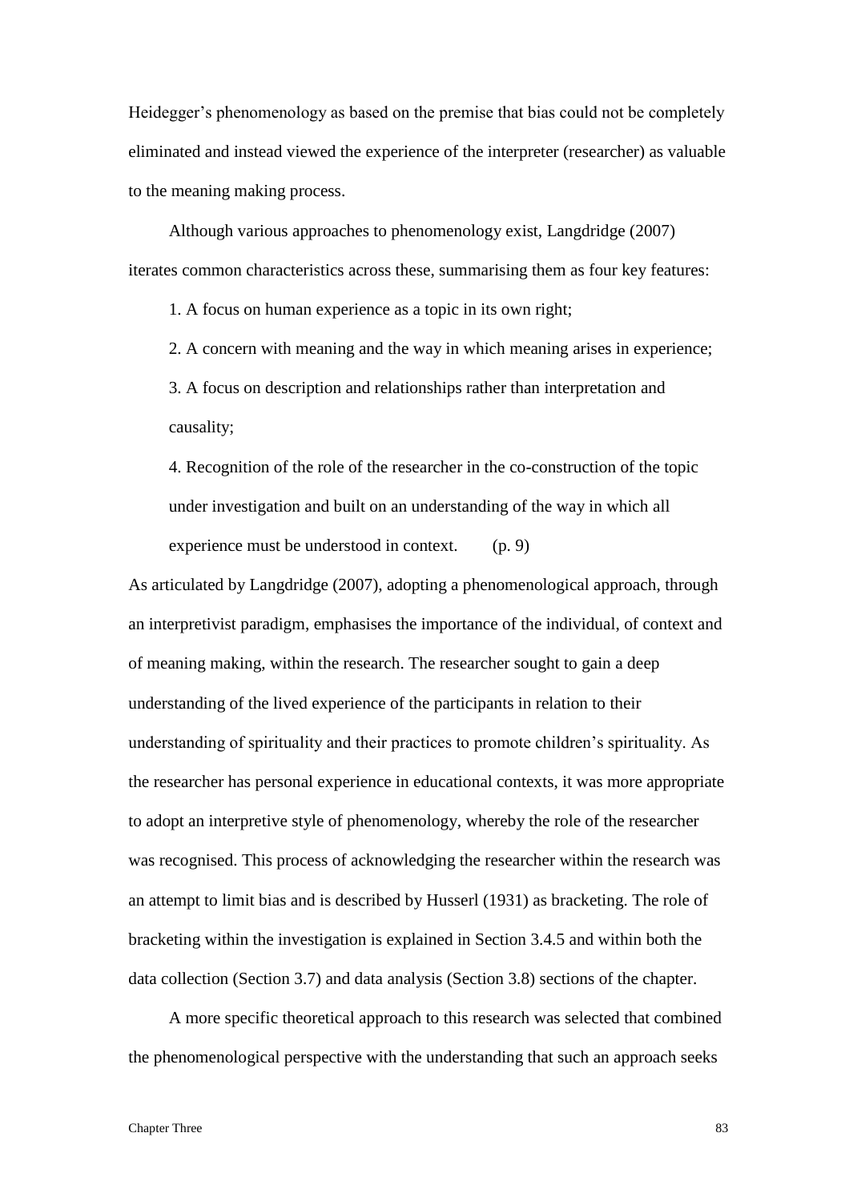Heidegger's phenomenology as based on the premise that bias could not be completely eliminated and instead viewed the experience of the interpreter (researcher) as valuable to the meaning making process.

Although various approaches to phenomenology exist, Langdridge (2007) iterates common characteristics across these, summarising them as four key features:

> 1. A focus on human experience as a topic in its own right;
>
> 2. A concern with meaning and the way in which meaning arises in experience;
>
> 3. A focus on description and relationships rather than interpretation and causality;
>
> 4. Recognition of the role of the researcher in the co-construction of the topic under investigation and built on an understanding of the way in which all experience must be understood in context. (p. 9)

As articulated by Langdridge (2007), adopting a phenomenological approach, through an interpretivist paradigm, emphasises the importance of the individual, of context and of meaning making, within the research. The researcher sought to gain a deep understanding of the lived experience of the participants in relation to their understanding of spirituality and their practices to promote children's spirituality. As the researcher has personal experience in educational contexts, it was more appropriate to adopt an interpretive style of phenomenology, whereby the role of the researcher was recognised. This process of acknowledging the researcher within the research was an attempt to limit bias and is described by Husserl (1931) as bracketing. The role of bracketing within the investigation is explained in Section 3.4.5 and within both the data collection (Section 3.7) and data analysis (Section 3.8) sections of the chapter.

A more specific theoretical approach to this research was selected that combined the phenomenological perspective with the understanding that such an approach seeks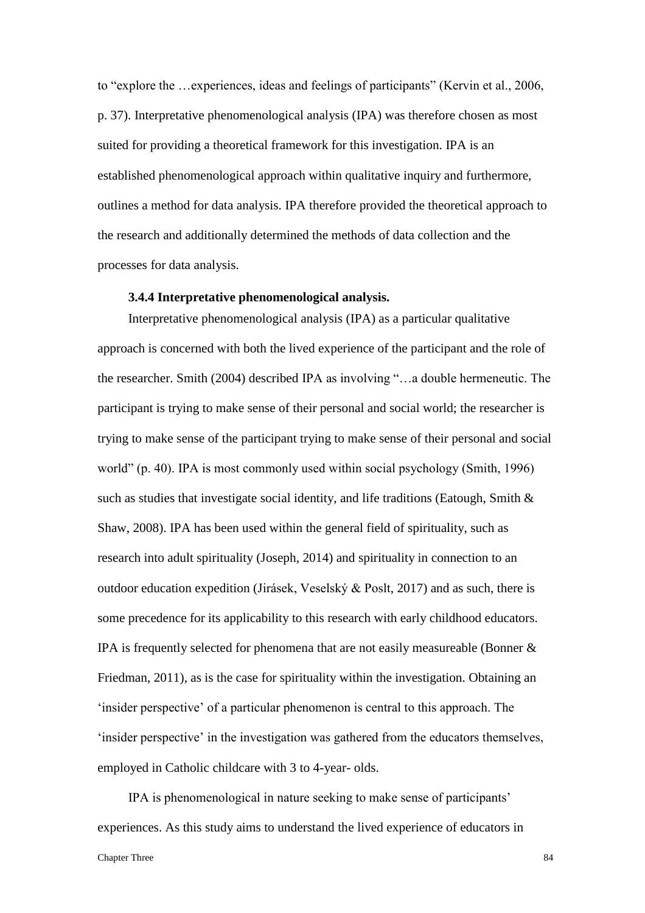to "explore the …experiences, ideas and feelings of participants" (Kervin et al., 2006, p. 37). Interpretative phenomenological analysis (IPA) was therefore chosen as most suited for providing a theoretical framework for this investigation. IPA is an established phenomenological approach within qualitative inquiry and furthermore, outlines a method for data analysis. IPA therefore provided the theoretical approach to the research and additionally determined the methods of data collection and the processes for data analysis.

### 3.4.4 Interpretative phenomenological analysis.

Interpretative phenomenological analysis (IPA) as a particular qualitative approach is concerned with both the lived experience of the participant and the role of the researcher. Smith (2004) described IPA as involving "…a double hermeneutic. The participant is trying to make sense of their personal and social world; the researcher is trying to make sense of the participant trying to make sense of their personal and social world" (p. 40). IPA is most commonly used within social psychology (Smith, 1996) such as studies that investigate social identity, and life traditions (Eatough, Smith & Shaw, 2008). IPA has been used within the general field of spirituality, such as research into adult spirituality (Joseph, 2014) and spirituality in connection to an outdoor education expedition (Jirásek, Veselský & Poslt, 2017) and as such, there is some precedence for its applicability to this research with early childhood educators. IPA is frequently selected for phenomena that are not easily measureable (Bonner & Friedman, 2011), as is the case for spirituality within the investigation. Obtaining an 'insider perspective' of a particular phenomenon is central to this approach. The 'insider perspective' in the investigation was gathered from the educators themselves, employed in Catholic childcare with 3 to 4-year- olds.

IPA is phenomenological in nature seeking to make sense of participants' experiences. As this study aims to understand the lived experience of educators in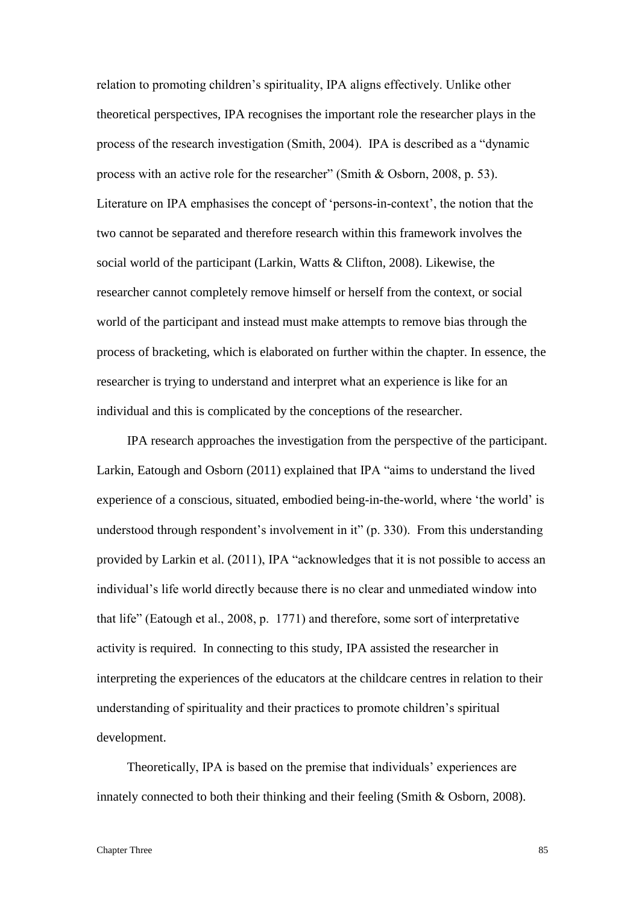relation to promoting children's spirituality, IPA aligns effectively. Unlike other theoretical perspectives, IPA recognises the important role the researcher plays in the process of the research investigation (Smith, 2004). IPA is described as a "dynamic process with an active role for the researcher" (Smith & Osborn, 2008, p. 53). Literature on IPA emphasises the concept of 'persons-in-context', the notion that the two cannot be separated and therefore research within this framework involves the social world of the participant (Larkin, Watts & Clifton, 2008). Likewise, the researcher cannot completely remove himself or herself from the context, or social world of the participant and instead must make attempts to remove bias through the process of bracketing, which is elaborated on further within the chapter. In essence, the researcher is trying to understand and interpret what an experience is like for an individual and this is complicated by the conceptions of the researcher.

IPA research approaches the investigation from the perspective of the participant. Larkin, Eatough and Osborn (2011) explained that IPA "aims to understand the lived experience of a conscious, situated, embodied being-in-the-world, where 'the world' is understood through respondent's involvement in it" (p. 330). From this understanding provided by Larkin et al. (2011), IPA "acknowledges that it is not possible to access an individual's life world directly because there is no clear and unmediated window into that life" (Eatough et al., 2008, p. 1771) and therefore, some sort of interpretative activity is required. In connecting to this study, IPA assisted the researcher in interpreting the experiences of the educators at the childcare centres in relation to their understanding of spirituality and their practices to promote children's spiritual development.

Theoretically, IPA is based on the premise that individuals' experiences are innately connected to both their thinking and their feeling (Smith & Osborn, 2008).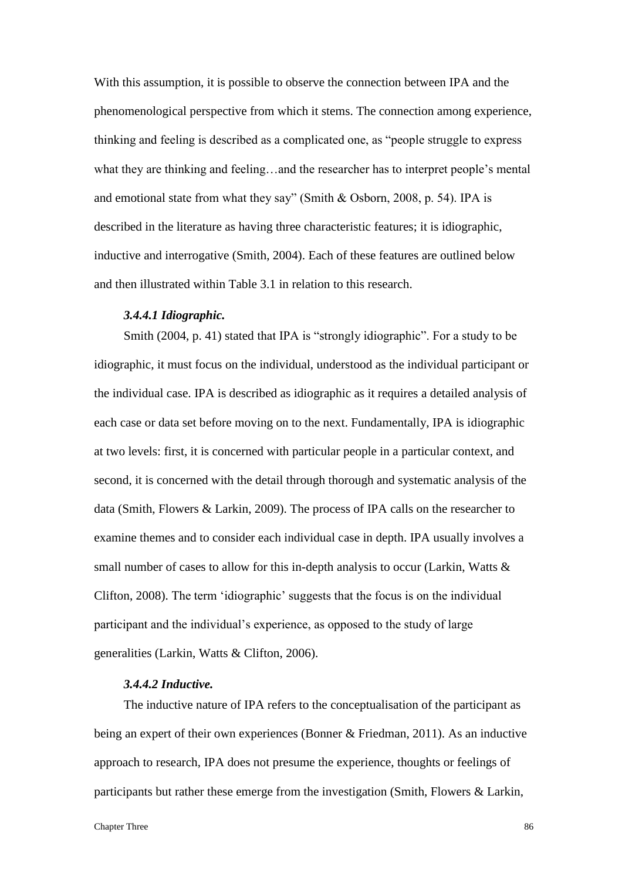With this assumption, it is possible to observe the connection between IPA and the phenomenological perspective from which it stems. The connection among experience, thinking and feeling is described as a complicated one, as "people struggle to express what they are thinking and feeling…and the researcher has to interpret people's mental and emotional state from what they say" (Smith & Osborn, 2008, p. 54). IPA is described in the literature as having three characteristic features; it is idiographic, inductive and interrogative (Smith, 2004). Each of these features are outlined below and then illustrated within Table 3.1 in relation to this research.

#### *3.4.4.1 Idiographic.*

Smith (2004, p. 41) stated that IPA is "strongly idiographic". For a study to be idiographic, it must focus on the individual, understood as the individual participant or the individual case. IPA is described as idiographic as it requires a detailed analysis of each case or data set before moving on to the next. Fundamentally, IPA is idiographic at two levels: first, it is concerned with particular people in a particular context, and second, it is concerned with the detail through thorough and systematic analysis of the data (Smith, Flowers & Larkin, 2009). The process of IPA calls on the researcher to examine themes and to consider each individual case in depth. IPA usually involves a small number of cases to allow for this in-depth analysis to occur (Larkin, Watts & Clifton, 2008). The term 'idiographic' suggests that the focus is on the individual participant and the individual's experience, as opposed to the study of large generalities (Larkin, Watts & Clifton, 2006).

#### *3.4.4.2 Inductive.*

The inductive nature of IPA refers to the conceptualisation of the participant as being an expert of their own experiences (Bonner & Friedman, 2011). As an inductive approach to research, IPA does not presume the experience, thoughts or feelings of participants but rather these emerge from the investigation (Smith, Flowers & Larkin,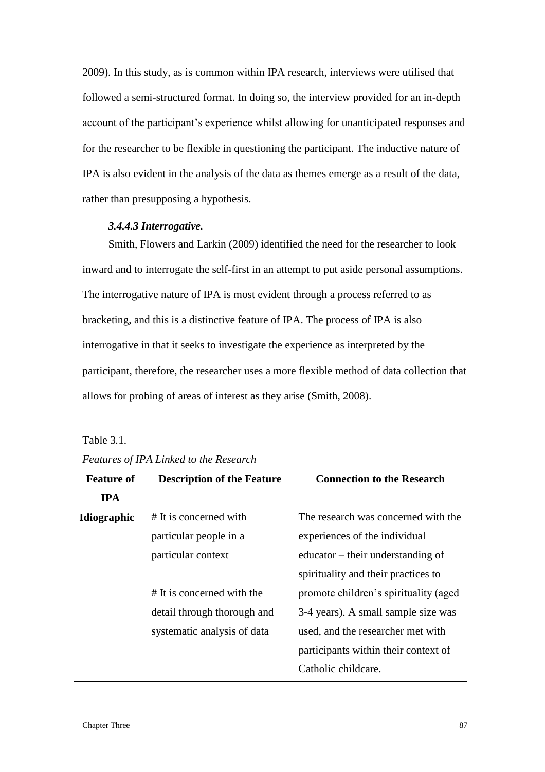2009). In this study, as is common within IPA research, interviews were utilised that followed a semi-structured format. In doing so, the interview provided for an in-depth account of the participant's experience whilst allowing for unanticipated responses and for the researcher to be flexible in questioning the participant. The inductive nature of IPA is also evident in the analysis of the data as themes emerge as a result of the data, rather than presupposing a hypothesis.

#### *3.4.4.3 Interrogative.*

Smith, Flowers and Larkin (2009) identified the need for the researcher to look inward and to interrogate the self-first in an attempt to put aside personal assumptions. The interrogative nature of IPA is most evident through a process referred to as bracketing, and this is a distinctive feature of IPA. The process of IPA is also interrogative in that it seeks to investigate the experience as interpreted by the participant, therefore, the researcher uses a more flexible method of data collection that allows for probing of areas of interest as they arise (Smith, 2008).

Table 3.1.

*Features of IPA Linked to the Research*

| Feature of IPA | Description of the Feature | Connection to the Research |
|---|---|---|
| **Idiographic** | # It is concerned with particular people in a particular context<br><br># It is concerned with the detail through thorough and systematic analysis of data | The research was concerned with the experiences of the individual educator – their understanding of spirituality and their practices to promote children's spirituality (aged 3-4 years). A small sample size was used, and the researcher met with participants within their context of Catholic childcare. |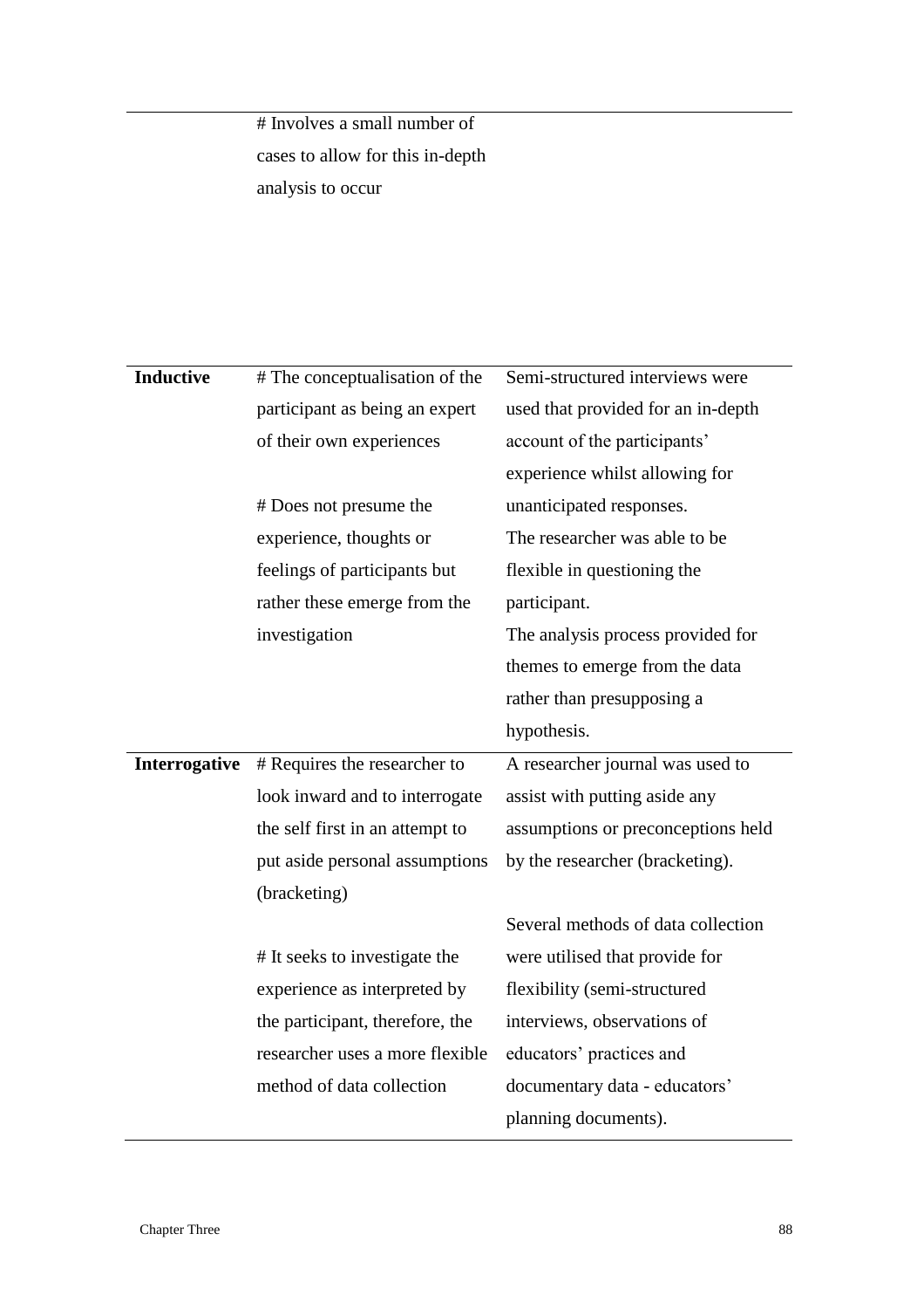| | | |
|---|---|---|
| | # Involves a small number of cases to allow for this in-depth analysis to occur | |
| **Inductive** | # The conceptualisation of the participant as being an expert of their own experiences<br><br># Does not presume the experience, thoughts or feelings of participants but rather these emerge from the investigation | Semi-structured interviews were used that provided for an in-depth account of the participants' experience whilst allowing for unanticipated responses. The researcher was able to be flexible in questioning the participant. The analysis process provided for themes to emerge from the data rather than presupposing a hypothesis. |
| **Interrogative** | # Requires the researcher to look inward and to interrogate the self first in an attempt to put aside personal assumptions (bracketing)<br><br># It seeks to investigate the experience as interpreted by the participant, therefore, the researcher uses a more flexible method of data collection | A researcher journal was used to assist with putting aside any assumptions or preconceptions held by the researcher (bracketing).<br><br>Several methods of data collection were utilised that provide for flexibility (semi-structured interviews, observations of educators' practices and documentary data - educators' planning documents). |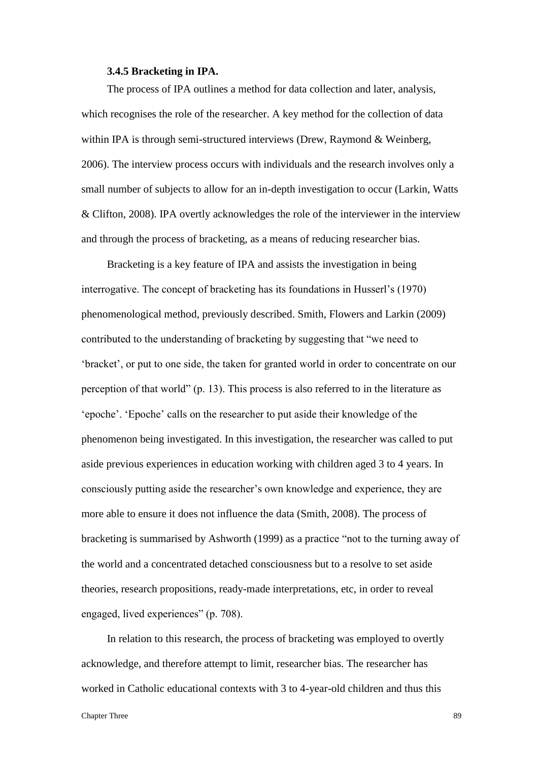### 3.4.5 Bracketing in IPA.

The process of IPA outlines a method for data collection and later, analysis, which recognises the role of the researcher. A key method for the collection of data within IPA is through semi-structured interviews (Drew, Raymond & Weinberg, 2006). The interview process occurs with individuals and the research involves only a small number of subjects to allow for an in-depth investigation to occur (Larkin, Watts & Clifton, 2008). IPA overtly acknowledges the role of the interviewer in the interview and through the process of bracketing, as a means of reducing researcher bias.

Bracketing is a key feature of IPA and assists the investigation in being interrogative. The concept of bracketing has its foundations in Husserl's (1970) phenomenological method, previously described. Smith, Flowers and Larkin (2009) contributed to the understanding of bracketing by suggesting that "we need to 'bracket', or put to one side, the taken for granted world in order to concentrate on our perception of that world" (p. 13). This process is also referred to in the literature as 'epoche'. 'Epoche' calls on the researcher to put aside their knowledge of the phenomenon being investigated. In this investigation, the researcher was called to put aside previous experiences in education working with children aged 3 to 4 years. In consciously putting aside the researcher's own knowledge and experience, they are more able to ensure it does not influence the data (Smith, 2008). The process of bracketing is summarised by Ashworth (1999) as a practice "not to the turning away of the world and a concentrated detached consciousness but to a resolve to set aside theories, research propositions, ready-made interpretations, etc, in order to reveal engaged, lived experiences" (p. 708).

In relation to this research, the process of bracketing was employed to overtly acknowledge, and therefore attempt to limit, researcher bias. The researcher has worked in Catholic educational contexts with 3 to 4-year-old children and thus this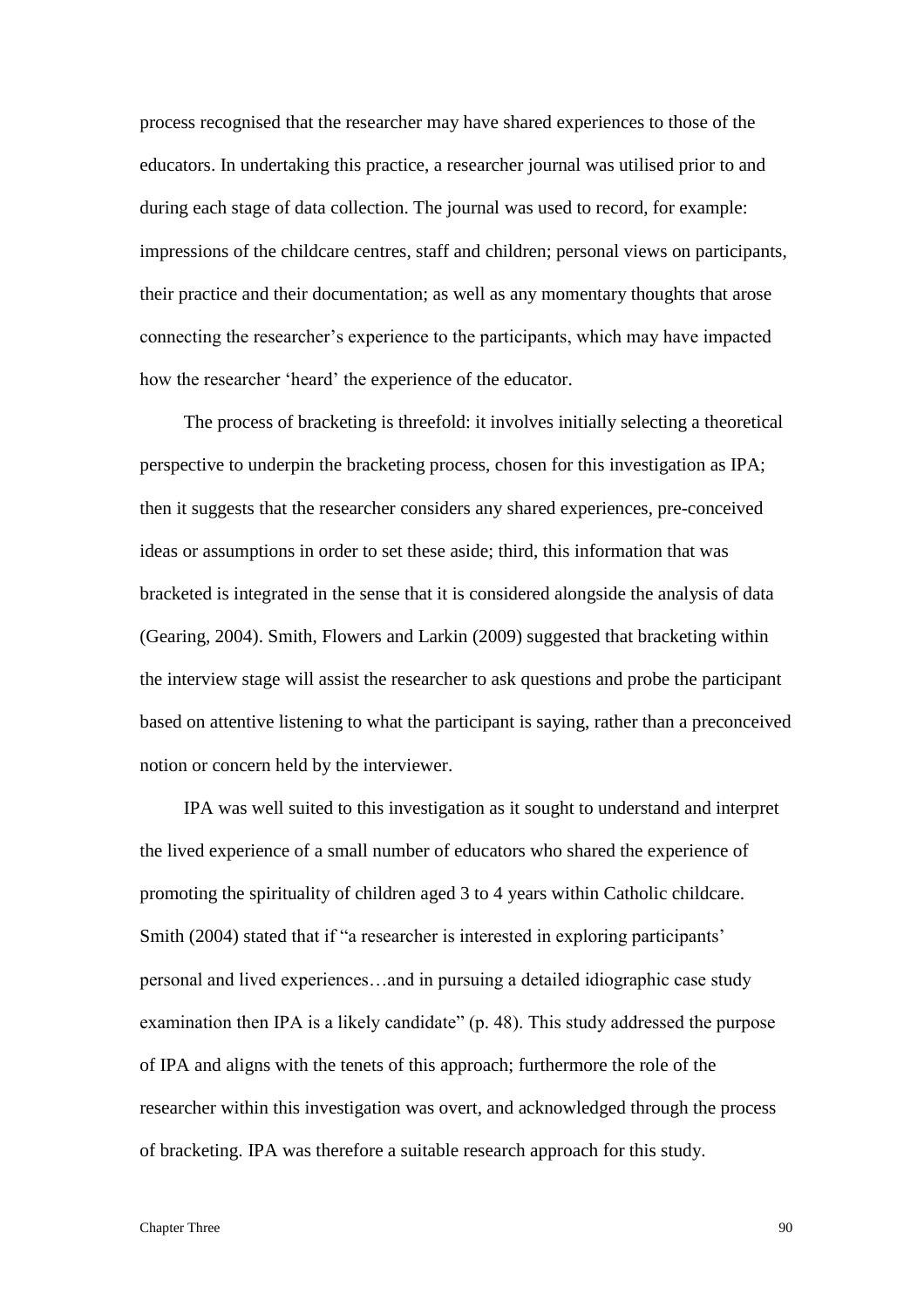process recognised that the researcher may have shared experiences to those of the educators. In undertaking this practice, a researcher journal was utilised prior to and during each stage of data collection. The journal was used to record, for example: impressions of the childcare centres, staff and children; personal views on participants, their practice and their documentation; as well as any momentary thoughts that arose connecting the researcher's experience to the participants, which may have impacted how the researcher 'heard' the experience of the educator.

The process of bracketing is threefold: it involves initially selecting a theoretical perspective to underpin the bracketing process, chosen for this investigation as IPA; then it suggests that the researcher considers any shared experiences, pre-conceived ideas or assumptions in order to set these aside; third, this information that was bracketed is integrated in the sense that it is considered alongside the analysis of data (Gearing, 2004). Smith, Flowers and Larkin (2009) suggested that bracketing within the interview stage will assist the researcher to ask questions and probe the participant based on attentive listening to what the participant is saying, rather than a preconceived notion or concern held by the interviewer.

IPA was well suited to this investigation as it sought to understand and interpret the lived experience of a small number of educators who shared the experience of promoting the spirituality of children aged 3 to 4 years within Catholic childcare. Smith (2004) stated that if "a researcher is interested in exploring participants' personal and lived experiences…and in pursuing a detailed idiographic case study examination then IPA is a likely candidate" (p. 48). This study addressed the purpose of IPA and aligns with the tenets of this approach; furthermore the role of the researcher within this investigation was overt, and acknowledged through the process of bracketing. IPA was therefore a suitable research approach for this study.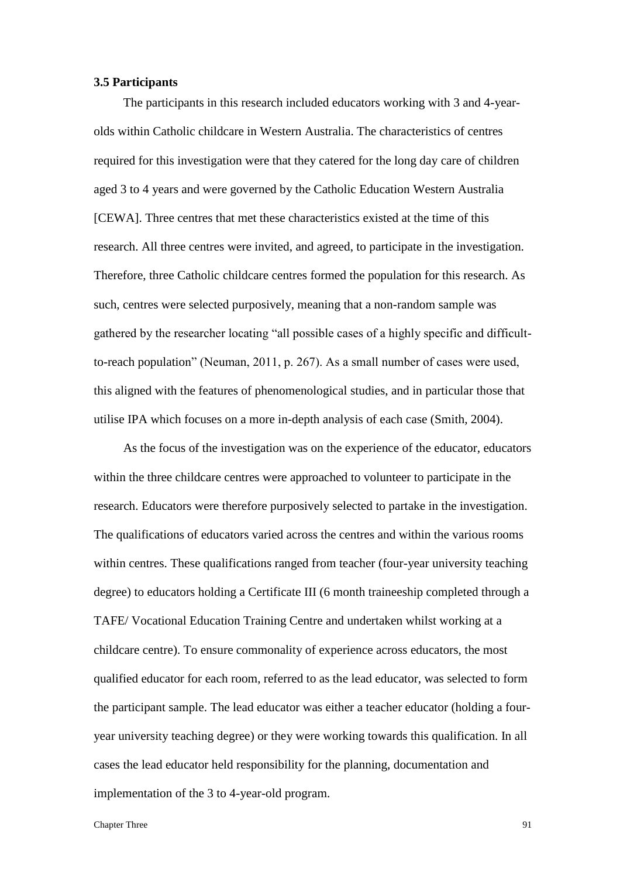### 3.5 Participants

The participants in this research included educators working with 3 and 4-year-olds within Catholic childcare in Western Australia. The characteristics of centres required for this investigation were that they catered for the long day care of children aged 3 to 4 years and were governed by the Catholic Education Western Australia [CEWA]. Three centres that met these characteristics existed at the time of this research. All three centres were invited, and agreed, to participate in the investigation. Therefore, three Catholic childcare centres formed the population for this research. As such, centres were selected purposively, meaning that a non-random sample was gathered by the researcher locating "all possible cases of a highly specific and difficult-to-reach population" (Neuman, 2011, p. 267). As a small number of cases were used, this aligned with the features of phenomenological studies, and in particular those that utilise IPA which focuses on a more in-depth analysis of each case (Smith, 2004).

As the focus of the investigation was on the experience of the educator, educators within the three childcare centres were approached to volunteer to participate in the research. Educators were therefore purposively selected to partake in the investigation. The qualifications of educators varied across the centres and within the various rooms within centres. These qualifications ranged from teacher (four-year university teaching degree) to educators holding a Certificate III (6 month traineeship completed through a TAFE/ Vocational Education Training Centre and undertaken whilst working at a childcare centre). To ensure commonality of experience across educators, the most qualified educator for each room, referred to as the lead educator, was selected to form the participant sample. The lead educator was either a teacher educator (holding a four-year university teaching degree) or they were working towards this qualification. In all cases the lead educator held responsibility for the planning, documentation and implementation of the 3 to 4-year-old program.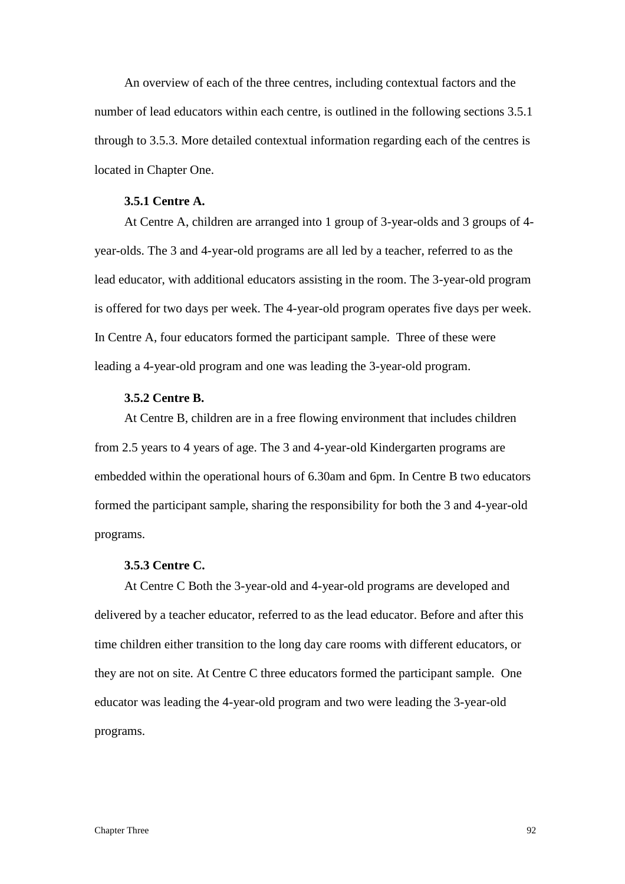An overview of each of the three centres, including contextual factors and the number of lead educators within each centre, is outlined in the following sections 3.5.1 through to 3.5.3. More detailed contextual information regarding each of the centres is located in Chapter One.

### 3.5.1 Centre A.

At Centre A, children are arranged into 1 group of 3-year-olds and 3 groups of 4-year-olds. The 3 and 4-year-old programs are all led by a teacher, referred to as the lead educator, with additional educators assisting in the room. The 3-year-old program is offered for two days per week. The 4-year-old program operates five days per week. In Centre A, four educators formed the participant sample. Three of these were leading a 4-year-old program and one was leading the 3-year-old program.

### 3.5.2 Centre B.

At Centre B, children are in a free flowing environment that includes children from 2.5 years to 4 years of age. The 3 and 4-year-old Kindergarten programs are embedded within the operational hours of 6.30am and 6pm. In Centre B two educators formed the participant sample, sharing the responsibility for both the 3 and 4-year-old programs.

### 3.5.3 Centre C.

At Centre C Both the 3-year-old and 4-year-old programs are developed and delivered by a teacher educator, referred to as the lead educator. Before and after this time children either transition to the long day care rooms with different educators, or they are not on site. At Centre C three educators formed the participant sample. One educator was leading the 4-year-old program and two were leading the 3-year-old programs.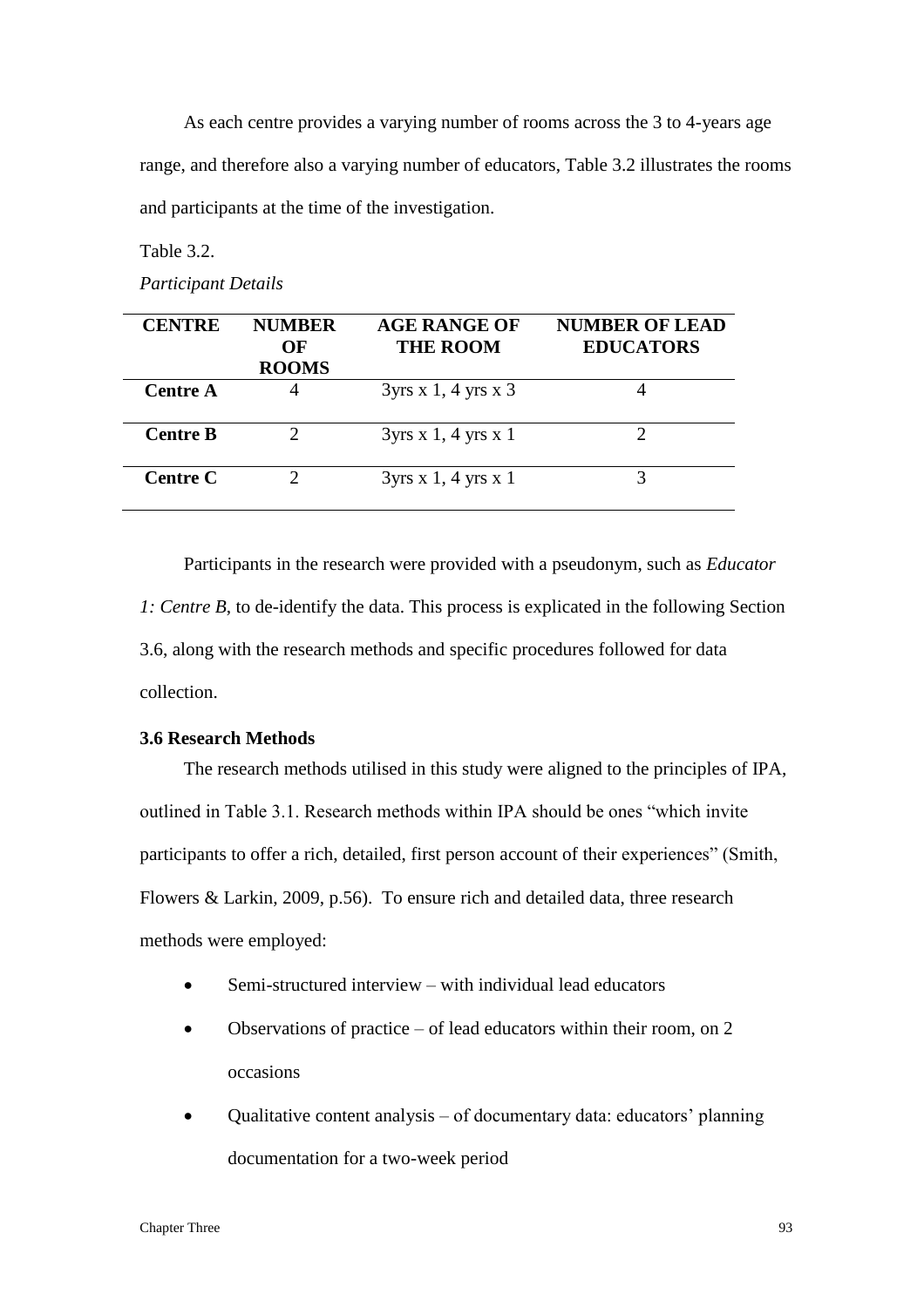As each centre provides a varying number of rooms across the 3 to 4-years age range, and therefore also a varying number of educators, Table 3.2 illustrates the rooms and participants at the time of the investigation.

Table 3.2.

*Participant Details*

| CENTRE | NUMBER OF ROOMS | AGE RANGE OF THE ROOM | NUMBER OF LEAD EDUCATORS |
|---|---|---|---|
| **Centre A** | 4 | 3yrs x 1, 4 yrs x 3 | 4 |
| **Centre B** | 2 | 3yrs x 1, 4 yrs x 1 | 2 |
| **Centre C** | 2 | 3yrs x 1, 4 yrs x 1 | 3 |

Participants in the research were provided with a pseudonym, such as *Educator 1: Centre B*, to de-identify the data. This process is explicated in the following Section 3.6, along with the research methods and specific procedures followed for data collection.

### 3.6 Research Methods

The research methods utilised in this study were aligned to the principles of IPA, outlined in Table 3.1. Research methods within IPA should be ones "which invite participants to offer a rich, detailed, first person account of their experiences" (Smith, Flowers & Larkin, 2009, p.56). To ensure rich and detailed data, three research methods were employed:

- Semi-structured interview – with individual lead educators
- Observations of practice – of lead educators within their room, on 2 occasions
- Qualitative content analysis – of documentary data: educators' planning documentation for a two-week period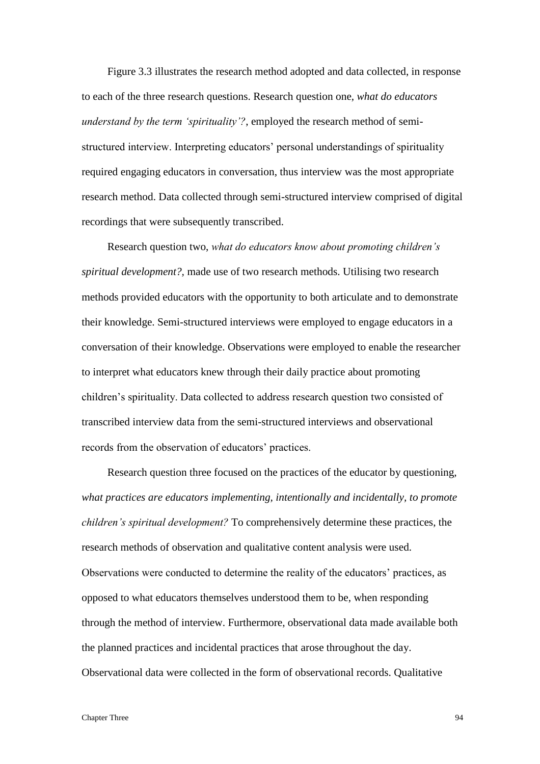Figure 3.3 illustrates the research method adopted and data collected, in response to each of the three research questions. Research question one, *what do educators understand by the term 'spirituality'?*, employed the research method of semi-structured interview. Interpreting educators' personal understandings of spirituality required engaging educators in conversation, thus interview was the most appropriate research method. Data collected through semi-structured interview comprised of digital recordings that were subsequently transcribed.

Research question two, *what do educators know about promoting children's spiritual development?*, made use of two research methods. Utilising two research methods provided educators with the opportunity to both articulate and to demonstrate their knowledge. Semi-structured interviews were employed to engage educators in a conversation of their knowledge. Observations were employed to enable the researcher to interpret what educators knew through their daily practice about promoting children's spirituality. Data collected to address research question two consisted of transcribed interview data from the semi-structured interviews and observational records from the observation of educators' practices.

Research question three focused on the practices of the educator by questioning, *what practices are educators implementing, intentionally and incidentally, to promote children's spiritual development?* To comprehensively determine these practices, the research methods of observation and qualitative content analysis were used. Observations were conducted to determine the reality of the educators' practices, as opposed to what educators themselves understood them to be, when responding through the method of interview. Furthermore, observational data made available both the planned practices and incidental practices that arose throughout the day. Observational data were collected in the form of observational records. Qualitative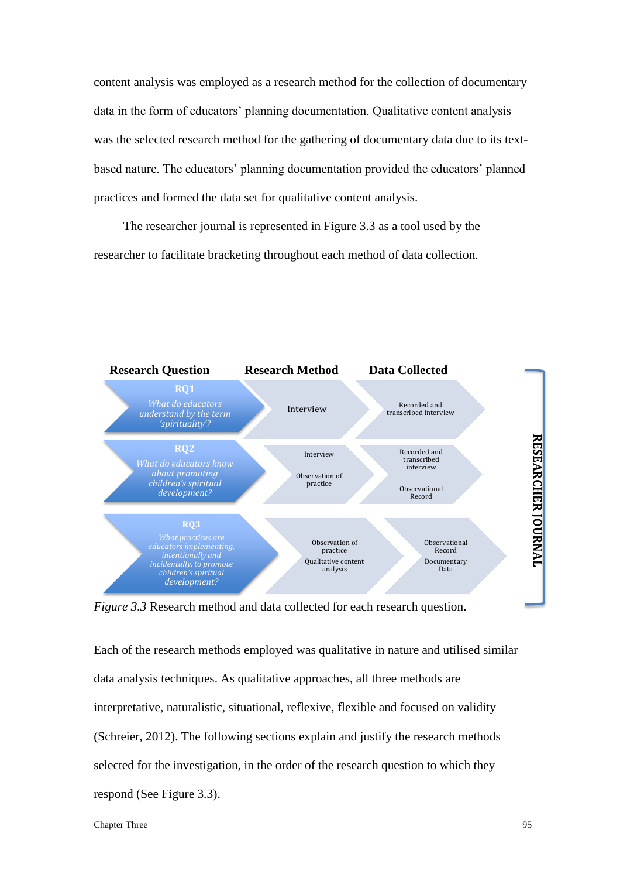content analysis was employed as a research method for the collection of documentary data in the form of educators' planning documentation. Qualitative content analysis was the selected research method for the gathering of documentary data due to its text-based nature. The educators' planning documentation provided the educators' planned practices and formed the data set for qualitative content analysis.

The researcher journal is represented in Figure 3.3 as a tool used by the researcher to facilitate bracketing throughout each method of data collection.

| Research Question | Research Method | Data Collected |
|---|---|---|
| **RQ1** *What do educators understand by the term 'spirituality'?* | Interview | Recorded and transcribed interview |
| **RQ2** *What do educators know about promoting children's spiritual development?* | Interview; Observation of practice | Recorded and transcribed interview; Observational Record |
| **RQ3** *What practices are educators implementing, intentionally and incidentally, to promote children's spiritual development?* | Observation of practice; Qualitative content analysis | Observational Record; Documentary Data |

RESEARCHER JOURNAL

*Figure 3.3* Research method and data collected for each research question.

Each of the research methods employed was qualitative in nature and utilised similar data analysis techniques. As qualitative approaches, all three methods are interpretative, naturalistic, situational, reflexive, flexible and focused on validity (Schreier, 2012). The following sections explain and justify the research methods selected for the investigation, in the order of the research question to which they respond (See Figure 3.3).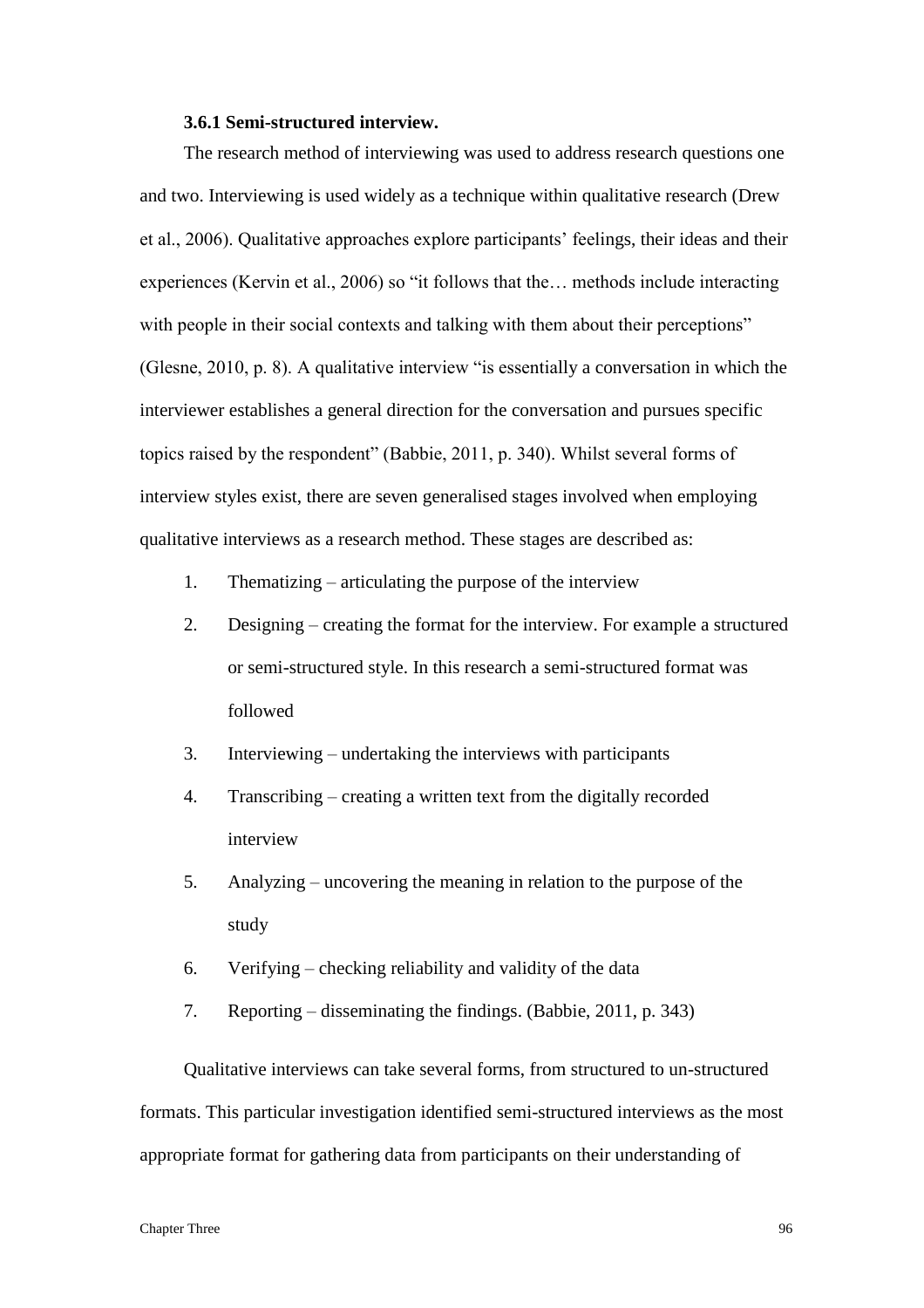### 3.6.1 Semi-structured interview.

The research method of interviewing was used to address research questions one and two. Interviewing is used widely as a technique within qualitative research (Drew et al., 2006). Qualitative approaches explore participants' feelings, their ideas and their experiences (Kervin et al., 2006) so "it follows that the… methods include interacting with people in their social contexts and talking with them about their perceptions" (Glesne, 2010, p. 8). A qualitative interview "is essentially a conversation in which the interviewer establishes a general direction for the conversation and pursues specific topics raised by the respondent" (Babbie, 2011, p. 340). Whilst several forms of interview styles exist, there are seven generalised stages involved when employing qualitative interviews as a research method. These stages are described as:

1. Thematizing – articulating the purpose of the interview
2. Designing – creating the format for the interview. For example a structured or semi-structured style. In this research a semi-structured format was followed
3. Interviewing – undertaking the interviews with participants
4. Transcribing – creating a written text from the digitally recorded interview
5. Analyzing – uncovering the meaning in relation to the purpose of the study
6. Verifying – checking reliability and validity of the data
7. Reporting – disseminating the findings. (Babbie, 2011, p. 343)

Qualitative interviews can take several forms, from structured to un-structured formats. This particular investigation identified semi-structured interviews as the most appropriate format for gathering data from participants on their understanding of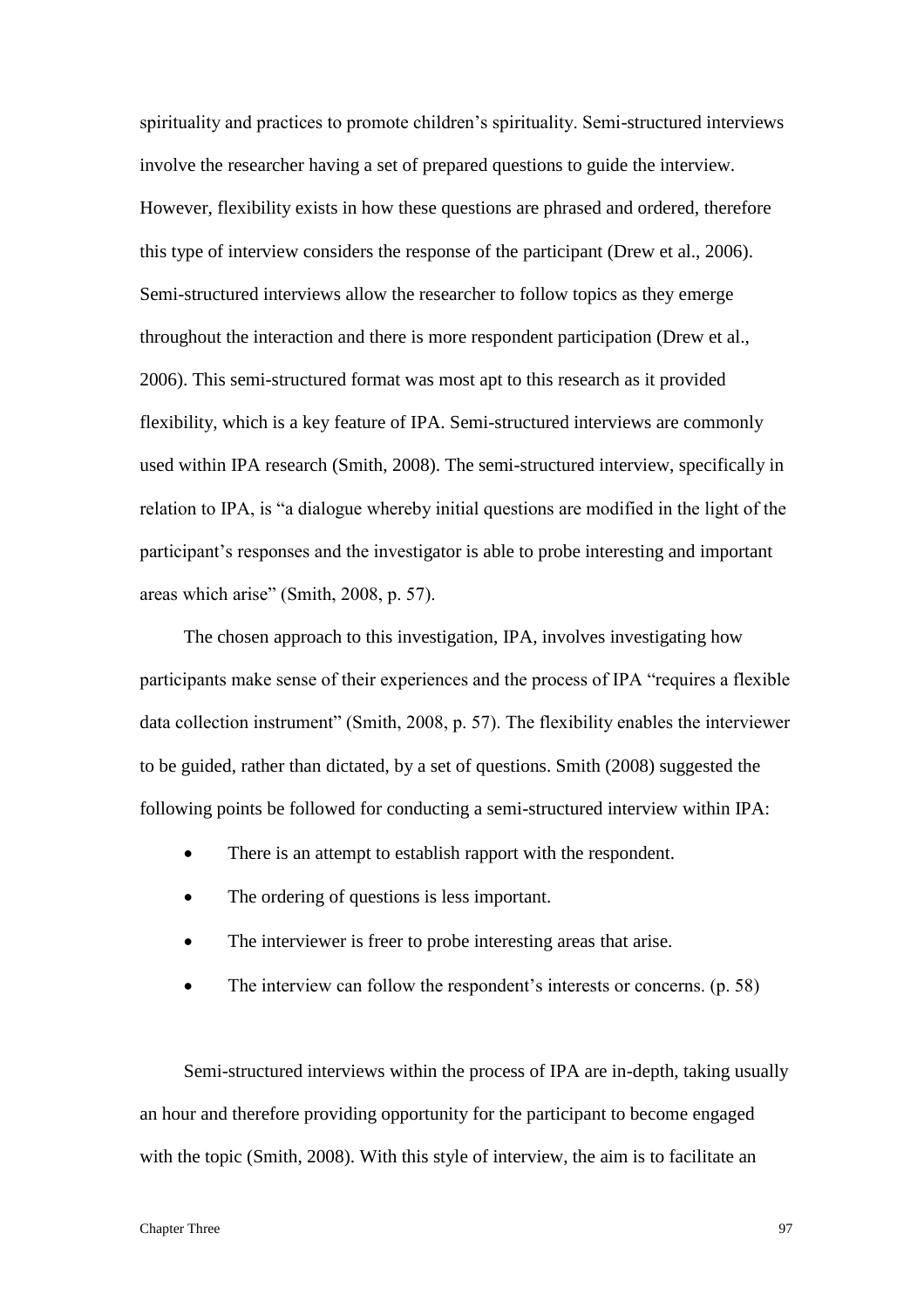spirituality and practices to promote children's spirituality. Semi-structured interviews involve the researcher having a set of prepared questions to guide the interview. However, flexibility exists in how these questions are phrased and ordered, therefore this type of interview considers the response of the participant (Drew et al., 2006). Semi-structured interviews allow the researcher to follow topics as they emerge throughout the interaction and there is more respondent participation (Drew et al., 2006). This semi-structured format was most apt to this research as it provided flexibility, which is a key feature of IPA. Semi-structured interviews are commonly used within IPA research (Smith, 2008). The semi-structured interview, specifically in relation to IPA, is "a dialogue whereby initial questions are modified in the light of the participant's responses and the investigator is able to probe interesting and important areas which arise" (Smith, 2008, p. 57).

The chosen approach to this investigation, IPA, involves investigating how participants make sense of their experiences and the process of IPA "requires a flexible data collection instrument" (Smith, 2008, p. 57). The flexibility enables the interviewer to be guided, rather than dictated, by a set of questions. Smith (2008) suggested the following points be followed for conducting a semi-structured interview within IPA:

- There is an attempt to establish rapport with the respondent.
- The ordering of questions is less important.
- The interviewer is freer to probe interesting areas that arise.
- The interview can follow the respondent's interests or concerns. (p. 58)

Semi-structured interviews within the process of IPA are in-depth, taking usually an hour and therefore providing opportunity for the participant to become engaged with the topic (Smith, 2008). With this style of interview, the aim is to facilitate an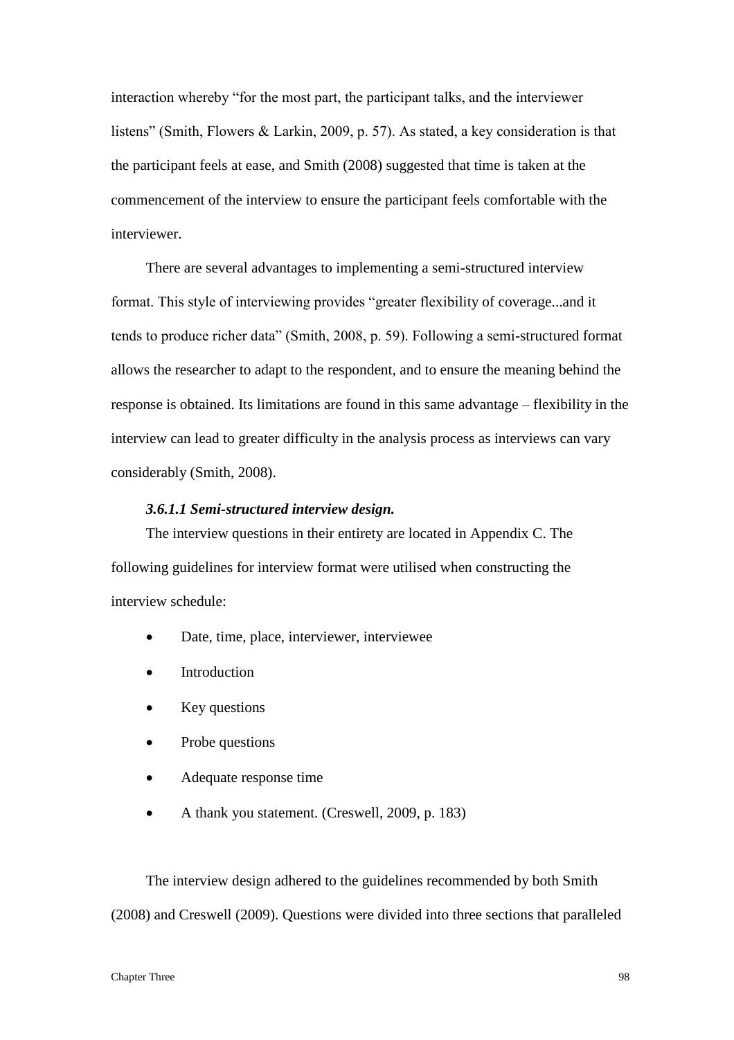interaction whereby "for the most part, the participant talks, and the interviewer listens" (Smith, Flowers & Larkin, 2009, p. 57). As stated, a key consideration is that the participant feels at ease, and Smith (2008) suggested that time is taken at the commencement of the interview to ensure the participant feels comfortable with the interviewer.

There are several advantages to implementing a semi-structured interview format. This style of interviewing provides "greater flexibility of coverage...and it tends to produce richer data" (Smith, 2008, p. 59). Following a semi-structured format allows the researcher to adapt to the respondent, and to ensure the meaning behind the response is obtained. Its limitations are found in this same advantage – flexibility in the interview can lead to greater difficulty in the analysis process as interviews can vary considerably (Smith, 2008).

#### *3.6.1.1 Semi-structured interview design.*

The interview questions in their entirety are located in Appendix C. The following guidelines for interview format were utilised when constructing the interview schedule:

- Date, time, place, interviewer, interviewee
- Introduction
- Key questions
- Probe questions
- Adequate response time
- A thank you statement. (Creswell, 2009, p. 183)

The interview design adhered to the guidelines recommended by both Smith (2008) and Creswell (2009). Questions were divided into three sections that paralleled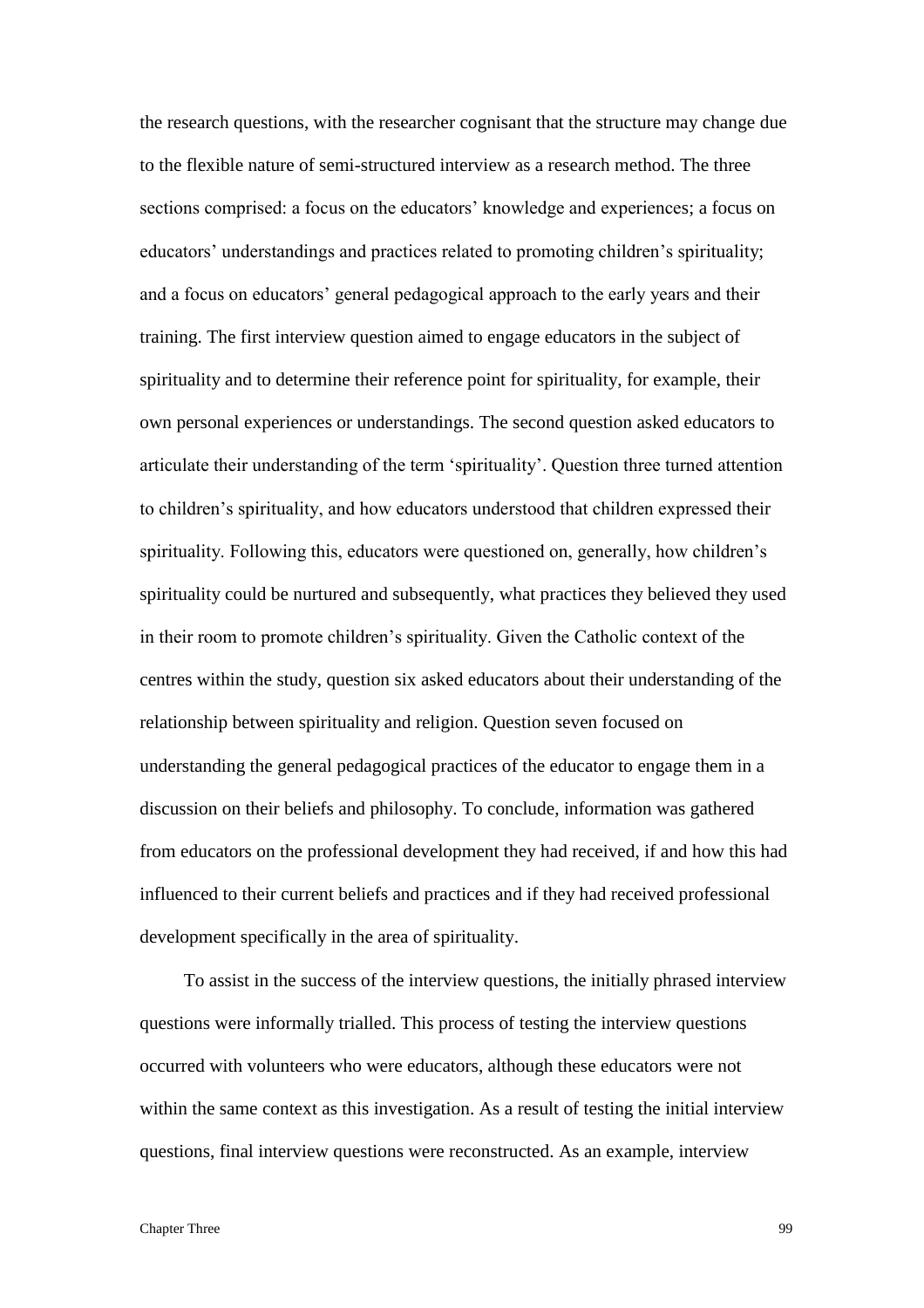the research questions, with the researcher cognisant that the structure may change due to the flexible nature of semi-structured interview as a research method. The three sections comprised: a focus on the educators' knowledge and experiences; a focus on educators' understandings and practices related to promoting children's spirituality; and a focus on educators' general pedagogical approach to the early years and their training. The first interview question aimed to engage educators in the subject of spirituality and to determine their reference point for spirituality, for example, their own personal experiences or understandings. The second question asked educators to articulate their understanding of the term 'spirituality'. Question three turned attention to children's spirituality, and how educators understood that children expressed their spirituality. Following this, educators were questioned on, generally, how children's spirituality could be nurtured and subsequently, what practices they believed they used in their room to promote children's spirituality. Given the Catholic context of the centres within the study, question six asked educators about their understanding of the relationship between spirituality and religion. Question seven focused on understanding the general pedagogical practices of the educator to engage them in a discussion on their beliefs and philosophy. To conclude, information was gathered from educators on the professional development they had received, if and how this had influenced to their current beliefs and practices and if they had received professional development specifically in the area of spirituality.

To assist in the success of the interview questions, the initially phrased interview questions were informally trialled. This process of testing the interview questions occurred with volunteers who were educators, although these educators were not within the same context as this investigation. As a result of testing the initial interview questions, final interview questions were reconstructed. As an example, interview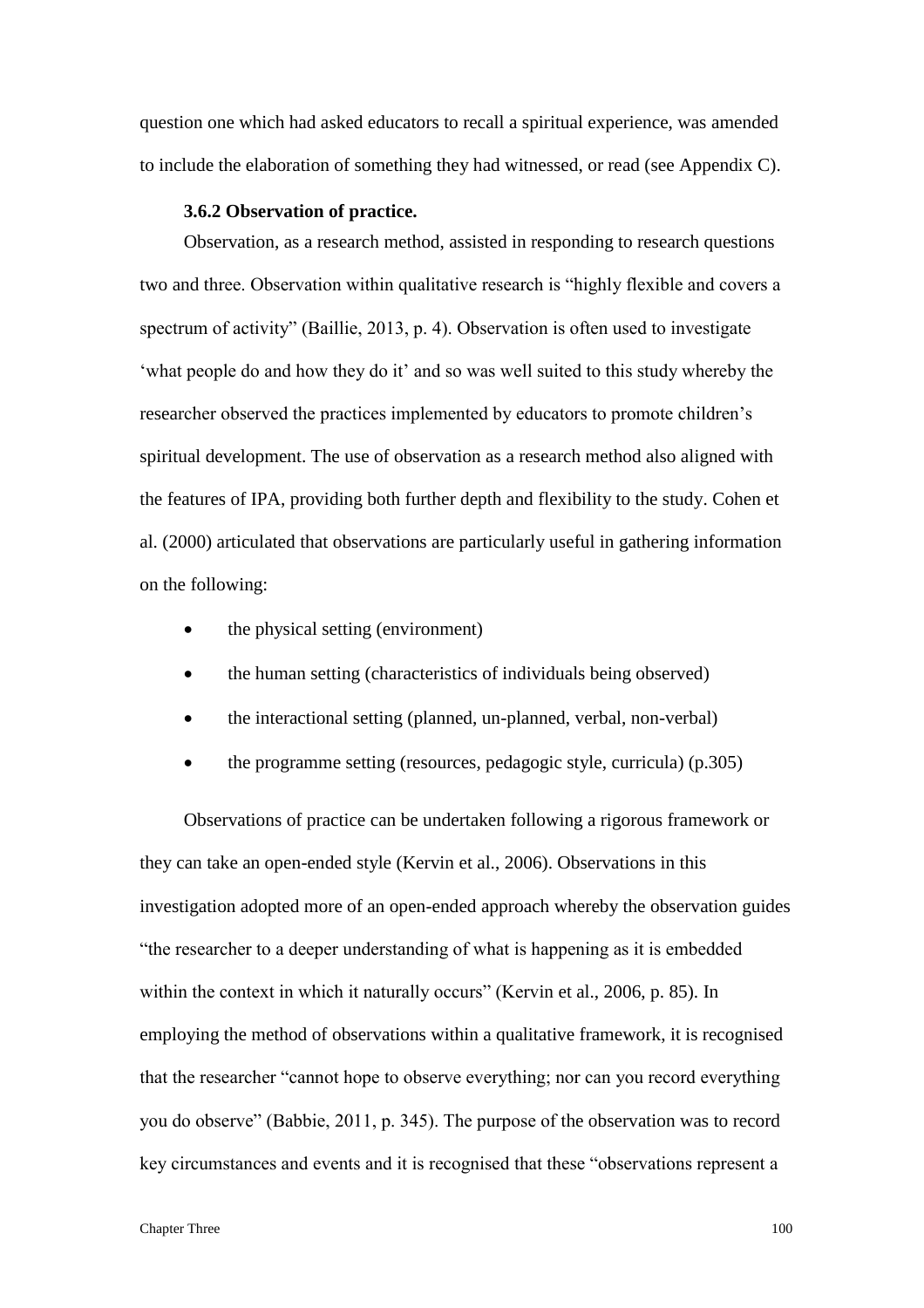question one which had asked educators to recall a spiritual experience, was amended to include the elaboration of something they had witnessed, or read (see Appendix C).

### 3.6.2 Observation of practice.

Observation, as a research method, assisted in responding to research questions two and three. Observation within qualitative research is "highly flexible and covers a spectrum of activity" (Baillie, 2013, p. 4). Observation is often used to investigate 'what people do and how they do it' and so was well suited to this study whereby the researcher observed the practices implemented by educators to promote children's spiritual development. The use of observation as a research method also aligned with the features of IPA, providing both further depth and flexibility to the study. Cohen et al. (2000) articulated that observations are particularly useful in gathering information on the following:

- the physical setting (environment)
- the human setting (characteristics of individuals being observed)
- the interactional setting (planned, un-planned, verbal, non-verbal)
- the programme setting (resources, pedagogic style, curricula) (p.305)

Observations of practice can be undertaken following a rigorous framework or they can take an open-ended style (Kervin et al., 2006). Observations in this investigation adopted more of an open-ended approach whereby the observation guides "the researcher to a deeper understanding of what is happening as it is embedded within the context in which it naturally occurs" (Kervin et al., 2006, p. 85). In employing the method of observations within a qualitative framework, it is recognised that the researcher "cannot hope to observe everything; nor can you record everything you do observe" (Babbie, 2011, p. 345). The purpose of the observation was to record key circumstances and events and it is recognised that these "observations represent a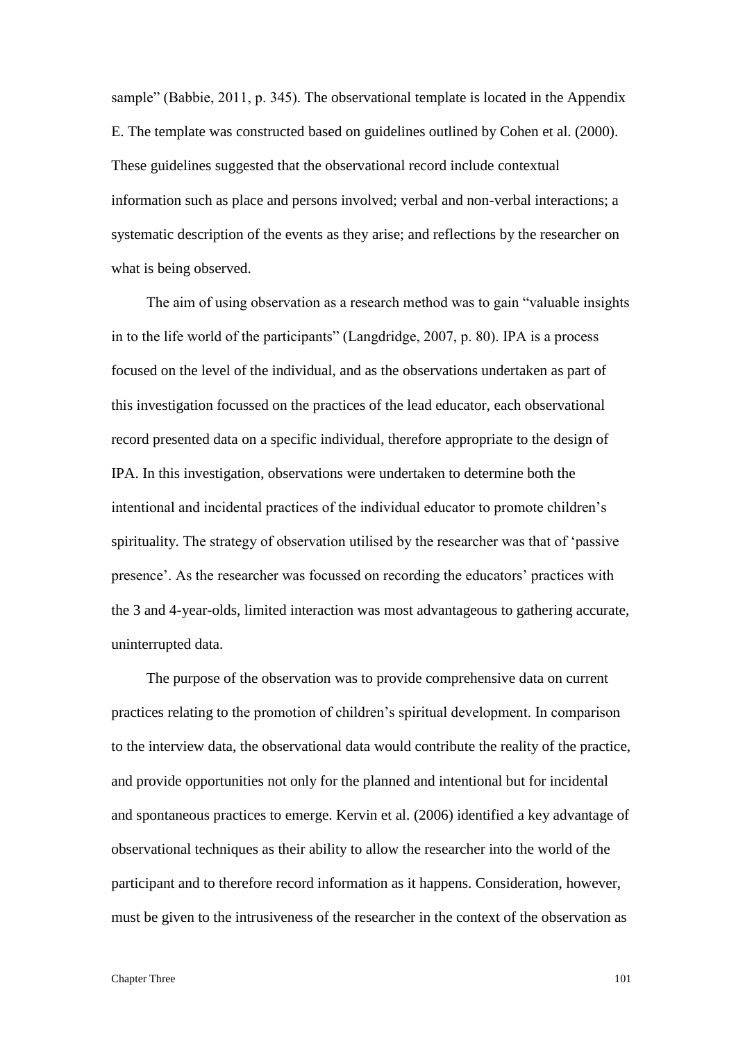sample" (Babbie, 2011, p. 345). The observational template is located in the Appendix E. The template was constructed based on guidelines outlined by Cohen et al. (2000). These guidelines suggested that the observational record include contextual information such as place and persons involved; verbal and non-verbal interactions; a systematic description of the events as they arise; and reflections by the researcher on what is being observed.

The aim of using observation as a research method was to gain "valuable insights in to the life world of the participants" (Langdridge, 2007, p. 80). IPA is a process focused on the level of the individual, and as the observations undertaken as part of this investigation focussed on the practices of the lead educator, each observational record presented data on a specific individual, therefore appropriate to the design of IPA. In this investigation, observations were undertaken to determine both the intentional and incidental practices of the individual educator to promote children's spirituality. The strategy of observation utilised by the researcher was that of 'passive presence'. As the researcher was focussed on recording the educators' practices with the 3 and 4-year-olds, limited interaction was most advantageous to gathering accurate, uninterrupted data.

The purpose of the observation was to provide comprehensive data on current practices relating to the promotion of children's spiritual development. In comparison to the interview data, the observational data would contribute the reality of the practice, and provide opportunities not only for the planned and intentional but for incidental and spontaneous practices to emerge. Kervin et al. (2006) identified a key advantage of observational techniques as their ability to allow the researcher into the world of the participant and to therefore record information as it happens. Consideration, however, must be given to the intrusiveness of the researcher in the context of the observation as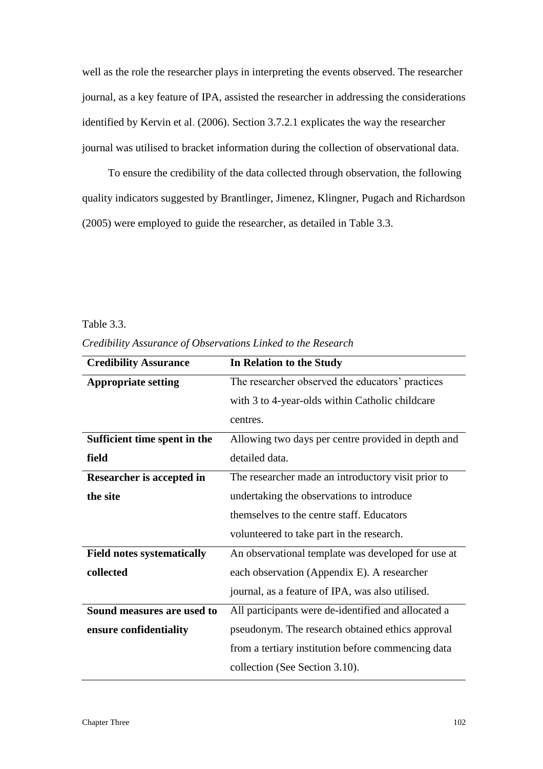well as the role the researcher plays in interpreting the events observed. The researcher journal, as a key feature of IPA, assisted the researcher in addressing the considerations identified by Kervin et al. (2006). Section 3.7.2.1 explicates the way the researcher journal was utilised to bracket information during the collection of observational data.

To ensure the credibility of the data collected through observation, the following quality indicators suggested by Brantlinger, Jimenez, Klingner, Pugach and Richardson (2005) were employed to guide the researcher, as detailed in Table 3.3.

Table 3.3.

*Credibility Assurance of Observations Linked to the Research*

| Credibility Assurance | In Relation to the Study |
|---|---|
| **Appropriate setting** | The researcher observed the educators' practices with 3 to 4-year-olds within Catholic childcare centres. |
| **Sufficient time spent in the field** | Allowing two days per centre provided in depth and detailed data. |
| **Researcher is accepted in the site** | The researcher made an introductory visit prior to undertaking the observations to introduce themselves to the centre staff. Educators volunteered to take part in the research. |
| **Field notes systematically collected** | An observational template was developed for use at each observation (Appendix E). A researcher journal, as a feature of IPA, was also utilised. |
| **Sound measures are used to ensure confidentiality** | All participants were de-identified and allocated a pseudonym. The research obtained ethics approval from a tertiary institution before commencing data collection (See Section 3.10). |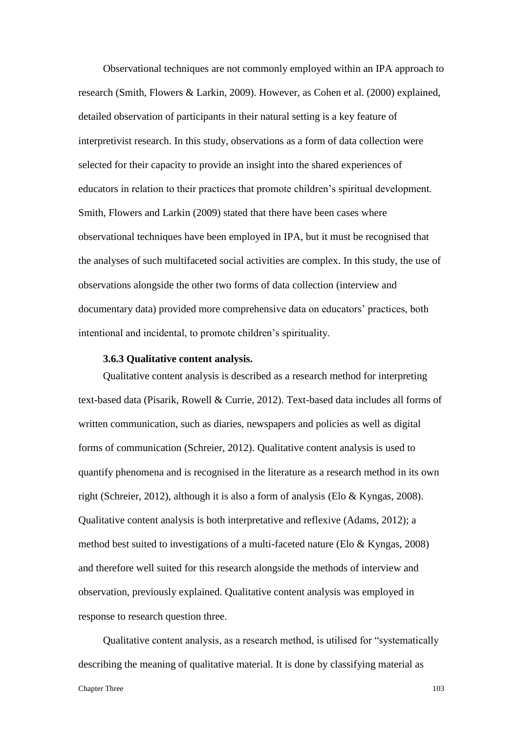Observational techniques are not commonly employed within an IPA approach to research (Smith, Flowers & Larkin, 2009). However, as Cohen et al. (2000) explained, detailed observation of participants in their natural setting is a key feature of interpretivist research. In this study, observations as a form of data collection were selected for their capacity to provide an insight into the shared experiences of educators in relation to their practices that promote children's spiritual development. Smith, Flowers and Larkin (2009) stated that there have been cases where observational techniques have been employed in IPA, but it must be recognised that the analyses of such multifaceted social activities are complex. In this study, the use of observations alongside the other two forms of data collection (interview and documentary data) provided more comprehensive data on educators' practices, both intentional and incidental, to promote children's spirituality.

### 3.6.3 Qualitative content analysis.

Qualitative content analysis is described as a research method for interpreting text-based data (Pisarik, Rowell & Currie, 2012). Text-based data includes all forms of written communication, such as diaries, newspapers and policies as well as digital forms of communication (Schreier, 2012). Qualitative content analysis is used to quantify phenomena and is recognised in the literature as a research method in its own right (Schreier, 2012), although it is also a form of analysis (Elo & Kyngas, 2008). Qualitative content analysis is both interpretative and reflexive (Adams, 2012); a method best suited to investigations of a multi-faceted nature (Elo & Kyngas, 2008) and therefore well suited for this research alongside the methods of interview and observation, previously explained. Qualitative content analysis was employed in response to research question three.

Qualitative content analysis, as a research method, is utilised for "systematically describing the meaning of qualitative material. It is done by classifying material as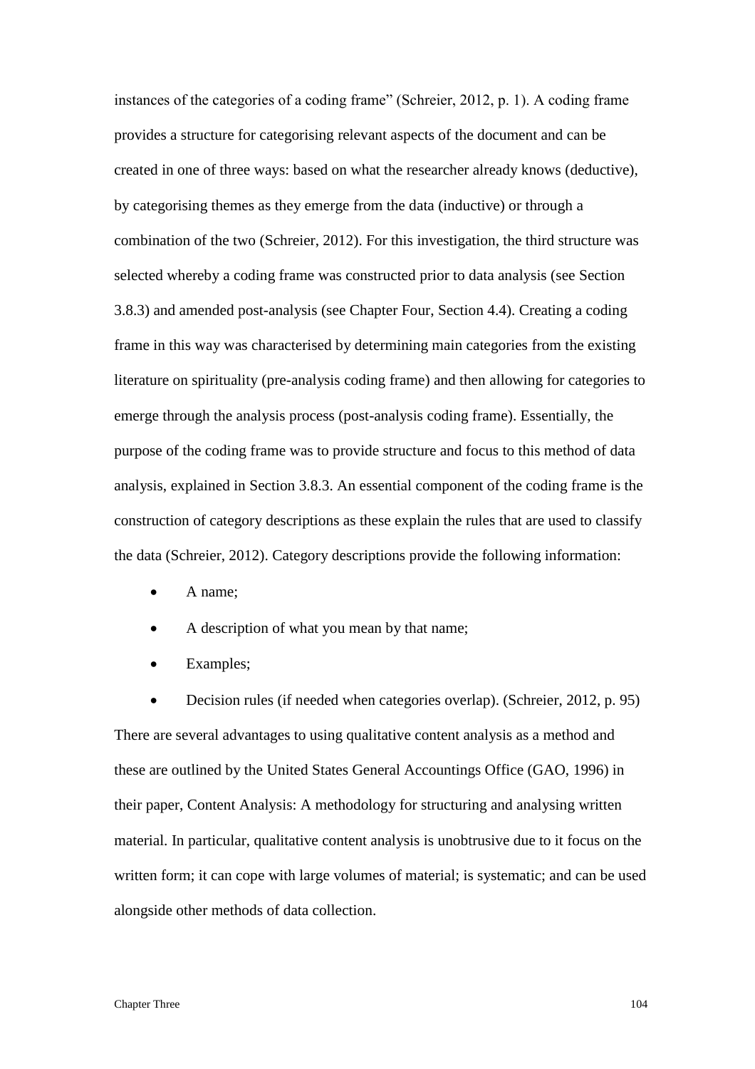instances of the categories of a coding frame" (Schreier, 2012, p. 1). A coding frame provides a structure for categorising relevant aspects of the document and can be created in one of three ways: based on what the researcher already knows (deductive), by categorising themes as they emerge from the data (inductive) or through a combination of the two (Schreier, 2012). For this investigation, the third structure was selected whereby a coding frame was constructed prior to data analysis (see Section 3.8.3) and amended post-analysis (see Chapter Four, Section 4.4). Creating a coding frame in this way was characterised by determining main categories from the existing literature on spirituality (pre-analysis coding frame) and then allowing for categories to emerge through the analysis process (post-analysis coding frame). Essentially, the purpose of the coding frame was to provide structure and focus to this method of data analysis, explained in Section 3.8.3. An essential component of the coding frame is the construction of category descriptions as these explain the rules that are used to classify the data (Schreier, 2012). Category descriptions provide the following information:

- A name;
- A description of what you mean by that name;
- Examples;
- Decision rules (if needed when categories overlap). (Schreier, 2012, p. 95)

There are several advantages to using qualitative content analysis as a method and these are outlined by the United States General Accountings Office (GAO, 1996) in their paper, Content Analysis: A methodology for structuring and analysing written material. In particular, qualitative content analysis is unobtrusive due to it focus on the written form; it can cope with large volumes of material; is systematic; and can be used alongside other methods of data collection.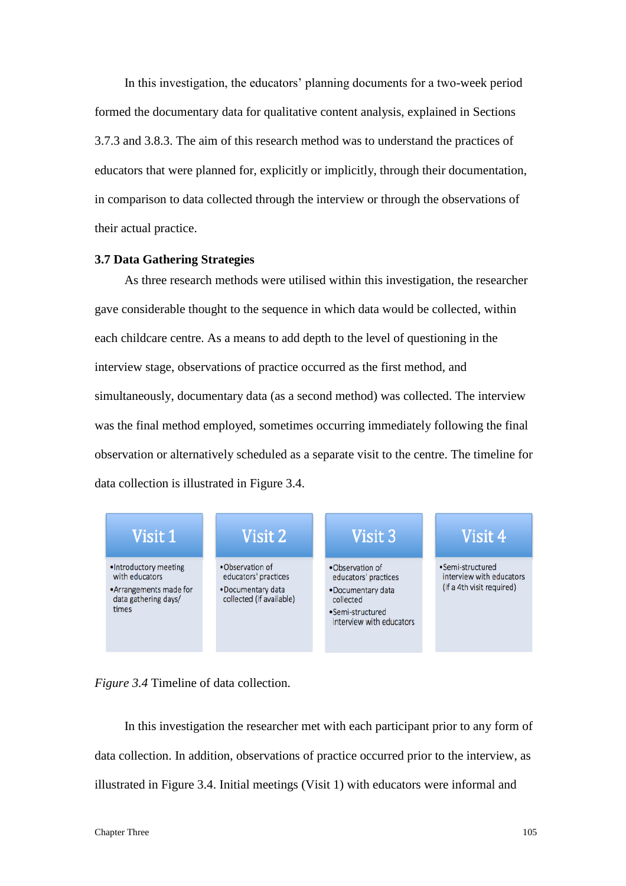In this investigation, the educators' planning documents for a two-week period formed the documentary data for qualitative content analysis, explained in Sections 3.7.3 and 3.8.3. The aim of this research method was to understand the practices of educators that were planned for, explicitly or implicitly, through their documentation, in comparison to data collected through the interview or through the observations of their actual practice.

### 3.7 Data Gathering Strategies

As three research methods were utilised within this investigation, the researcher gave considerable thought to the sequence in which data would be collected, within each childcare centre. As a means to add depth to the level of questioning in the interview stage, observations of practice occurred as the first method, and simultaneously, documentary data (as a second method) was collected. The interview was the final method employed, sometimes occurring immediately following the final observation or alternatively scheduled as a separate visit to the centre. The timeline for data collection is illustrated in Figure 3.4.

| Visit 1 | Visit 2 | Visit 3 | Visit 4 |
|---|---|---|---|
| •Introductory meeting with educators<br>•Arrangements made for data gathering days/ times | •Observation of educators' practices<br>•Documentary data collected (if available) | •Observation of educators' practices<br>•Documentary data collected<br>•Semi-structured interview with educators | •Semi-structured interview with educators (if a 4th visit required) |

*Figure 3.4* Timeline of data collection.

In this investigation the researcher met with each participant prior to any form of data collection. In addition, observations of practice occurred prior to the interview, as illustrated in Figure 3.4. Initial meetings (Visit 1) with educators were informal and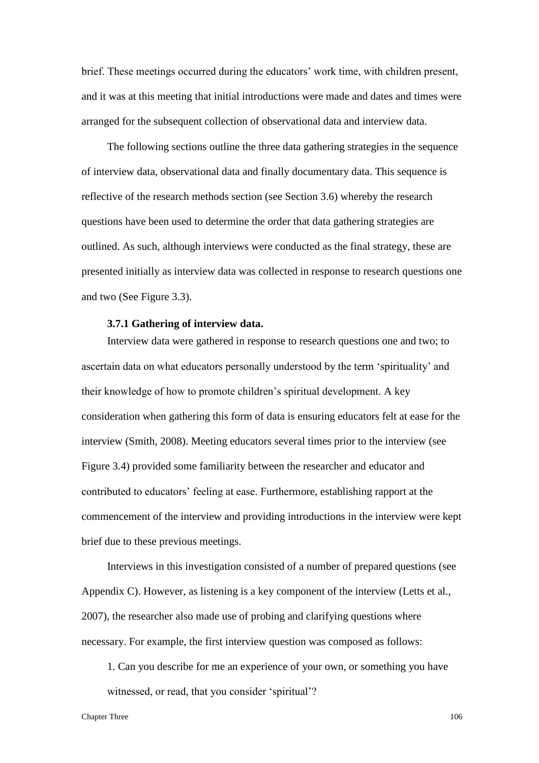brief. These meetings occurred during the educators' work time, with children present, and it was at this meeting that initial introductions were made and dates and times were arranged for the subsequent collection of observational data and interview data.

The following sections outline the three data gathering strategies in the sequence of interview data, observational data and finally documentary data. This sequence is reflective of the research methods section (see Section 3.6) whereby the research questions have been used to determine the order that data gathering strategies are outlined. As such, although interviews were conducted as the final strategy, these are presented initially as interview data was collected in response to research questions one and two (See Figure 3.3).

#### 3.7.1 Gathering of interview data.

Interview data were gathered in response to research questions one and two; to ascertain data on what educators personally understood by the term 'spirituality' and their knowledge of how to promote children's spiritual development. A key consideration when gathering this form of data is ensuring educators felt at ease for the interview (Smith, 2008). Meeting educators several times prior to the interview (see Figure 3.4) provided some familiarity between the researcher and educator and contributed to educators' feeling at ease. Furthermore, establishing rapport at the commencement of the interview and providing introductions in the interview were kept brief due to these previous meetings.

Interviews in this investigation consisted of a number of prepared questions (see Appendix C). However, as listening is a key component of the interview (Letts et al., 2007), the researcher also made use of probing and clarifying questions where necessary. For example, the first interview question was composed as follows:

1. Can you describe for me an experience of your own, or something you have witnessed, or read, that you consider 'spiritual'?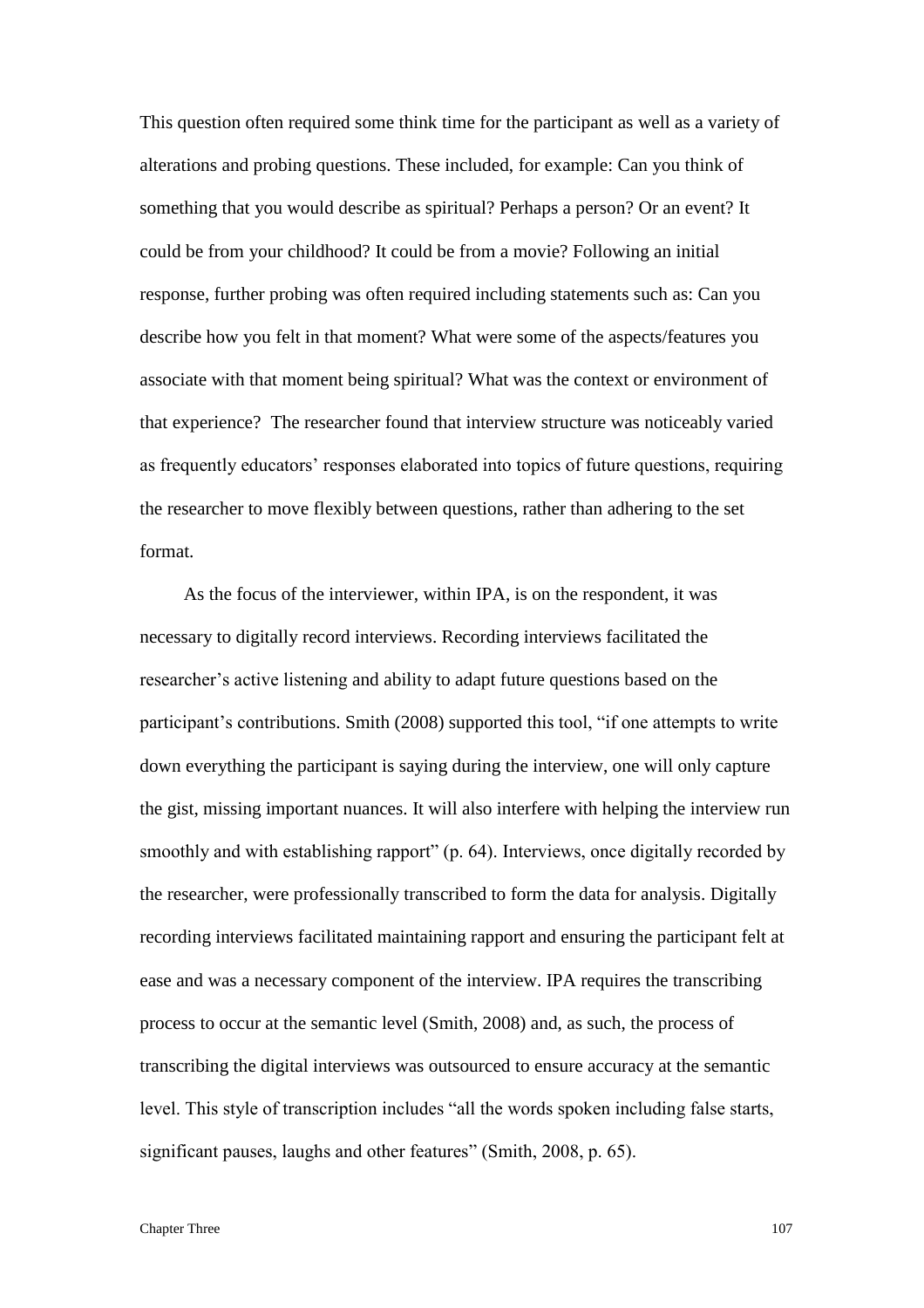This question often required some think time for the participant as well as a variety of alterations and probing questions. These included, for example: Can you think of something that you would describe as spiritual? Perhaps a person? Or an event? It could be from your childhood? It could be from a movie? Following an initial response, further probing was often required including statements such as: Can you describe how you felt in that moment? What were some of the aspects/features you associate with that moment being spiritual? What was the context or environment of that experience? The researcher found that interview structure was noticeably varied as frequently educators' responses elaborated into topics of future questions, requiring the researcher to move flexibly between questions, rather than adhering to the set format.

As the focus of the interviewer, within IPA, is on the respondent, it was necessary to digitally record interviews. Recording interviews facilitated the researcher's active listening and ability to adapt future questions based on the participant's contributions. Smith (2008) supported this tool, "if one attempts to write down everything the participant is saying during the interview, one will only capture the gist, missing important nuances. It will also interfere with helping the interview run smoothly and with establishing rapport" (p. 64). Interviews, once digitally recorded by the researcher, were professionally transcribed to form the data for analysis. Digitally recording interviews facilitated maintaining rapport and ensuring the participant felt at ease and was a necessary component of the interview. IPA requires the transcribing process to occur at the semantic level (Smith, 2008) and, as such, the process of transcribing the digital interviews was outsourced to ensure accuracy at the semantic level. This style of transcription includes "all the words spoken including false starts, significant pauses, laughs and other features" (Smith, 2008, p. 65).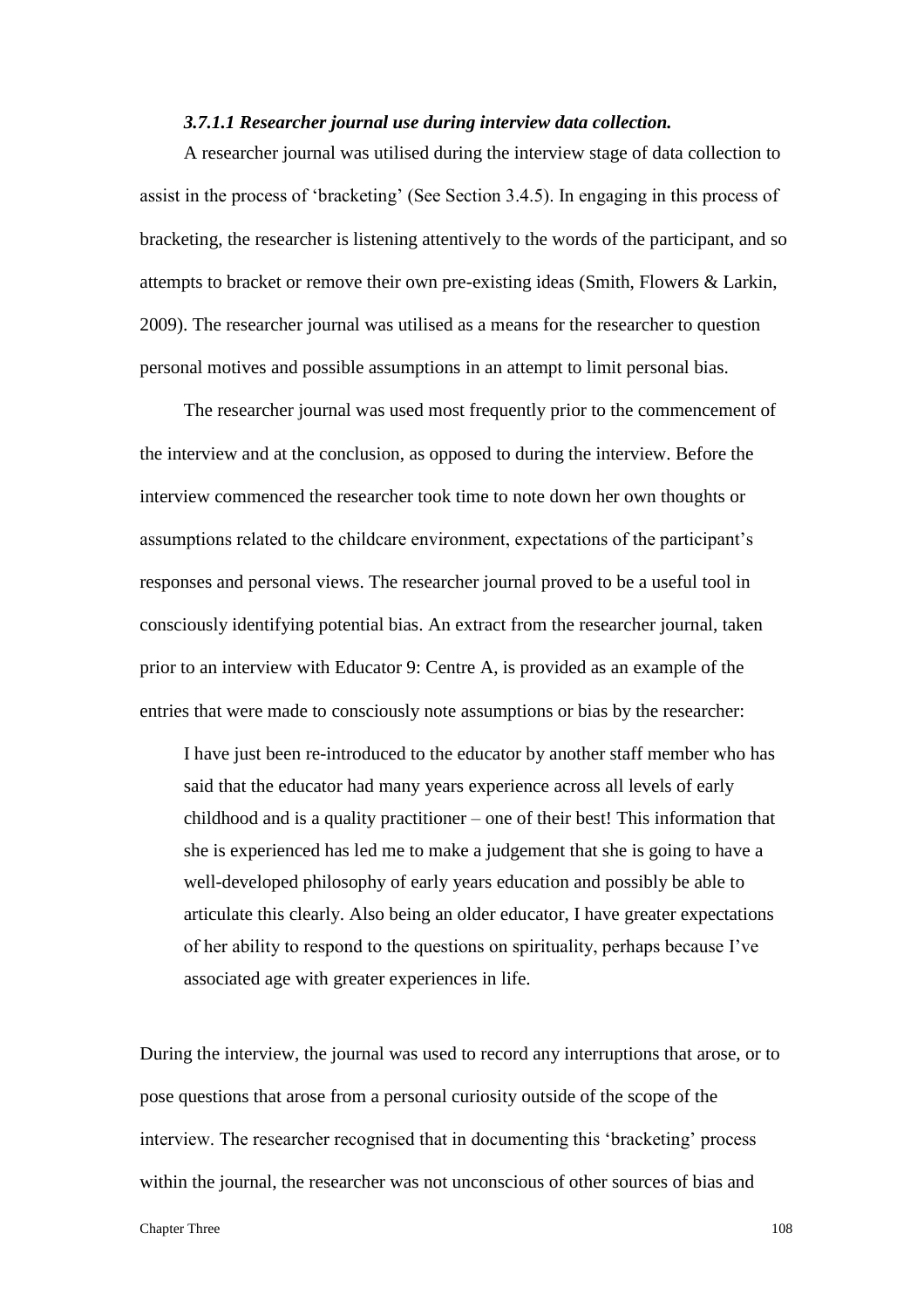#### *3.7.1.1 Researcher journal use during interview data collection.*

A researcher journal was utilised during the interview stage of data collection to assist in the process of 'bracketing' (See Section 3.4.5). In engaging in this process of bracketing, the researcher is listening attentively to the words of the participant, and so attempts to bracket or remove their own pre-existing ideas (Smith, Flowers & Larkin, 2009). The researcher journal was utilised as a means for the researcher to question personal motives and possible assumptions in an attempt to limit personal bias.

The researcher journal was used most frequently prior to the commencement of the interview and at the conclusion, as opposed to during the interview. Before the interview commenced the researcher took time to note down her own thoughts or assumptions related to the childcare environment, expectations of the participant's responses and personal views. The researcher journal proved to be a useful tool in consciously identifying potential bias. An extract from the researcher journal, taken prior to an interview with Educator 9: Centre A, is provided as an example of the entries that were made to consciously note assumptions or bias by the researcher:

> I have just been re-introduced to the educator by another staff member who has said that the educator had many years experience across all levels of early childhood and is a quality practitioner – one of their best! This information that she is experienced has led me to make a judgement that she is going to have a well-developed philosophy of early years education and possibly be able to articulate this clearly. Also being an older educator, I have greater expectations of her ability to respond to the questions on spirituality, perhaps because I've associated age with greater experiences in life.

During the interview, the journal was used to record any interruptions that arose, or to pose questions that arose from a personal curiosity outside of the scope of the interview. The researcher recognised that in documenting this 'bracketing' process within the journal, the researcher was not unconscious of other sources of bias and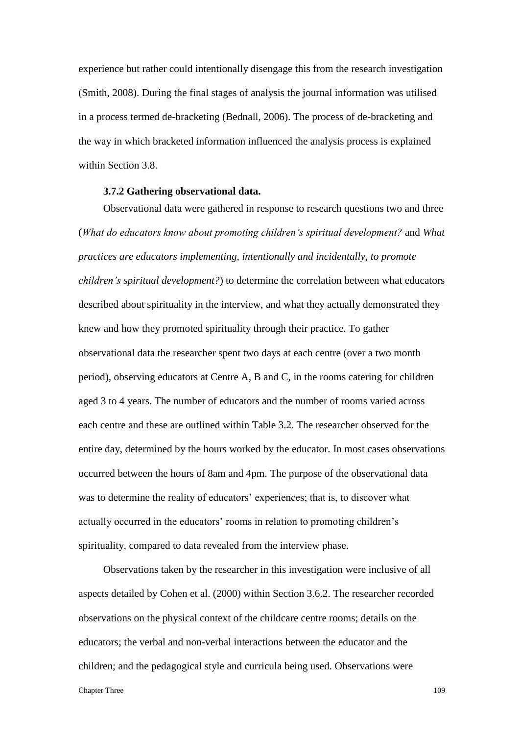experience but rather could intentionally disengage this from the research investigation (Smith, 2008). During the final stages of analysis the journal information was utilised in a process termed de-bracketing (Bednall, 2006). The process of de-bracketing and the way in which bracketed information influenced the analysis process is explained within Section 3.8.

### 3.7.2 Gathering observational data.

Observational data were gathered in response to research questions two and three (*What do educators know about promoting children's spiritual development?* and *What practices are educators implementing, intentionally and incidentally, to promote children's spiritual development?*) to determine the correlation between what educators described about spirituality in the interview, and what they actually demonstrated they knew and how they promoted spirituality through their practice. To gather observational data the researcher spent two days at each centre (over a two month period), observing educators at Centre A, B and C, in the rooms catering for children aged 3 to 4 years. The number of educators and the number of rooms varied across each centre and these are outlined within Table 3.2. The researcher observed for the entire day, determined by the hours worked by the educator. In most cases observations occurred between the hours of 8am and 4pm. The purpose of the observational data was to determine the reality of educators' experiences; that is, to discover what actually occurred in the educators' rooms in relation to promoting children's spirituality, compared to data revealed from the interview phase.

Observations taken by the researcher in this investigation were inclusive of all aspects detailed by Cohen et al. (2000) within Section 3.6.2. The researcher recorded observations on the physical context of the childcare centre rooms; details on the educators; the verbal and non-verbal interactions between the educator and the children; and the pedagogical style and curricula being used. Observations were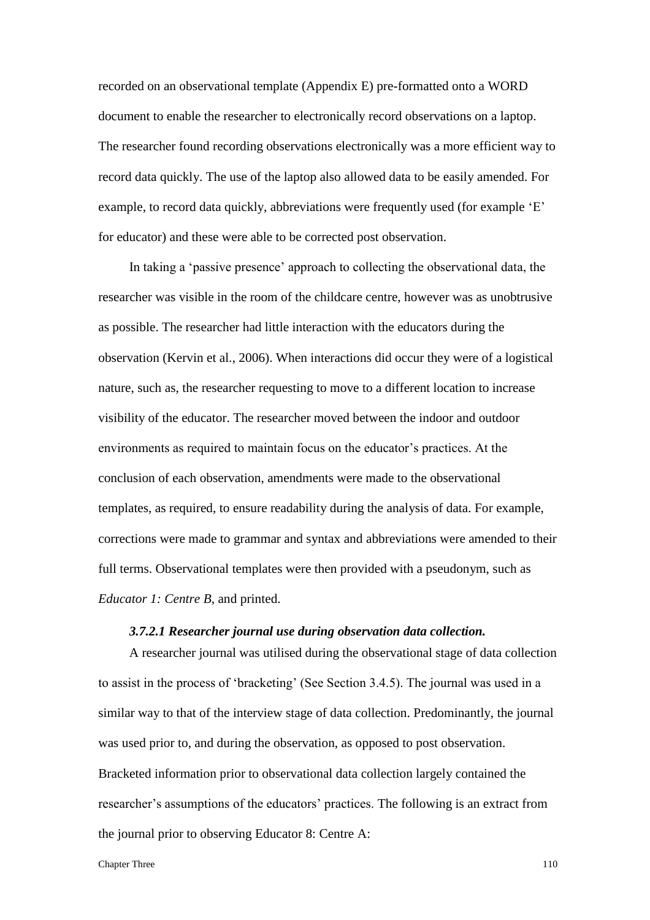recorded on an observational template (Appendix E) pre-formatted onto a WORD document to enable the researcher to electronically record observations on a laptop. The researcher found recording observations electronically was a more efficient way to record data quickly. The use of the laptop also allowed data to be easily amended. For example, to record data quickly, abbreviations were frequently used (for example 'E' for educator) and these were able to be corrected post observation.

In taking a 'passive presence' approach to collecting the observational data, the researcher was visible in the room of the childcare centre, however was as unobtrusive as possible. The researcher had little interaction with the educators during the observation (Kervin et al., 2006). When interactions did occur they were of a logistical nature, such as, the researcher requesting to move to a different location to increase visibility of the educator. The researcher moved between the indoor and outdoor environments as required to maintain focus on the educator's practices. At the conclusion of each observation, amendments were made to the observational templates, as required, to ensure readability during the analysis of data. For example, corrections were made to grammar and syntax and abbreviations were amended to their full terms. Observational templates were then provided with a pseudonym, such as *Educator 1: Centre B*, and printed.

#### *3.7.2.1 Researcher journal use during observation data collection.*

A researcher journal was utilised during the observational stage of data collection to assist in the process of 'bracketing' (See Section 3.4.5). The journal was used in a similar way to that of the interview stage of data collection. Predominantly, the journal was used prior to, and during the observation, as opposed to post observation. Bracketed information prior to observational data collection largely contained the researcher's assumptions of the educators' practices. The following is an extract from the journal prior to observing Educator 8: Centre A: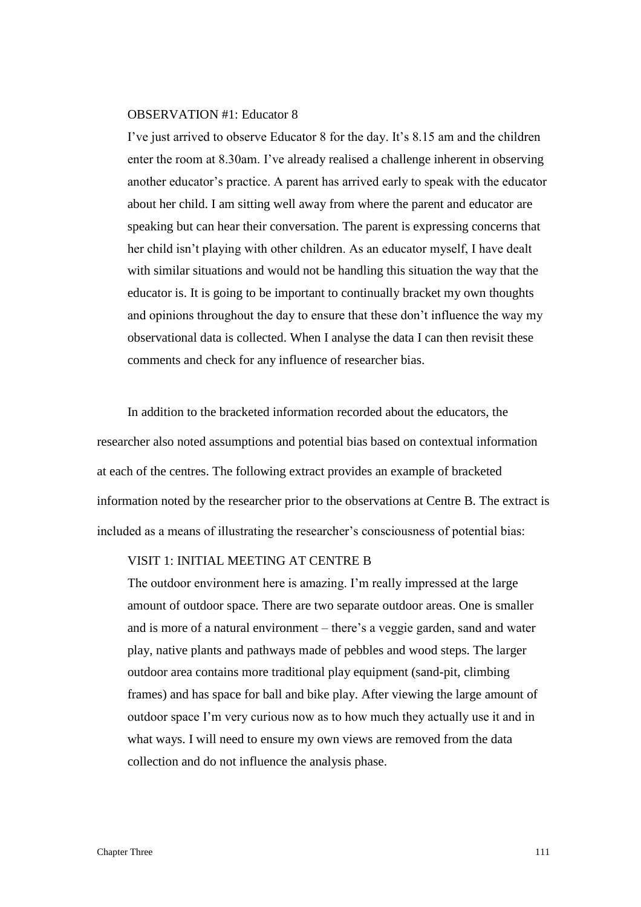OBSERVATION #1: Educator 8

> I've just arrived to observe Educator 8 for the day. It's 8.15 am and the children enter the room at 8.30am. I've already realised a challenge inherent in observing another educator's practice. A parent has arrived early to speak with the educator about her child. I am sitting well away from where the parent and educator are speaking but can hear their conversation. The parent is expressing concerns that her child isn't playing with other children. As an educator myself, I have dealt with similar situations and would not be handling this situation the way that the educator is. It is going to be important to continually bracket my own thoughts and opinions throughout the day to ensure that these don't influence the way my observational data is collected. When I analyse the data I can then revisit these comments and check for any influence of researcher bias.

In addition to the bracketed information recorded about the educators, the researcher also noted assumptions and potential bias based on contextual information at each of the centres. The following extract provides an example of bracketed information noted by the researcher prior to the observations at Centre B. The extract is included as a means of illustrating the researcher's consciousness of potential bias:

VISIT 1: INITIAL MEETING AT CENTRE B

> The outdoor environment here is amazing. I'm really impressed at the large amount of outdoor space. There are two separate outdoor areas. One is smaller and is more of a natural environment – there's a veggie garden, sand and water play, native plants and pathways made of pebbles and wood steps. The larger outdoor area contains more traditional play equipment (sand-pit, climbing frames) and has space for ball and bike play. After viewing the large amount of outdoor space I'm very curious now as to how much they actually use it and in what ways. I will need to ensure my own views are removed from the data collection and do not influence the analysis phase.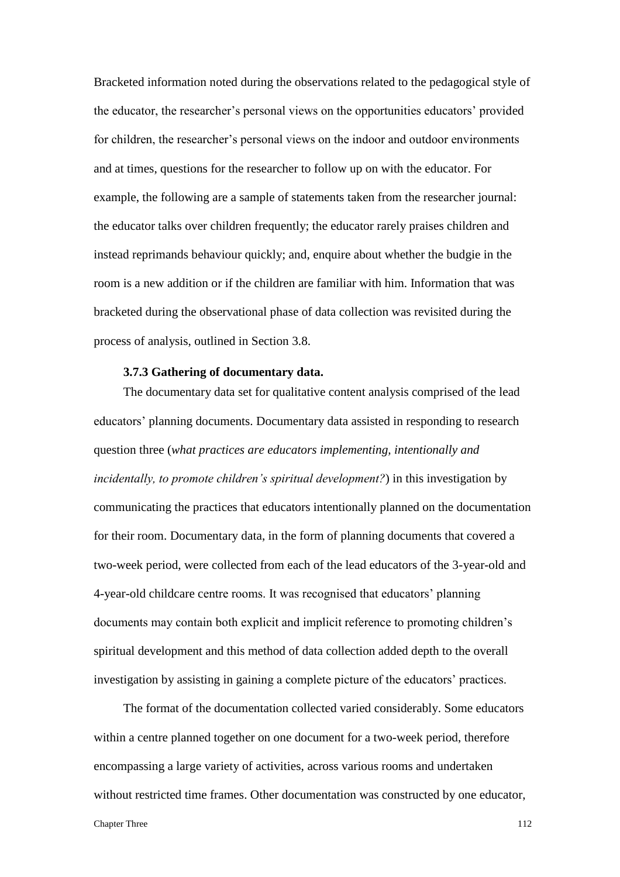Bracketed information noted during the observations related to the pedagogical style of the educator, the researcher's personal views on the opportunities educators' provided for children, the researcher's personal views on the indoor and outdoor environments and at times, questions for the researcher to follow up on with the educator. For example, the following are a sample of statements taken from the researcher journal: the educator talks over children frequently; the educator rarely praises children and instead reprimands behaviour quickly; and, enquire about whether the budgie in the room is a new addition or if the children are familiar with him. Information that was bracketed during the observational phase of data collection was revisited during the process of analysis, outlined in Section 3.8.

### 3.7.3 Gathering of documentary data.

The documentary data set for qualitative content analysis comprised of the lead educators' planning documents. Documentary data assisted in responding to research question three (*what practices are educators implementing, intentionally and incidentally, to promote children's spiritual development?*) in this investigation by communicating the practices that educators intentionally planned on the documentation for their room. Documentary data, in the form of planning documents that covered a two-week period, were collected from each of the lead educators of the 3-year-old and 4-year-old childcare centre rooms. It was recognised that educators' planning documents may contain both explicit and implicit reference to promoting children's spiritual development and this method of data collection added depth to the overall investigation by assisting in gaining a complete picture of the educators' practices.

The format of the documentation collected varied considerably. Some educators within a centre planned together on one document for a two-week period, therefore encompassing a large variety of activities, across various rooms and undertaken without restricted time frames. Other documentation was constructed by one educator,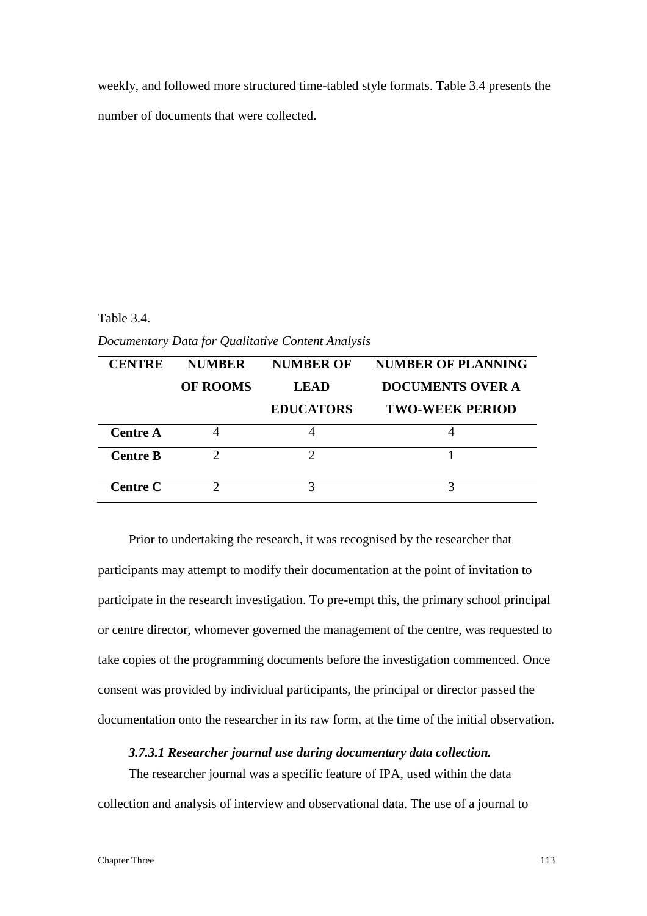weekly, and followed more structured time-tabled style formats. Table 3.4 presents the number of documents that were collected.

Table 3.4.

*Documentary Data for Qualitative Content Analysis*

| CENTRE | NUMBER OF ROOMS | NUMBER OF LEAD EDUCATORS | NUMBER OF PLANNING DOCUMENTS OVER A TWO-WEEK PERIOD |
|---|---|---|---|
| **Centre A** | 4 | 4 | 4 |
| **Centre B** | 2 | 2 | 1 |
| **Centre C** | 2 | 3 | 3 |

Prior to undertaking the research, it was recognised by the researcher that participants may attempt to modify their documentation at the point of invitation to participate in the research investigation. To pre-empt this, the primary school principal or centre director, whomever governed the management of the centre, was requested to take copies of the programming documents before the investigation commenced. Once consent was provided by individual participants, the principal or director passed the documentation onto the researcher in its raw form, at the time of the initial observation.

#### *3.7.3.1 Researcher journal use during documentary data collection.*

The researcher journal was a specific feature of IPA, used within the data collection and analysis of interview and observational data. The use of a journal to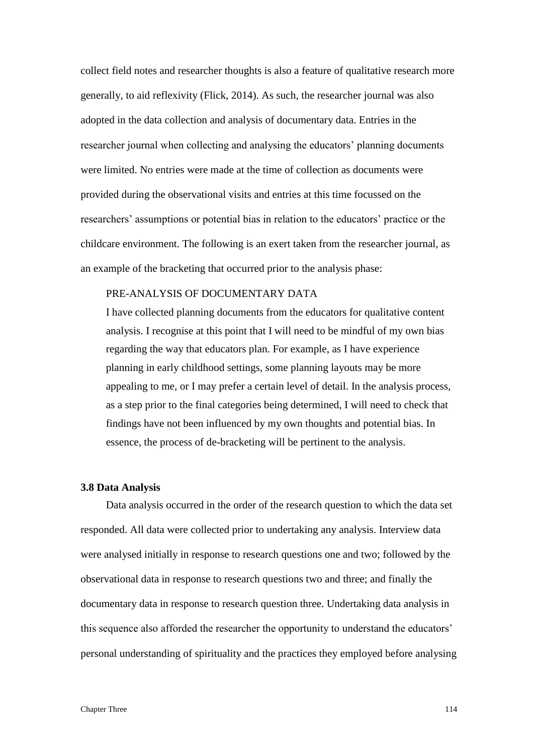collect field notes and researcher thoughts is also a feature of qualitative research more generally, to aid reflexivity (Flick, 2014). As such, the researcher journal was also adopted in the data collection and analysis of documentary data. Entries in the researcher journal when collecting and analysing the educators' planning documents were limited. No entries were made at the time of collection as documents were provided during the observational visits and entries at this time focussed on the researchers' assumptions or potential bias in relation to the educators' practice or the childcare environment. The following is an exert taken from the researcher journal, as an example of the bracketing that occurred prior to the analysis phase:

> PRE-ANALYSIS OF DOCUMENTARY DATA
> I have collected planning documents from the educators for qualitative content analysis. I recognise at this point that I will need to be mindful of my own bias regarding the way that educators plan. For example, as I have experience planning in early childhood settings, some planning layouts may be more appealing to me, or I may prefer a certain level of detail. In the analysis process, as a step prior to the final categories being determined, I will need to check that findings have not been influenced by my own thoughts and potential bias. In essence, the process of de-bracketing will be pertinent to the analysis.

### 3.8 Data Analysis

Data analysis occurred in the order of the research question to which the data set responded. All data were collected prior to undertaking any analysis. Interview data were analysed initially in response to research questions one and two; followed by the observational data in response to research questions two and three; and finally the documentary data in response to research question three. Undertaking data analysis in this sequence also afforded the researcher the opportunity to understand the educators' personal understanding of spirituality and the practices they employed before analysing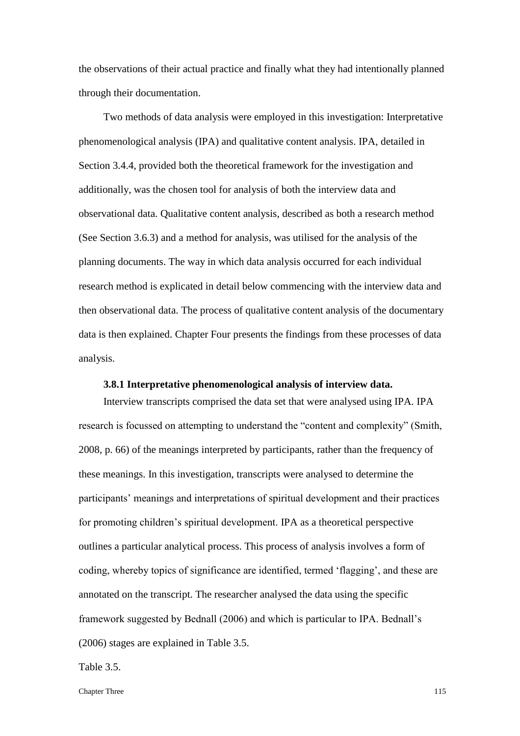the observations of their actual practice and finally what they had intentionally planned through their documentation.

Two methods of data analysis were employed in this investigation: Interpretative phenomenological analysis (IPA) and qualitative content analysis. IPA, detailed in Section 3.4.4, provided both the theoretical framework for the investigation and additionally, was the chosen tool for analysis of both the interview data and observational data. Qualitative content analysis, described as both a research method (See Section 3.6.3) and a method for analysis, was utilised for the analysis of the planning documents. The way in which data analysis occurred for each individual research method is explicated in detail below commencing with the interview data and then observational data. The process of qualitative content analysis of the documentary data is then explained. Chapter Four presents the findings from these processes of data analysis.

### 3.8.1 Interpretative phenomenological analysis of interview data.

Interview transcripts comprised the data set that were analysed using IPA. IPA research is focussed on attempting to understand the "content and complexity" (Smith, 2008, p. 66) of the meanings interpreted by participants, rather than the frequency of these meanings. In this investigation, transcripts were analysed to determine the participants' meanings and interpretations of spiritual development and their practices for promoting children's spiritual development. IPA as a theoretical perspective outlines a particular analytical process. This process of analysis involves a form of coding, whereby topics of significance are identified, termed 'flagging', and these are annotated on the transcript. The researcher analysed the data using the specific framework suggested by Bednall (2006) and which is particular to IPA. Bednall's (2006) stages are explained in Table 3.5.

Table 3.5.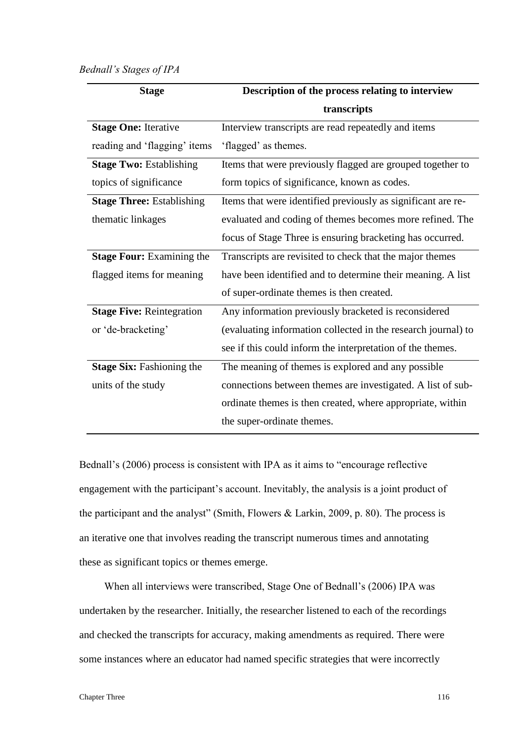*Bednall's Stages of IPA*

| Stage | Description of the process relating to interview transcripts |
|---|---|
| **Stage One:** Iterative reading and 'flagging' items | Interview transcripts are read repeatedly and items 'flagged' as themes. |
| **Stage Two:** Establishing topics of significance | Items that were previously flagged are grouped together to form topics of significance, known as codes. |
| **Stage Three:** Establishing thematic linkages | Items that were identified previously as significant are re-evaluated and coding of themes becomes more refined. The focus of Stage Three is ensuring bracketing has occurred. |
| **Stage Four:** Examining the flagged items for meaning | Transcripts are revisited to check that the major themes have been identified and to determine their meaning. A list of super-ordinate themes is then created. |
| **Stage Five:** Reintegration or 'de-bracketing' | Any information previously bracketed is reconsidered (evaluating information collected in the research journal) to see if this could inform the interpretation of the themes. |
| **Stage Six:** Fashioning the units of the study | The meaning of themes is explored and any possible connections between themes are investigated. A list of sub-ordinate themes is then created, where appropriate, within the super-ordinate themes. |

Bednall's (2006) process is consistent with IPA as it aims to "encourage reflective engagement with the participant's account. Inevitably, the analysis is a joint product of the participant and the analyst" (Smith, Flowers & Larkin, 2009, p. 80). The process is an iterative one that involves reading the transcript numerous times and annotating these as significant topics or themes emerge.

When all interviews were transcribed, Stage One of Bednall's (2006) IPA was undertaken by the researcher. Initially, the researcher listened to each of the recordings and checked the transcripts for accuracy, making amendments as required. There were some instances where an educator had named specific strategies that were incorrectly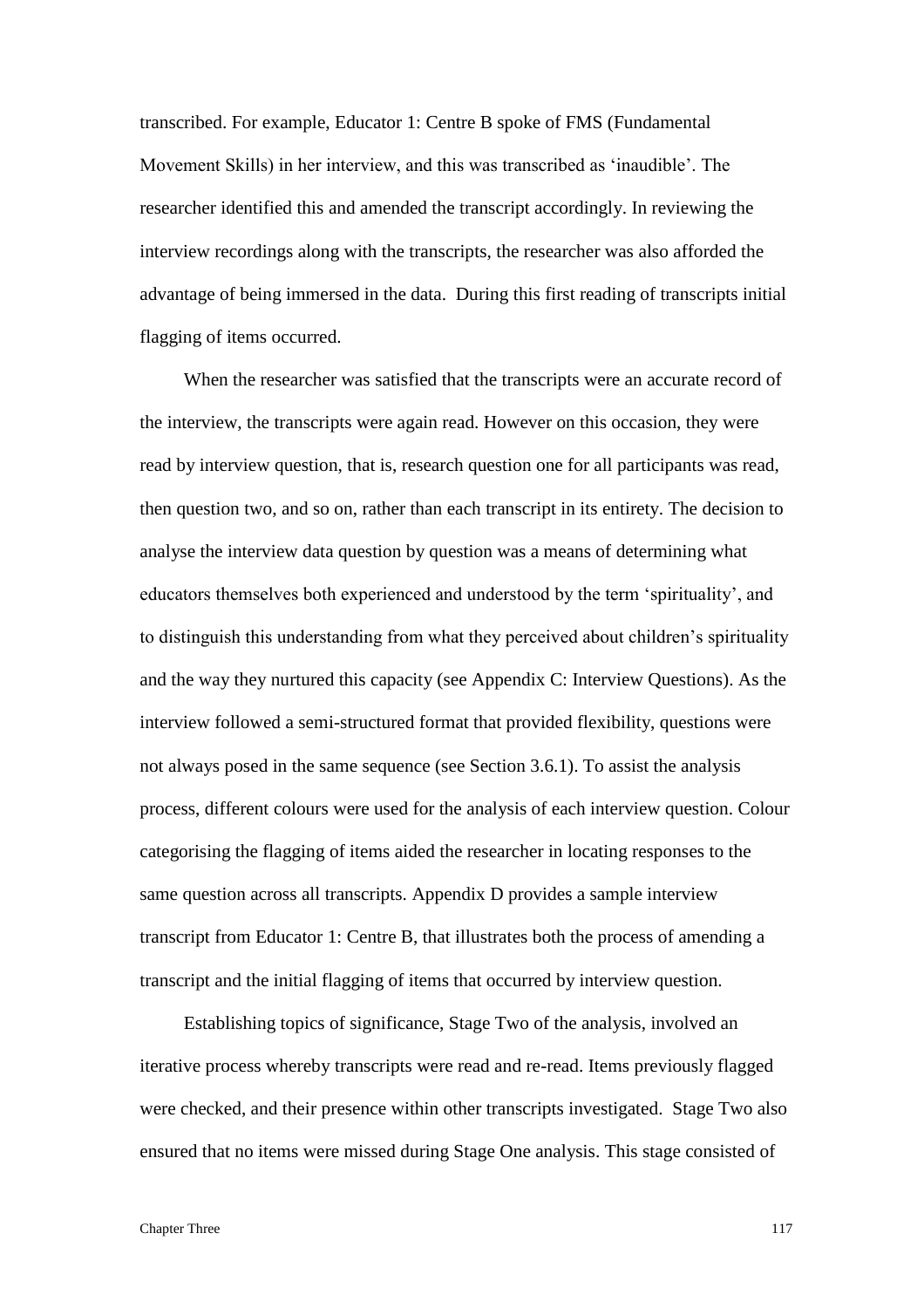transcribed. For example, Educator 1: Centre B spoke of FMS (Fundamental Movement Skills) in her interview, and this was transcribed as 'inaudible'. The researcher identified this and amended the transcript accordingly. In reviewing the interview recordings along with the transcripts, the researcher was also afforded the advantage of being immersed in the data. During this first reading of transcripts initial flagging of items occurred.

When the researcher was satisfied that the transcripts were an accurate record of the interview, the transcripts were again read. However on this occasion, they were read by interview question, that is, research question one for all participants was read, then question two, and so on, rather than each transcript in its entirety. The decision to analyse the interview data question by question was a means of determining what educators themselves both experienced and understood by the term 'spirituality', and to distinguish this understanding from what they perceived about children's spirituality and the way they nurtured this capacity (see Appendix C: Interview Questions). As the interview followed a semi-structured format that provided flexibility, questions were not always posed in the same sequence (see Section 3.6.1). To assist the analysis process, different colours were used for the analysis of each interview question. Colour categorising the flagging of items aided the researcher in locating responses to the same question across all transcripts. Appendix D provides a sample interview transcript from Educator 1: Centre B, that illustrates both the process of amending a transcript and the initial flagging of items that occurred by interview question.

Establishing topics of significance, Stage Two of the analysis, involved an iterative process whereby transcripts were read and re-read. Items previously flagged were checked, and their presence within other transcripts investigated. Stage Two also ensured that no items were missed during Stage One analysis. This stage consisted of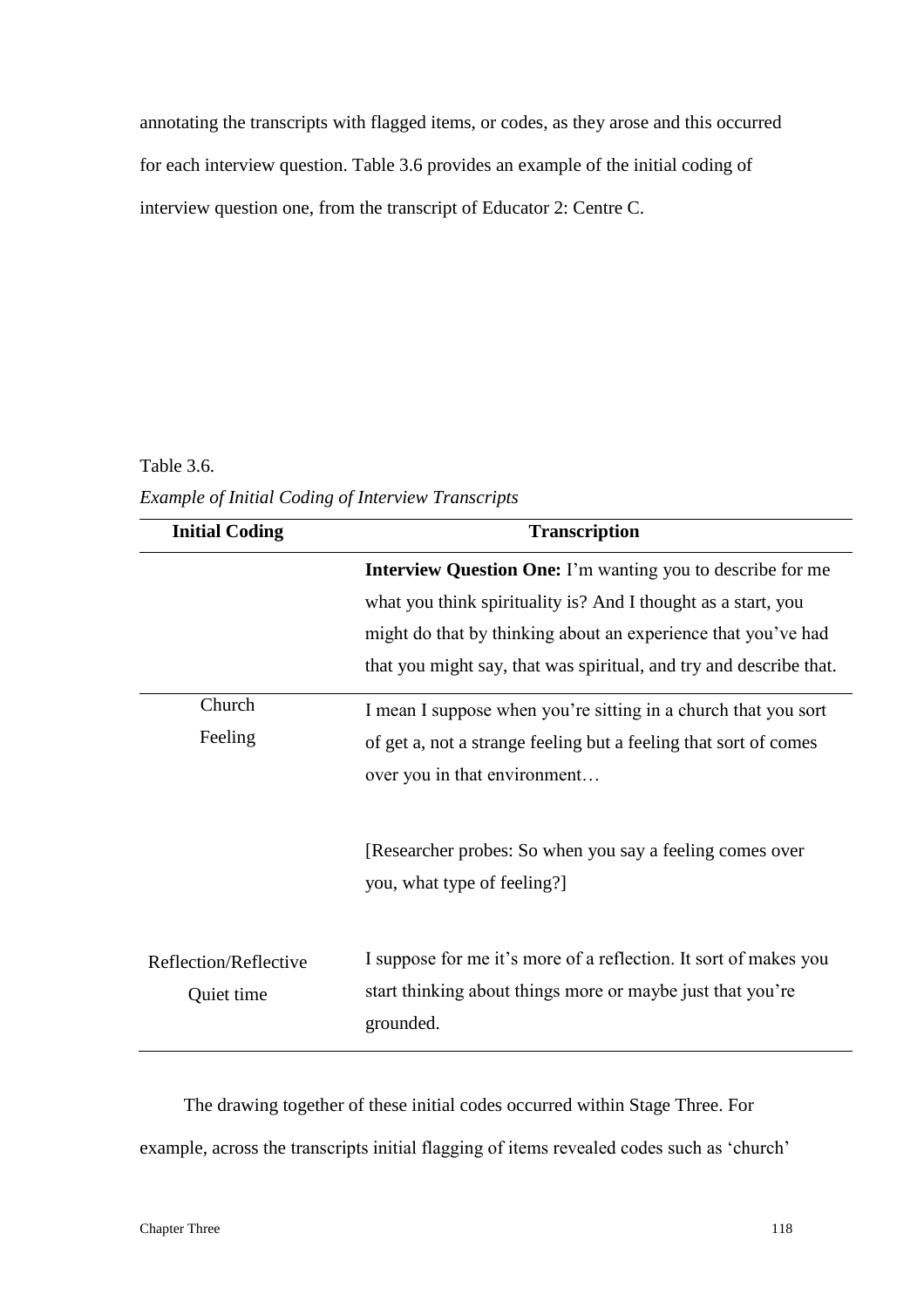annotating the transcripts with flagged items, or codes, as they arose and this occurred for each interview question. Table 3.6 provides an example of the initial coding of interview question one, from the transcript of Educator 2: Centre C.

Table 3.6.

*Example of Initial Coding of Interview Transcripts*

| Initial Coding | Transcription |
|---|---|
| | **Interview Question One:** I'm wanting you to describe for me what you think spirituality is? And I thought as a start, you might do that by thinking about an experience that you've had that you might say, that was spiritual, and try and describe that. |
| Church<br>Feeling | I mean I suppose when you're sitting in a church that you sort of get a, not a strange feeling but a feeling that sort of comes over you in that environment…<br><br>[Researcher probes: So when you say a feeling comes over you, what type of feeling?] |
| Reflection/Reflective<br>Quiet time | I suppose for me it's more of a reflection. It sort of makes you start thinking about things more or maybe just that you're grounded. |

The drawing together of these initial codes occurred within Stage Three. For example, across the transcripts initial flagging of items revealed codes such as 'church'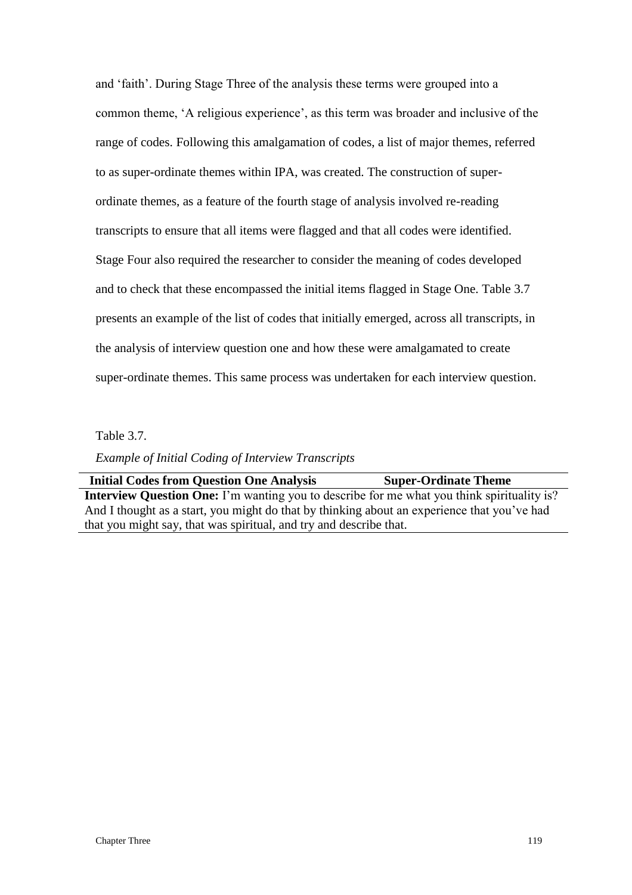and 'faith'. During Stage Three of the analysis these terms were grouped into a common theme, 'A religious experience', as this term was broader and inclusive of the range of codes. Following this amalgamation of codes, a list of major themes, referred to as super-ordinate themes within IPA, was created. The construction of super-ordinate themes, as a feature of the fourth stage of analysis involved re-reading transcripts to ensure that all items were flagged and that all codes were identified. Stage Four also required the researcher to consider the meaning of codes developed and to check that these encompassed the initial items flagged in Stage One. Table 3.7 presents an example of the list of codes that initially emerged, across all transcripts, in the analysis of interview question one and how these were amalgamated to create super-ordinate themes. This same process was undertaken for each interview question.

Table 3.7.

*Example of Initial Coding of Interview Transcripts*

| Initial Codes from Question One Analysis | Super-Ordinate Theme |
|---|---|
| **Interview Question One:** I'm wanting you to describe for me what you think spirituality is? And I thought as a start, you might do that by thinking about an experience that you've had that you might say, that was spiritual, and try and describe that. | |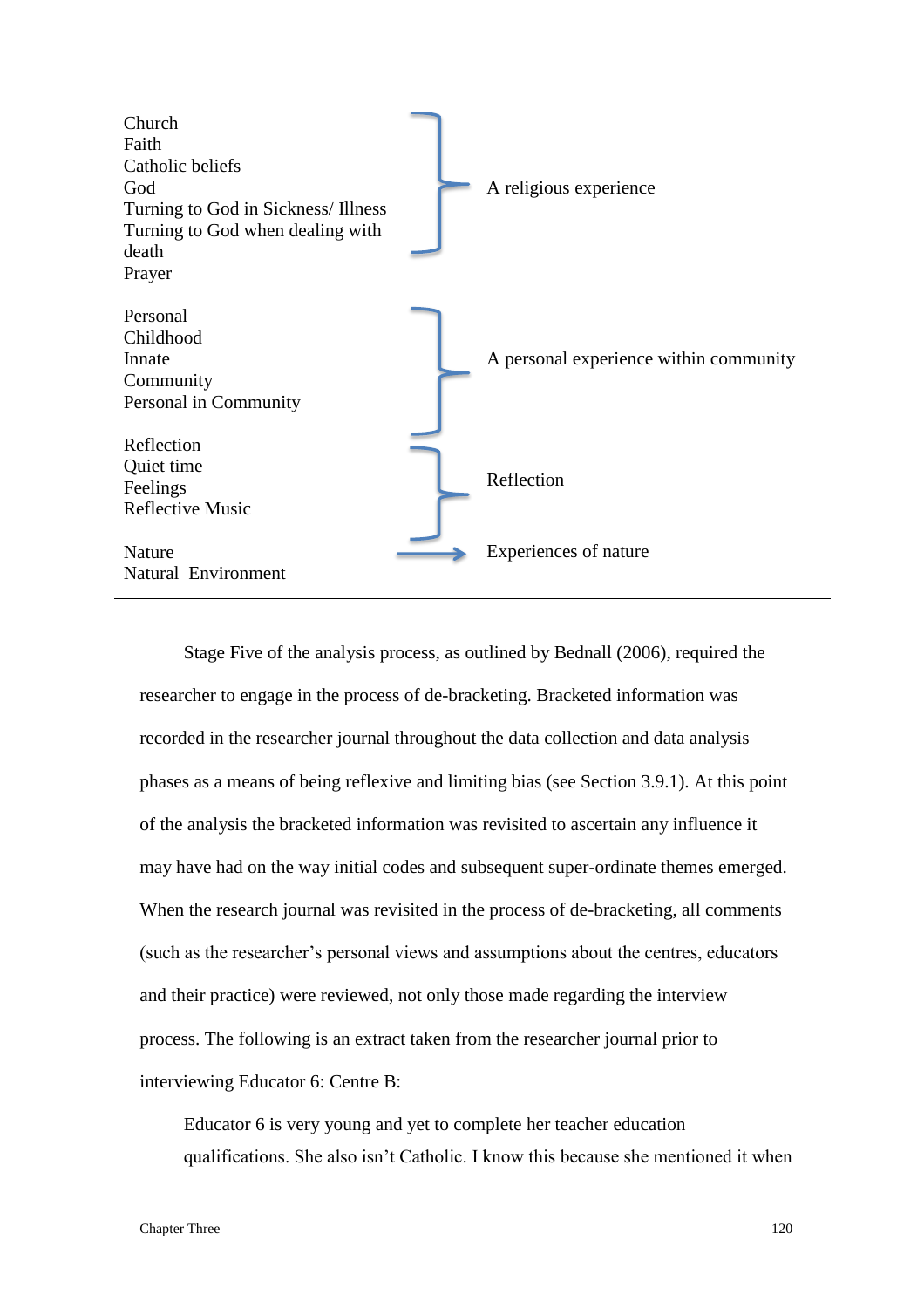| Codes | Themes |
|---|---|
| Church<br>Faith<br>Catholic beliefs<br>God<br>Turning to God in Sickness/ Illness<br>Turning to God when dealing with death<br>Prayer | A religious experience |
| Personal<br>Childhood<br>Innate<br>Community<br>Personal in Community | A personal experience within community |
| Reflection<br>Quiet time<br>Feelings<br>Reflective Music | Reflection |
| Nature<br>Natural Environment | Experiences of nature |

Stage Five of the analysis process, as outlined by Bednall (2006), required the researcher to engage in the process of de-bracketing. Bracketed information was recorded in the researcher journal throughout the data collection and data analysis phases as a means of being reflexive and limiting bias (see Section 3.9.1). At this point of the analysis the bracketed information was revisited to ascertain any influence it may have had on the way initial codes and subsequent super-ordinate themes emerged. When the research journal was revisited in the process of de-bracketing, all comments (such as the researcher's personal views and assumptions about the centres, educators and their practice) were reviewed, not only those made regarding the interview process. The following is an extract taken from the researcher journal prior to interviewing Educator 6: Centre B:

> Educator 6 is very young and yet to complete her teacher education qualifications. She also isn't Catholic. I know this because she mentioned it when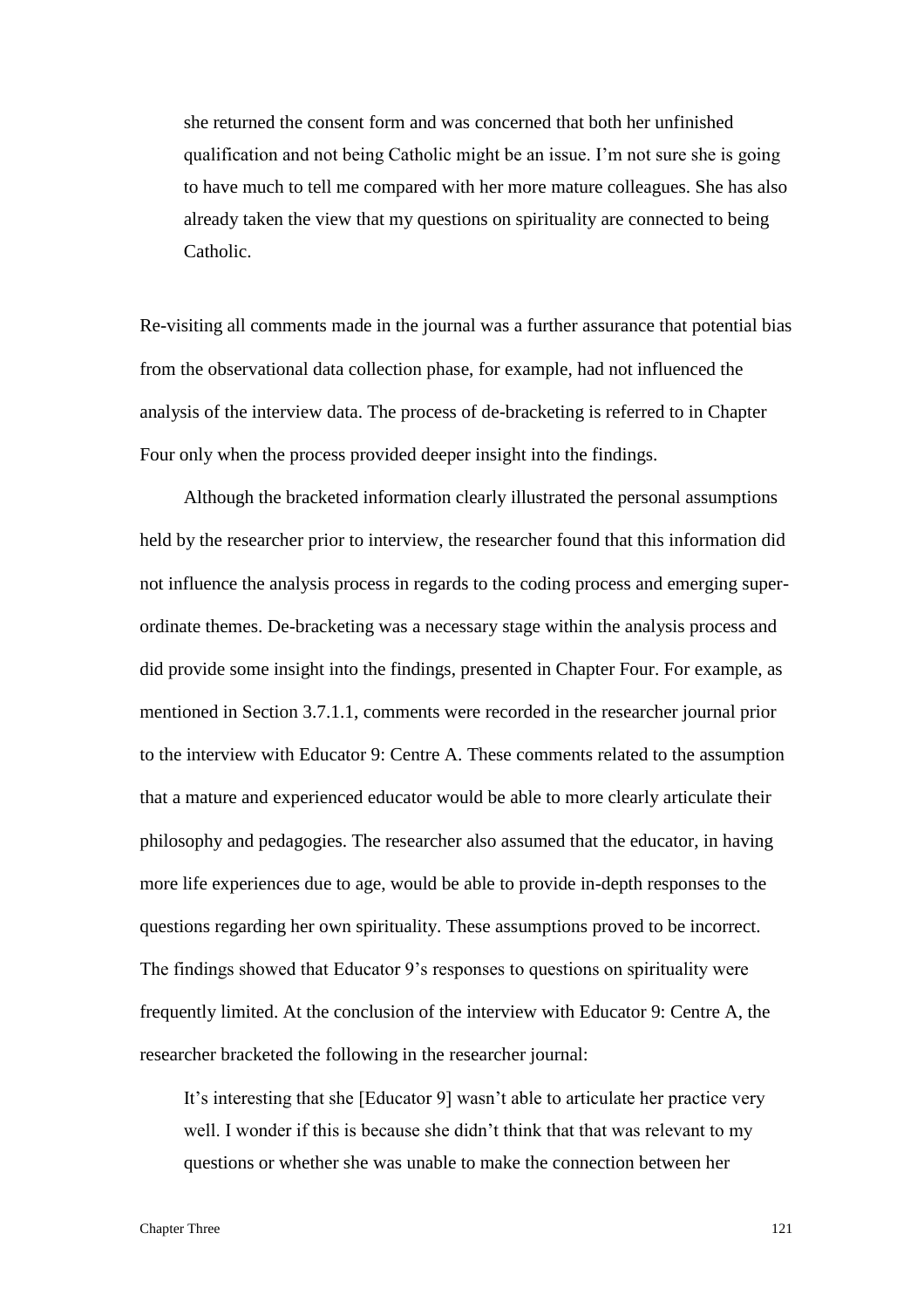> she returned the consent form and was concerned that both her unfinished qualification and not being Catholic might be an issue. I'm not sure she is going to have much to tell me compared with her more mature colleagues. She has also already taken the view that my questions on spirituality are connected to being Catholic.

Re-visiting all comments made in the journal was a further assurance that potential bias from the observational data collection phase, for example, had not influenced the analysis of the interview data. The process of de-bracketing is referred to in Chapter Four only when the process provided deeper insight into the findings.

Although the bracketed information clearly illustrated the personal assumptions held by the researcher prior to interview, the researcher found that this information did not influence the analysis process in regards to the coding process and emerging super-ordinate themes. De-bracketing was a necessary stage within the analysis process and did provide some insight into the findings, presented in Chapter Four. For example, as mentioned in Section 3.7.1.1, comments were recorded in the researcher journal prior to the interview with Educator 9: Centre A. These comments related to the assumption that a mature and experienced educator would be able to more clearly articulate their philosophy and pedagogies. The researcher also assumed that the educator, in having more life experiences due to age, would be able to provide in-depth responses to the questions regarding her own spirituality. These assumptions proved to be incorrect. The findings showed that Educator 9's responses to questions on spirituality were frequently limited. At the conclusion of the interview with Educator 9: Centre A, the researcher bracketed the following in the researcher journal:

> It's interesting that she [Educator 9] wasn't able to articulate her practice very well. I wonder if this is because she didn't think that that was relevant to my questions or whether she was unable to make the connection between her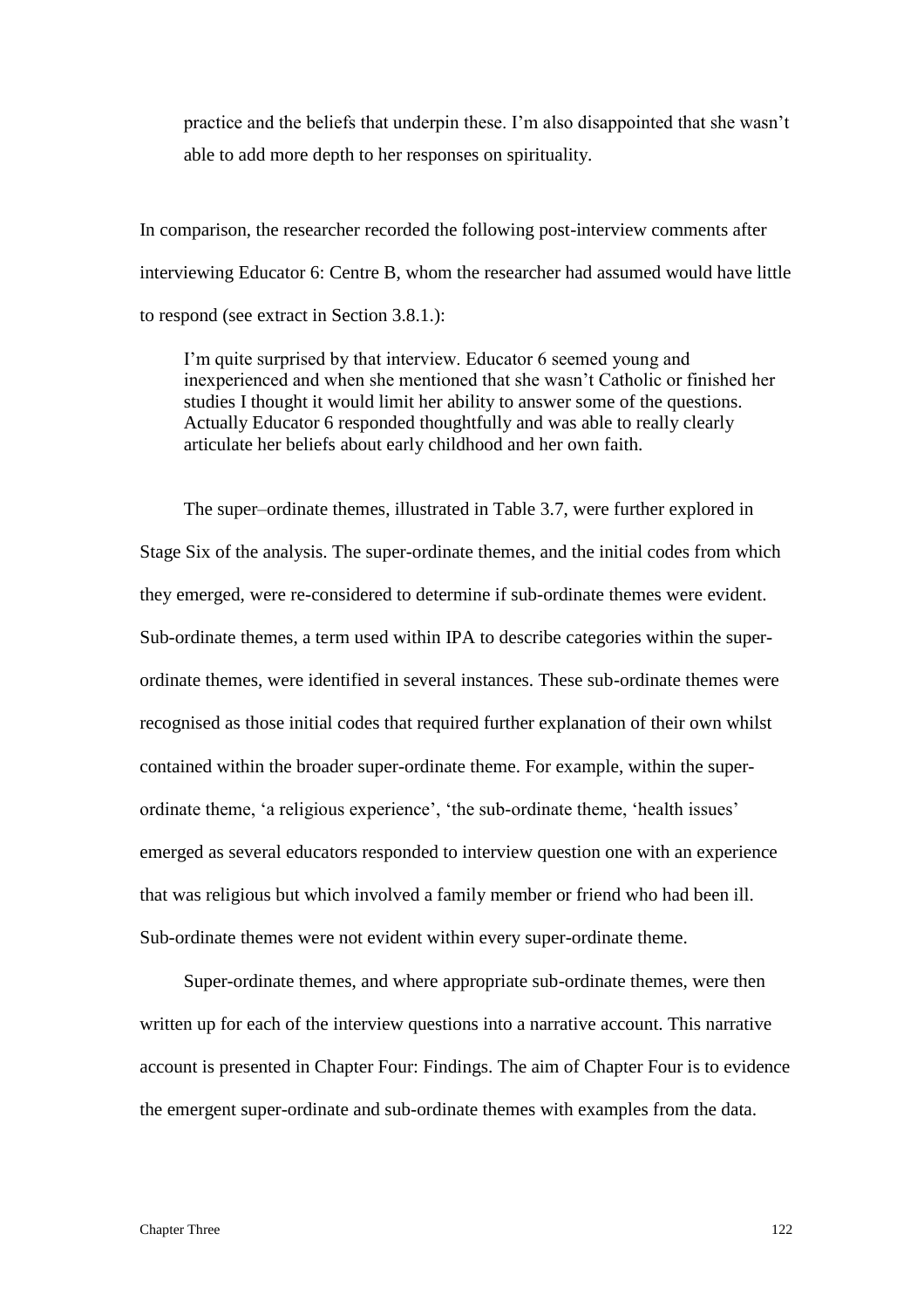> practice and the beliefs that underpin these. I'm also disappointed that she wasn't able to add more depth to her responses on spirituality.

In comparison, the researcher recorded the following post-interview comments after interviewing Educator 6: Centre B, whom the researcher had assumed would have little to respond (see extract in Section 3.8.1.):

> I'm quite surprised by that interview. Educator 6 seemed young and inexperienced and when she mentioned that she wasn't Catholic or finished her studies I thought it would limit her ability to answer some of the questions. Actually Educator 6 responded thoughtfully and was able to really clearly articulate her beliefs about early childhood and her own faith.

The super–ordinate themes, illustrated in Table 3.7, were further explored in Stage Six of the analysis. The super-ordinate themes, and the initial codes from which they emerged, were re-considered to determine if sub-ordinate themes were evident. Sub-ordinate themes, a term used within IPA to describe categories within the super-ordinate themes, were identified in several instances. These sub-ordinate themes were recognised as those initial codes that required further explanation of their own whilst contained within the broader super-ordinate theme. For example, within the super-ordinate theme, 'a religious experience', 'the sub-ordinate theme, 'health issues' emerged as several educators responded to interview question one with an experience that was religious but which involved a family member or friend who had been ill. Sub-ordinate themes were not evident within every super-ordinate theme.

Super-ordinate themes, and where appropriate sub-ordinate themes, were then written up for each of the interview questions into a narrative account. This narrative account is presented in Chapter Four: Findings. The aim of Chapter Four is to evidence the emergent super-ordinate and sub-ordinate themes with examples from the data.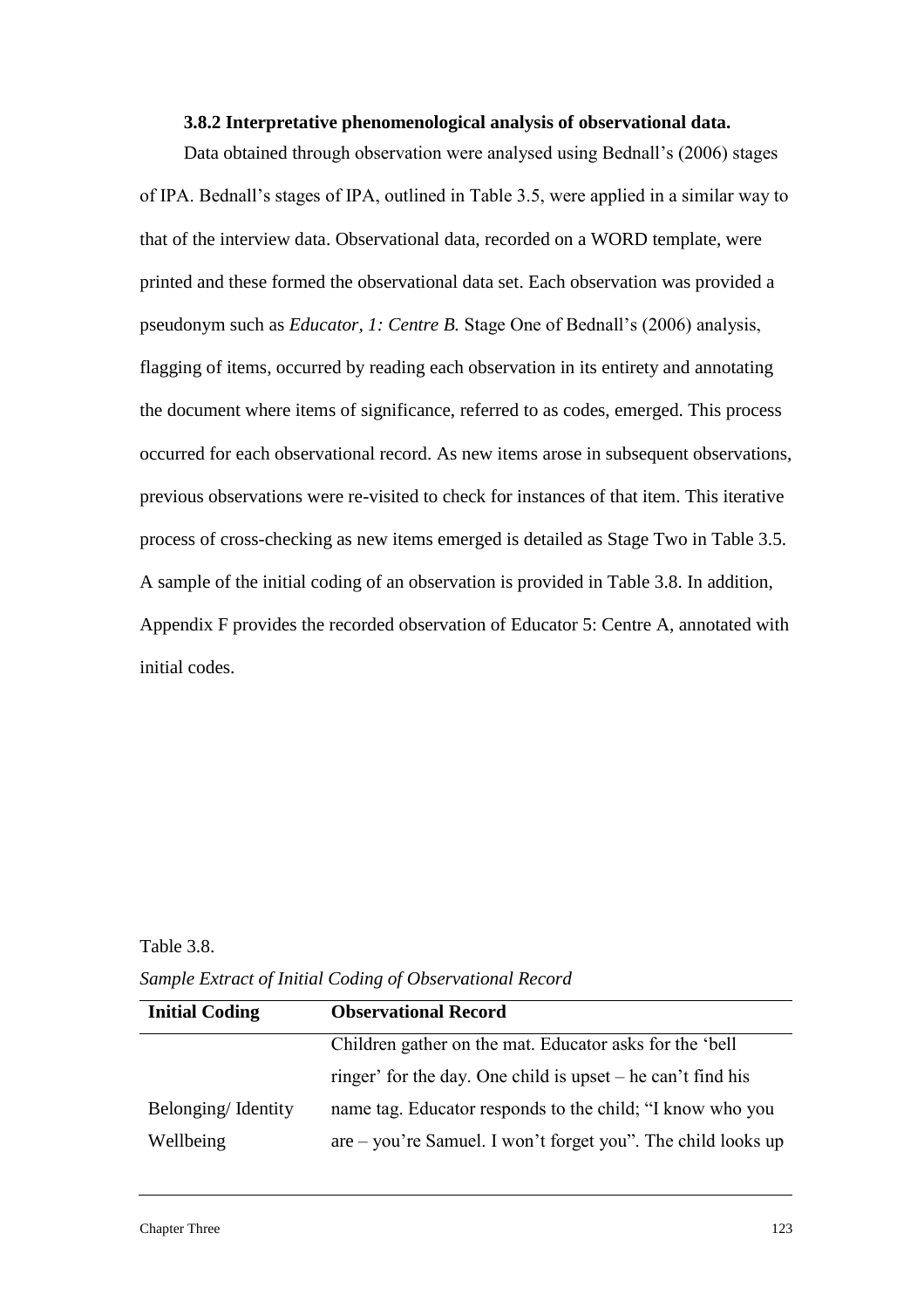### 3.8.2 Interpretative phenomenological analysis of observational data.

Data obtained through observation were analysed using Bednall's (2006) stages of IPA. Bednall's stages of IPA, outlined in Table 3.5, were applied in a similar way to that of the interview data. Observational data, recorded on a WORD template, were printed and these formed the observational data set. Each observation was provided a pseudonym such as *Educator, 1: Centre B.* Stage One of Bednall's (2006) analysis, flagging of items, occurred by reading each observation in its entirety and annotating the document where items of significance, referred to as codes, emerged. This process occurred for each observational record. As new items arose in subsequent observations, previous observations were re-visited to check for instances of that item. This iterative process of cross-checking as new items emerged is detailed as Stage Two in Table 3.5. A sample of the initial coding of an observation is provided in Table 3.8. In addition, Appendix F provides the recorded observation of Educator 5: Centre A, annotated with initial codes.

Table 3.8.

*Sample Extract of Initial Coding of Observational Record*

| **Initial Coding** | **Observational Record** |
|---|---|
| | Children gather on the mat. Educator asks for the 'bell ringer' for the day. One child is upset – he can't find his |
| Belonging/ Identity | name tag. Educator responds to the child; "I know who you |
| Wellbeing | are – you're Samuel. I won't forget you". The child looks up |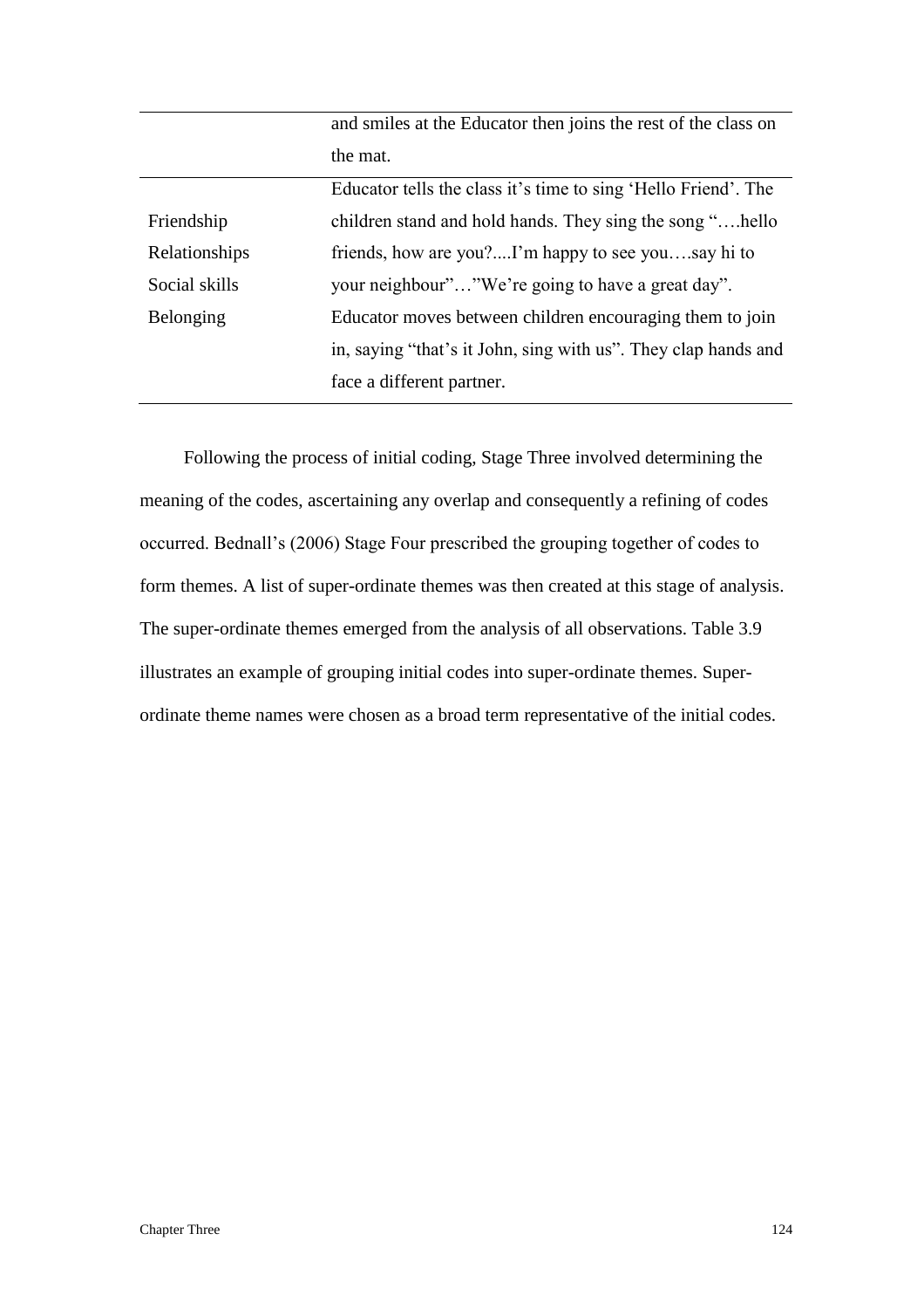| | |
|---|---|
| | and smiles at the Educator then joins the rest of the class on the mat. |
| Friendship<br>Relationships<br>Social skills<br>Belonging | Educator tells the class it's time to sing 'Hello Friend'. The children stand and hold hands. They sing the song "….hello friends, how are you?....I'm happy to see you….say hi to your neighbour"…"We're going to have a great day". Educator moves between children encouraging them to join in, saying "that's it John, sing with us". They clap hands and face a different partner. |

Following the process of initial coding, Stage Three involved determining the meaning of the codes, ascertaining any overlap and consequently a refining of codes occurred. Bednall's (2006) Stage Four prescribed the grouping together of codes to form themes. A list of super-ordinate themes was then created at this stage of analysis. The super-ordinate themes emerged from the analysis of all observations. Table 3.9 illustrates an example of grouping initial codes into super-ordinate themes. Super-ordinate theme names were chosen as a broad term representative of the initial codes.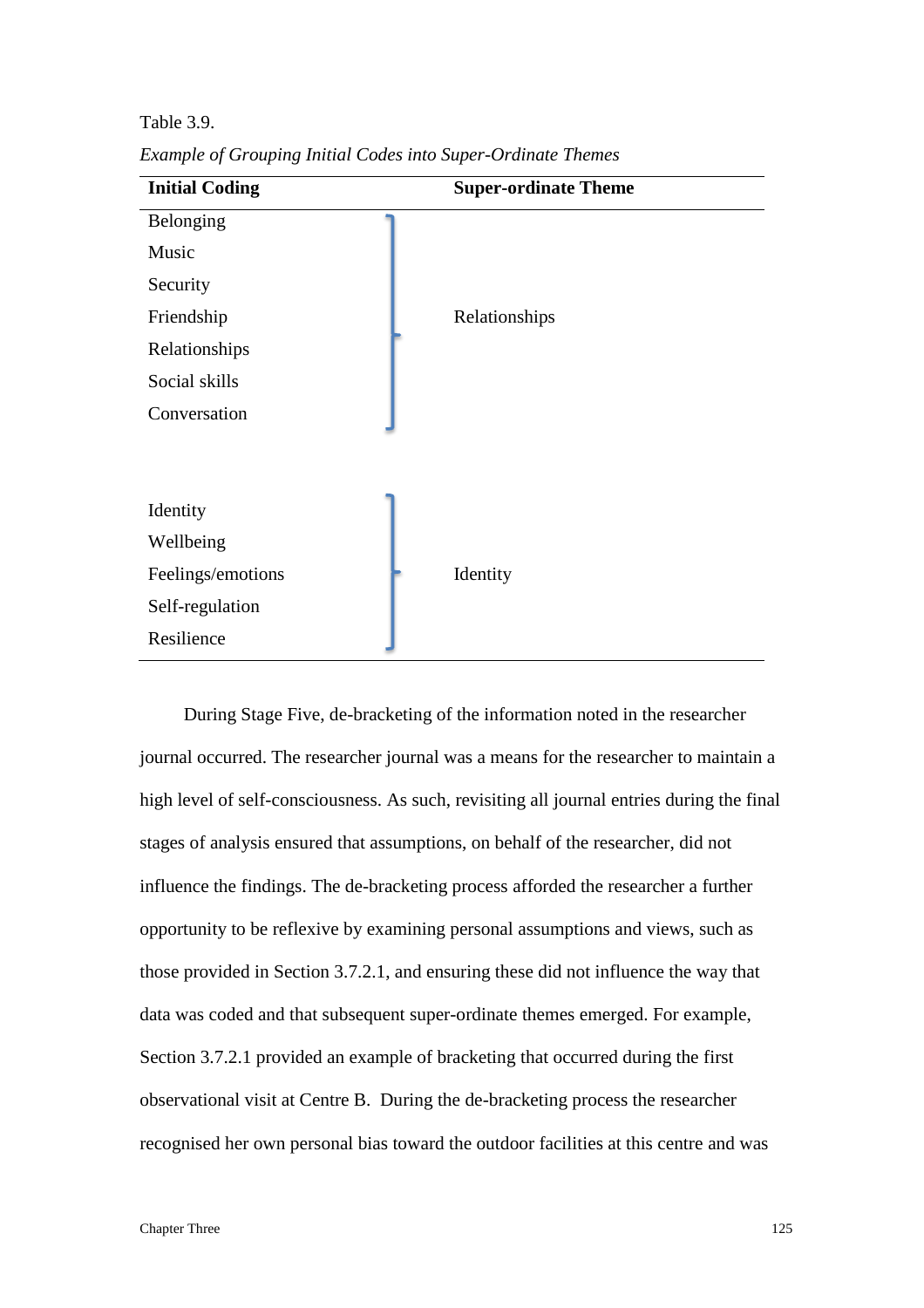Table 3.9.

*Example of Grouping Initial Codes into Super-Ordinate Themes*

| Initial Coding | Super-ordinate Theme |
|---|---|
| Belonging | |
| Music | |
| Security | |
| Friendship | Relationships |
| Relationships | |
| Social skills | |
| Conversation | |
| | |
| Identity | |
| Wellbeing | |
| Feelings/emotions | Identity |
| Self-regulation | |
| Resilience | |

During Stage Five, de-bracketing of the information noted in the researcher journal occurred. The researcher journal was a means for the researcher to maintain a high level of self-consciousness. As such, revisiting all journal entries during the final stages of analysis ensured that assumptions, on behalf of the researcher, did not influence the findings. The de-bracketing process afforded the researcher a further opportunity to be reflexive by examining personal assumptions and views, such as those provided in Section 3.7.2.1, and ensuring these did not influence the way that data was coded and that subsequent super-ordinate themes emerged. For example, Section 3.7.2.1 provided an example of bracketing that occurred during the first observational visit at Centre B. During the de-bracketing process the researcher recognised her own personal bias toward the outdoor facilities at this centre and was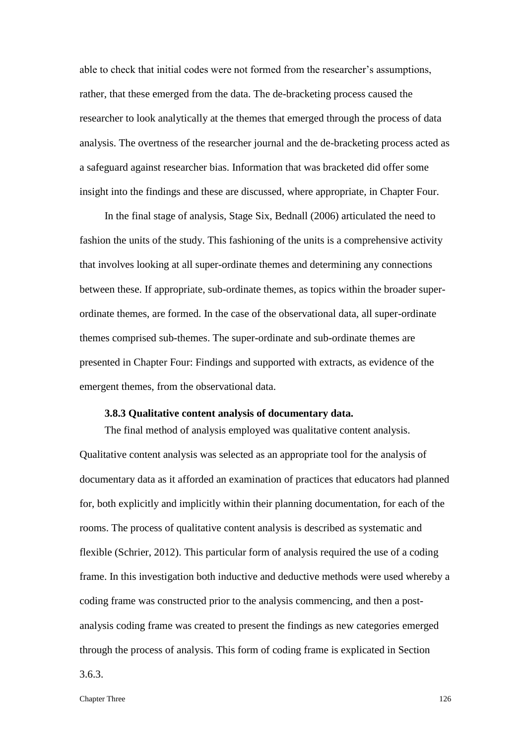able to check that initial codes were not formed from the researcher's assumptions, rather, that these emerged from the data. The de-bracketing process caused the researcher to look analytically at the themes that emerged through the process of data analysis. The overtness of the researcher journal and the de-bracketing process acted as a safeguard against researcher bias. Information that was bracketed did offer some insight into the findings and these are discussed, where appropriate, in Chapter Four.

In the final stage of analysis, Stage Six, Bednall (2006) articulated the need to fashion the units of the study. This fashioning of the units is a comprehensive activity that involves looking at all super-ordinate themes and determining any connections between these. If appropriate, sub-ordinate themes, as topics within the broader super-ordinate themes, are formed. In the case of the observational data, all super-ordinate themes comprised sub-themes. The super-ordinate and sub-ordinate themes are presented in Chapter Four: Findings and supported with extracts, as evidence of the emergent themes, from the observational data.

### 3.8.3 Qualitative content analysis of documentary data.

The final method of analysis employed was qualitative content analysis. Qualitative content analysis was selected as an appropriate tool for the analysis of documentary data as it afforded an examination of practices that educators had planned for, both explicitly and implicitly within their planning documentation, for each of the rooms. The process of qualitative content analysis is described as systematic and flexible (Schrier, 2012). This particular form of analysis required the use of a coding frame. In this investigation both inductive and deductive methods were used whereby a coding frame was constructed prior to the analysis commencing, and then a post-analysis coding frame was created to present the findings as new categories emerged through the process of analysis. This form of coding frame is explicated in Section 3.6.3.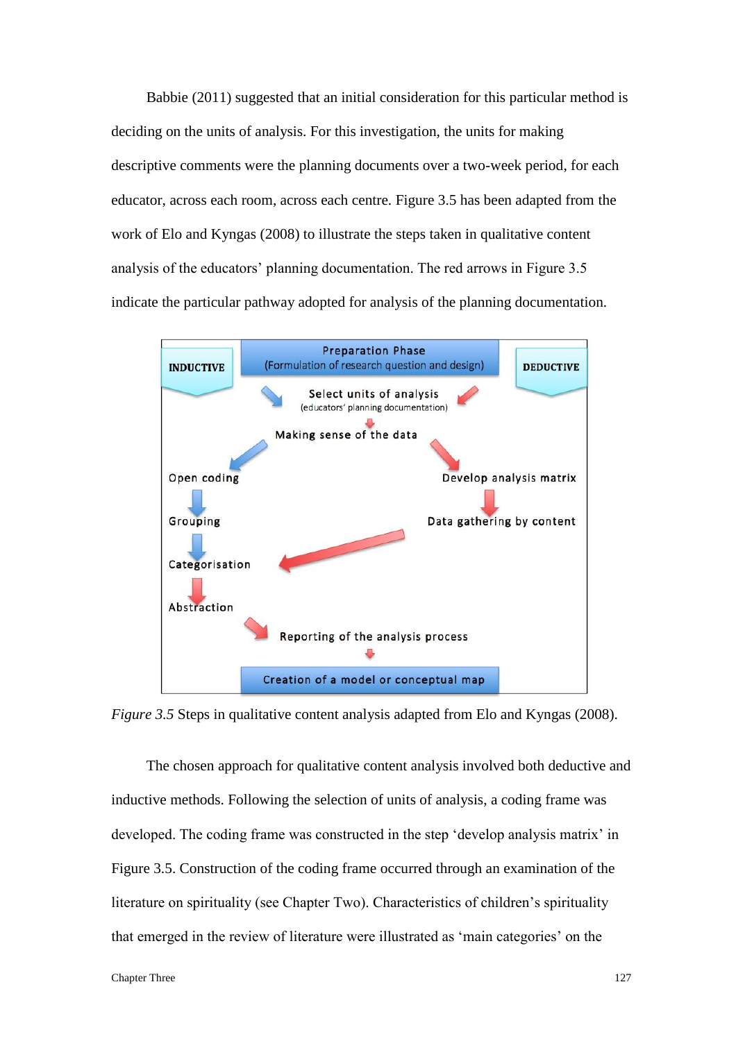Babbie (2011) suggested that an initial consideration for this particular method is deciding on the units of analysis. For this investigation, the units for making descriptive comments were the planning documents over a two-week period, for each educator, across each room, across each centre. Figure 3.5 has been adapted from the work of Elo and Kyngas (2008) to illustrate the steps taken in qualitative content analysis of the educators' planning documentation. The red arrows in Figure 3.5 indicate the particular pathway adopted for analysis of the planning documentation.

INDUCTIVE

Preparation Phase
(Formulation of research question and design)

DEDUCTIVE

Select units of analysis
(educators' planning documentation)

Making sense of the data

Open coding

Grouping

Categorisation

Abstraction

Develop analysis matrix

Data gathering by content

Reporting of the analysis process

Creation of a model or conceptual map

*Figure 3.5* Steps in qualitative content analysis adapted from Elo and Kyngas (2008).

The chosen approach for qualitative content analysis involved both deductive and inductive methods. Following the selection of units of analysis, a coding frame was developed. The coding frame was constructed in the step 'develop analysis matrix' in Figure 3.5. Construction of the coding frame occurred through an examination of the literature on spirituality (see Chapter Two). Characteristics of children's spirituality that emerged in the review of literature were illustrated as 'main categories' on the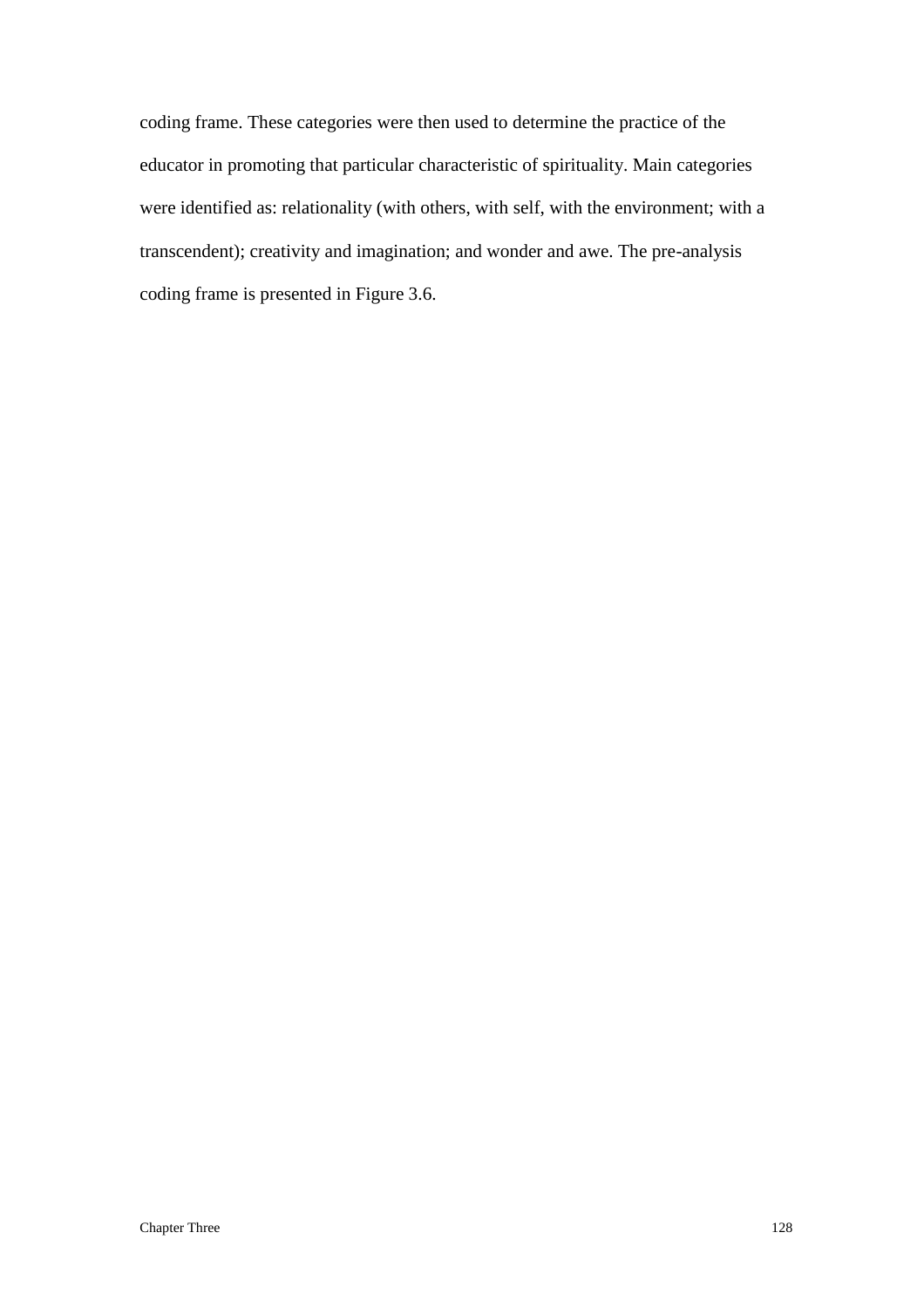coding frame. These categories were then used to determine the practice of the educator in promoting that particular characteristic of spirituality. Main categories were identified as: relationality (with others, with self, with the environment; with a transcendent); creativity and imagination; and wonder and awe. The pre-analysis coding frame is presented in Figure 3.6.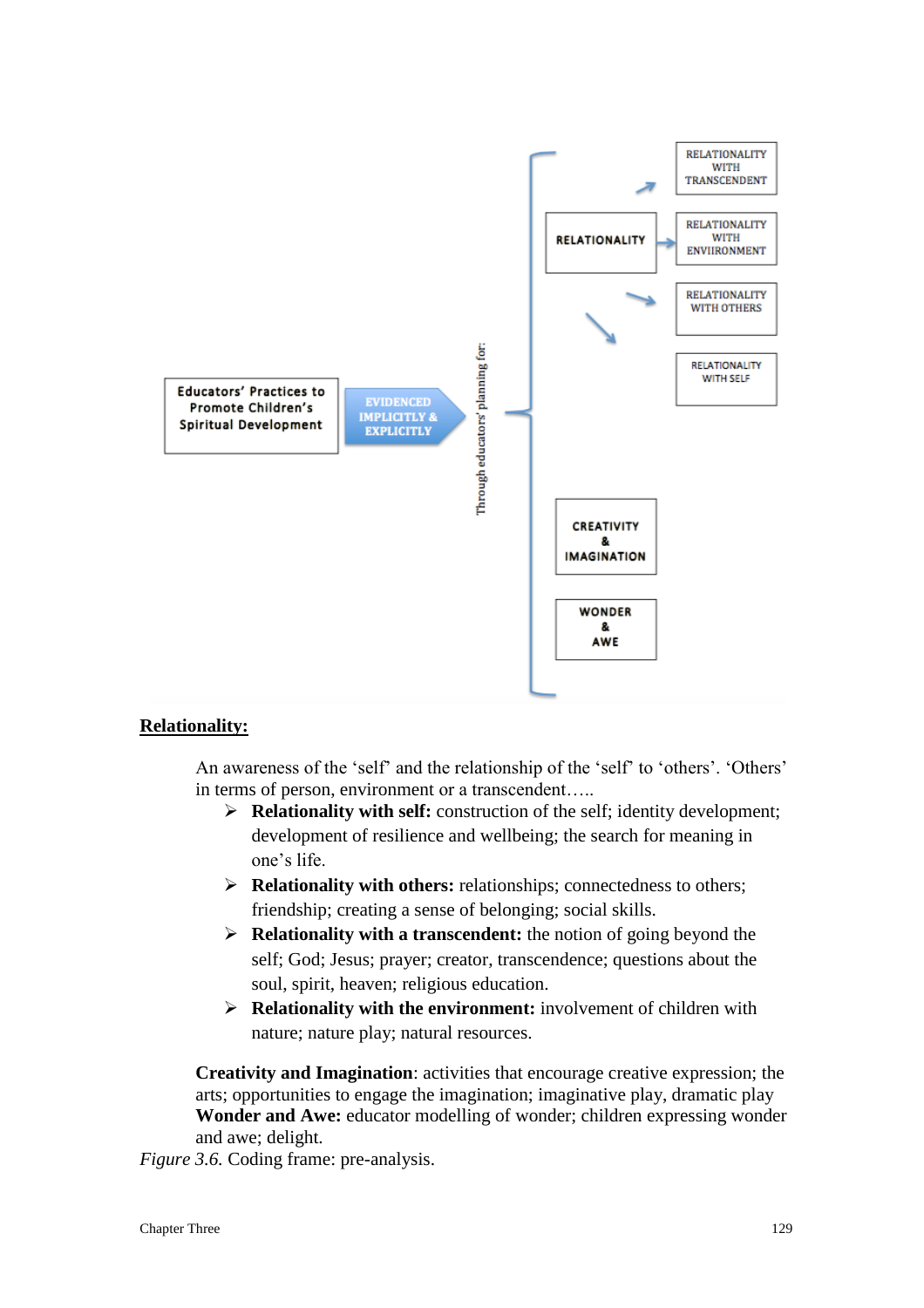Educators' Practices to Promote Children's Spiritual Development → EVIDENCED IMPLICITLY & EXPLICITLY → Through educators' planning for:

- RELATIONALITY
  - RELATIONALITY WITH TRANSCENDENT
  - RELATIONALITY WITH ENVIIRONMENT
  - RELATIONALITY WITH OTHERS
  - RELATIONALITY WITH SELF
- CREATIVITY & IMAGINATION
- WONDER & AWE

**<u>Relationality:</u>**

An awareness of the 'self' and the relationship of the 'self' to 'others'. 'Others' in terms of person, environment or a transcendent…..

- **Relationality with self:** construction of the self; identity development; development of resilience and wellbeing; the search for meaning in one's life.
- **Relationality with others:** relationships; connectedness to others; friendship; creating a sense of belonging; social skills.
- **Relationality with a transcendent:** the notion of going beyond the self; God; Jesus; prayer; creator, transcendence; questions about the soul, spirit, heaven; religious education.
- **Relationality with the environment:** involvement of children with nature; nature play; natural resources.

**Creativity and Imagination**: activities that encourage creative expression; the arts; opportunities to engage the imagination; imaginative play, dramatic play
**Wonder and Awe:** educator modelling of wonder; children expressing wonder and awe; delight.

*Figure 3.6.* Coding frame: pre-analysis.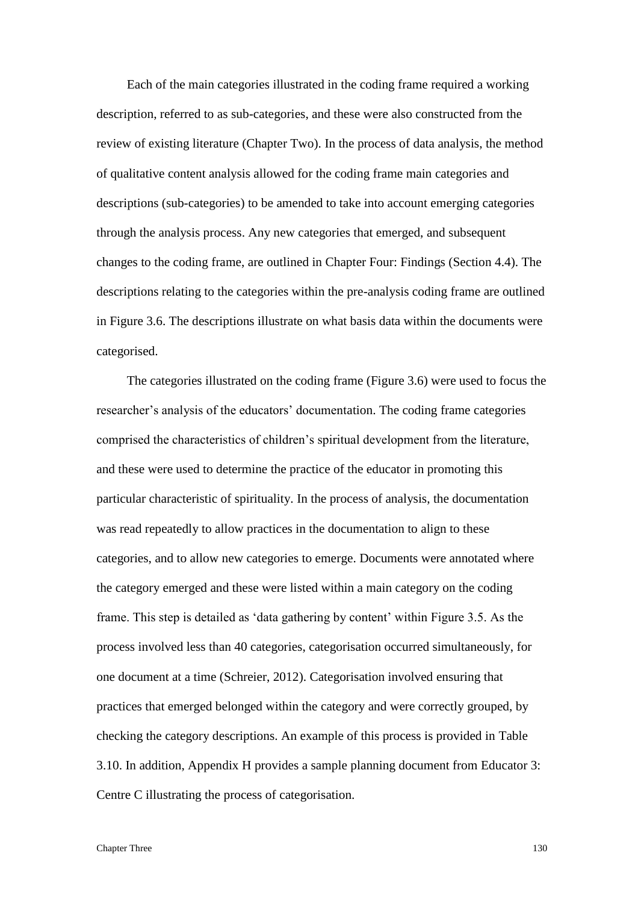Each of the main categories illustrated in the coding frame required a working description, referred to as sub-categories, and these were also constructed from the review of existing literature (Chapter Two). In the process of data analysis, the method of qualitative content analysis allowed for the coding frame main categories and descriptions (sub-categories) to be amended to take into account emerging categories through the analysis process. Any new categories that emerged, and subsequent changes to the coding frame, are outlined in Chapter Four: Findings (Section 4.4). The descriptions relating to the categories within the pre-analysis coding frame are outlined in Figure 3.6. The descriptions illustrate on what basis data within the documents were categorised.

The categories illustrated on the coding frame (Figure 3.6) were used to focus the researcher's analysis of the educators' documentation. The coding frame categories comprised the characteristics of children's spiritual development from the literature, and these were used to determine the practice of the educator in promoting this particular characteristic of spirituality. In the process of analysis, the documentation was read repeatedly to allow practices in the documentation to align to these categories, and to allow new categories to emerge. Documents were annotated where the category emerged and these were listed within a main category on the coding frame. This step is detailed as 'data gathering by content' within Figure 3.5. As the process involved less than 40 categories, categorisation occurred simultaneously, for one document at a time (Schreier, 2012). Categorisation involved ensuring that practices that emerged belonged within the category and were correctly grouped, by checking the category descriptions. An example of this process is provided in Table 3.10. In addition, Appendix H provides a sample planning document from Educator 3: Centre C illustrating the process of categorisation.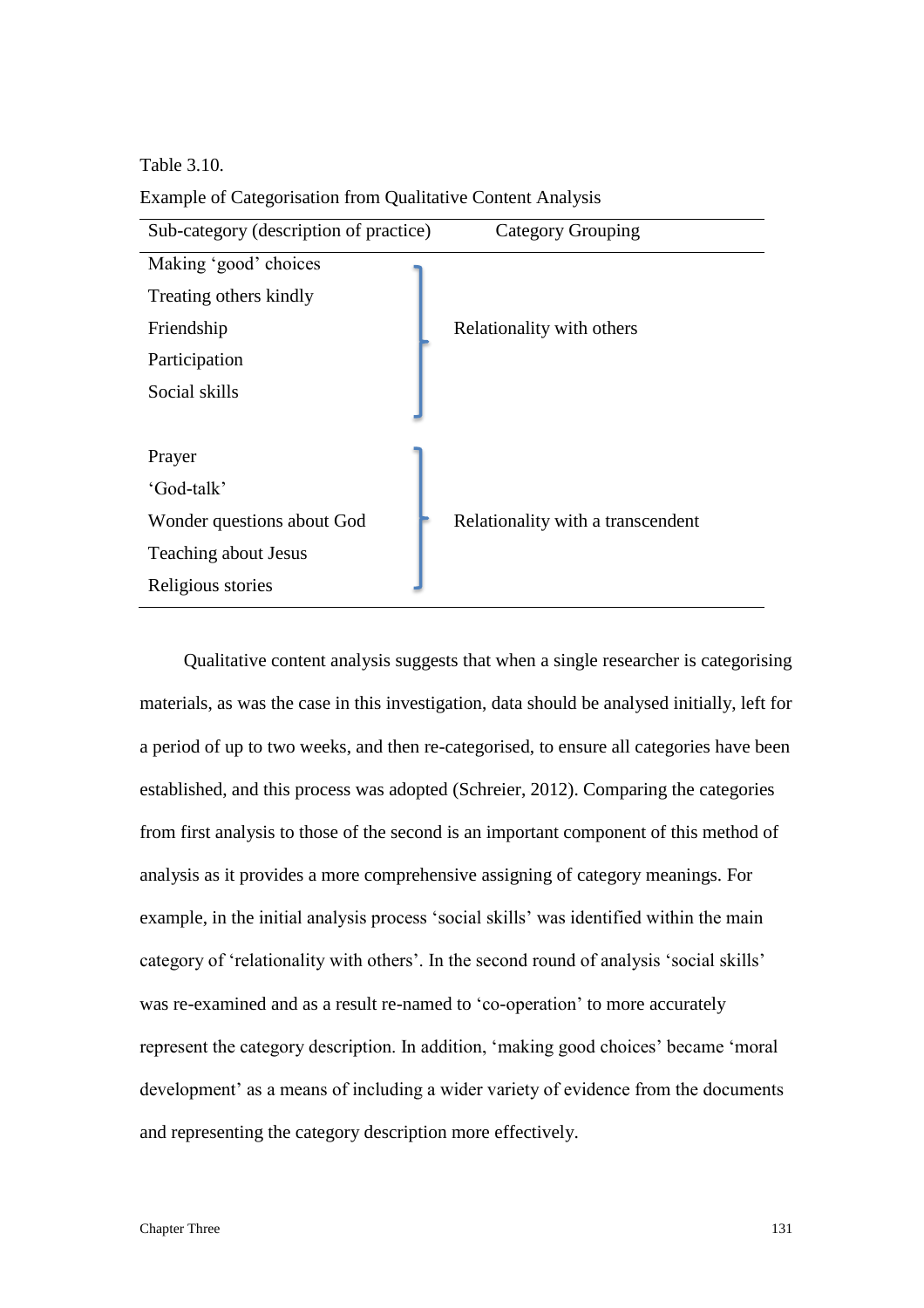Table 3.10.

Example of Categorisation from Qualitative Content Analysis

| Sub-category (description of practice) | Category Grouping |
|---|---|
| Making 'good' choices | Relationality with others |
| Treating others kindly | |
| Friendship | |
| Participation | |
| Social skills | |
| Prayer | Relationality with a transcendent |
| 'God-talk' | |
| Wonder questions about God | |
| Teaching about Jesus | |
| Religious stories | |

Qualitative content analysis suggests that when a single researcher is categorising materials, as was the case in this investigation, data should be analysed initially, left for a period of up to two weeks, and then re-categorised, to ensure all categories have been established, and this process was adopted (Schreier, 2012). Comparing the categories from first analysis to those of the second is an important component of this method of analysis as it provides a more comprehensive assigning of category meanings. For example, in the initial analysis process 'social skills' was identified within the main category of 'relationality with others'. In the second round of analysis 'social skills' was re-examined and as a result re-named to 'co-operation' to more accurately represent the category description. In addition, 'making good choices' became 'moral development' as a means of including a wider variety of evidence from the documents and representing the category description more effectively.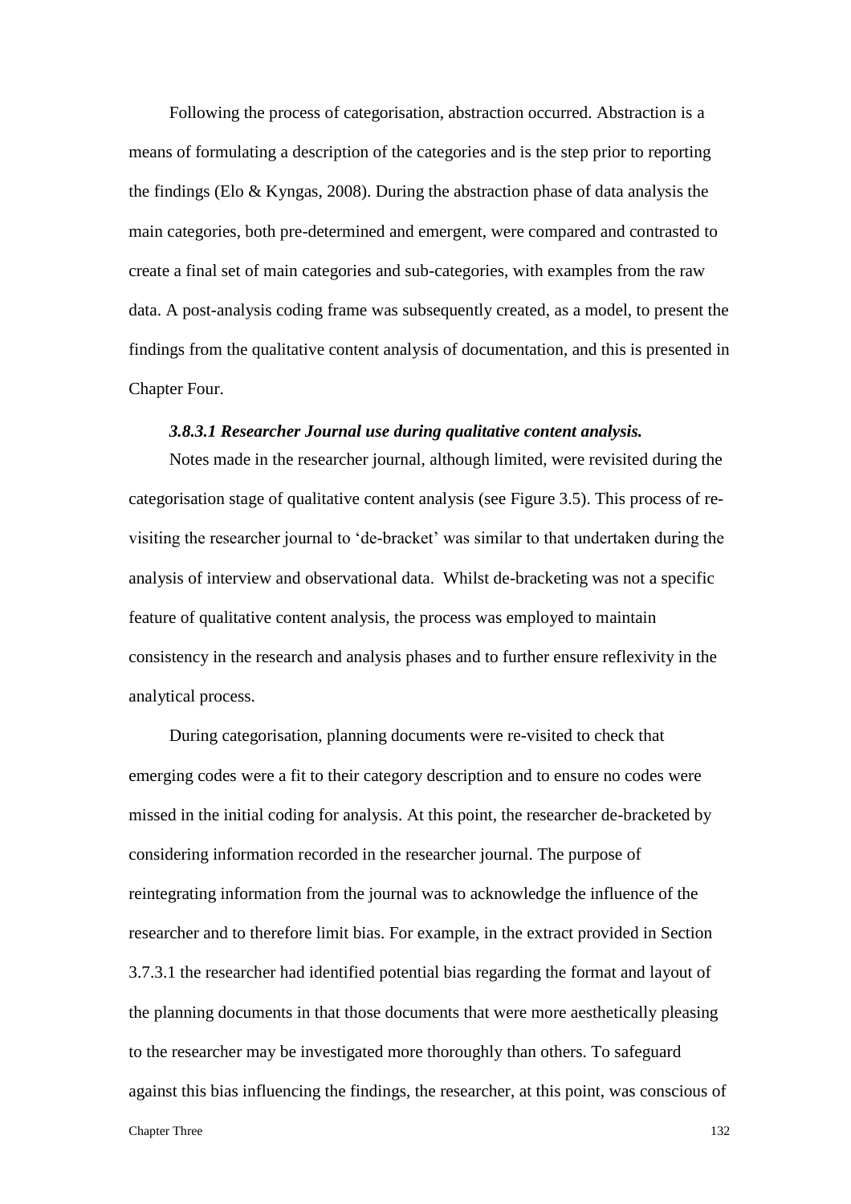Following the process of categorisation, abstraction occurred. Abstraction is a means of formulating a description of the categories and is the step prior to reporting the findings (Elo & Kyngas, 2008). During the abstraction phase of data analysis the main categories, both pre-determined and emergent, were compared and contrasted to create a final set of main categories and sub-categories, with examples from the raw data. A post-analysis coding frame was subsequently created, as a model, to present the findings from the qualitative content analysis of documentation, and this is presented in Chapter Four.

#### *3.8.3.1 Researcher Journal use during qualitative content analysis.*

Notes made in the researcher journal, although limited, were revisited during the categorisation stage of qualitative content analysis (see Figure 3.5). This process of re-visiting the researcher journal to 'de-bracket' was similar to that undertaken during the analysis of interview and observational data. Whilst de-bracketing was not a specific feature of qualitative content analysis, the process was employed to maintain consistency in the research and analysis phases and to further ensure reflexivity in the analytical process.

During categorisation, planning documents were re-visited to check that emerging codes were a fit to their category description and to ensure no codes were missed in the initial coding for analysis. At this point, the researcher de-bracketed by considering information recorded in the researcher journal. The purpose of reintegrating information from the journal was to acknowledge the influence of the researcher and to therefore limit bias. For example, in the extract provided in Section 3.7.3.1 the researcher had identified potential bias regarding the format and layout of the planning documents in that those documents that were more aesthetically pleasing to the researcher may be investigated more thoroughly than others. To safeguard against this bias influencing the findings, the researcher, at this point, was conscious of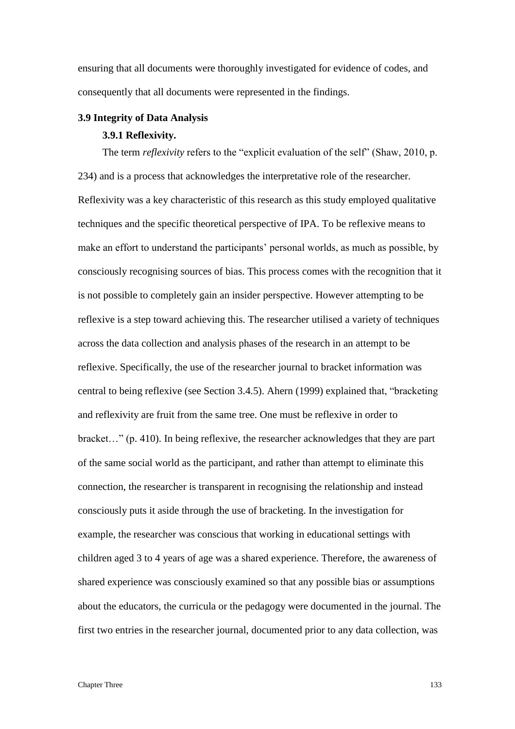ensuring that all documents were thoroughly investigated for evidence of codes, and consequently that all documents were represented in the findings.

## 3.9 Integrity of Data Analysis

### 3.9.1 Reflexivity.

The term *reflexivity* refers to the "explicit evaluation of the self" (Shaw, 2010, p. 234) and is a process that acknowledges the interpretative role of the researcher. Reflexivity was a key characteristic of this research as this study employed qualitative techniques and the specific theoretical perspective of IPA. To be reflexive means to make an effort to understand the participants' personal worlds, as much as possible, by consciously recognising sources of bias. This process comes with the recognition that it is not possible to completely gain an insider perspective. However attempting to be reflexive is a step toward achieving this. The researcher utilised a variety of techniques across the data collection and analysis phases of the research in an attempt to be reflexive. Specifically, the use of the researcher journal to bracket information was central to being reflexive (see Section 3.4.5). Ahern (1999) explained that, "bracketing and reflexivity are fruit from the same tree. One must be reflexive in order to bracket…" (p. 410). In being reflexive, the researcher acknowledges that they are part of the same social world as the participant, and rather than attempt to eliminate this connection, the researcher is transparent in recognising the relationship and instead consciously puts it aside through the use of bracketing. In the investigation for example, the researcher was conscious that working in educational settings with children aged 3 to 4 years of age was a shared experience. Therefore, the awareness of shared experience was consciously examined so that any possible bias or assumptions about the educators, the curricula or the pedagogy were documented in the journal. The first two entries in the researcher journal, documented prior to any data collection, was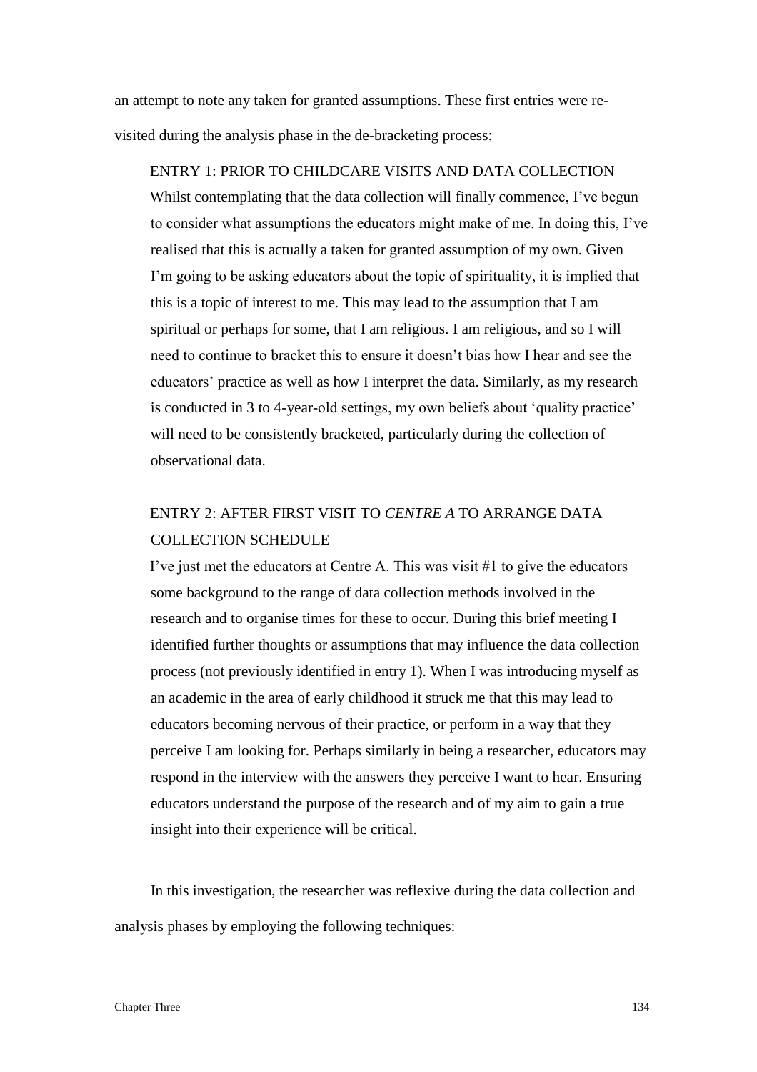an attempt to note any taken for granted assumptions. These first entries were re-visited during the analysis phase in the de-bracketing process:

> ENTRY 1: PRIOR TO CHILDCARE VISITS AND DATA COLLECTION
> Whilst contemplating that the data collection will finally commence, I've begun to consider what assumptions the educators might make of me. In doing this, I've realised that this is actually a taken for granted assumption of my own. Given I'm going to be asking educators about the topic of spirituality, it is implied that this is a topic of interest to me. This may lead to the assumption that I am spiritual or perhaps for some, that I am religious. I am religious, and so I will need to continue to bracket this to ensure it doesn't bias how I hear and see the educators' practice as well as how I interpret the data. Similarly, as my research is conducted in 3 to 4-year-old settings, my own beliefs about 'quality practice' will need to be consistently bracketed, particularly during the collection of observational data.

> ENTRY 2: AFTER FIRST VISIT TO *CENTRE A* TO ARRANGE DATA COLLECTION SCHEDULE
> I've just met the educators at Centre A. This was visit #1 to give the educators some background to the range of data collection methods involved in the research and to organise times for these to occur. During this brief meeting I identified further thoughts or assumptions that may influence the data collection process (not previously identified in entry 1). When I was introducing myself as an academic in the area of early childhood it struck me that this may lead to educators becoming nervous of their practice, or perform in a way that they perceive I am looking for. Perhaps similarly in being a researcher, educators may respond in the interview with the answers they perceive I want to hear. Ensuring educators understand the purpose of the research and of my aim to gain a true insight into their experience will be critical.

In this investigation, the researcher was reflexive during the data collection and analysis phases by employing the following techniques: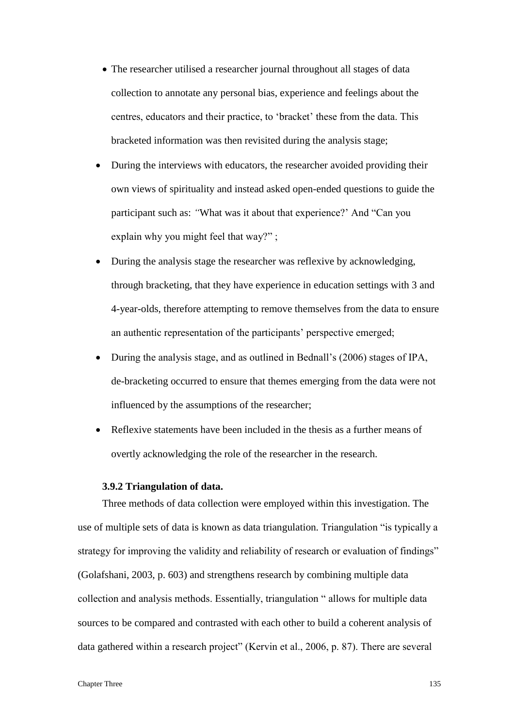- The researcher utilised a researcher journal throughout all stages of data collection to annotate any personal bias, experience and feelings about the centres, educators and their practice, to 'bracket' these from the data. This bracketed information was then revisited during the analysis stage;
- During the interviews with educators, the researcher avoided providing their own views of spirituality and instead asked open-ended questions to guide the participant such as: *"*What was it about that experience?' And "Can you explain why you might feel that way?" ;
- During the analysis stage the researcher was reflexive by acknowledging, through bracketing, that they have experience in education settings with 3 and 4-year-olds, therefore attempting to remove themselves from the data to ensure an authentic representation of the participants' perspective emerged;
- During the analysis stage, and as outlined in Bednall's (2006) stages of IPA, de-bracketing occurred to ensure that themes emerging from the data were not influenced by the assumptions of the researcher;
- Reflexive statements have been included in the thesis as a further means of overtly acknowledging the role of the researcher in the research.

#### 3.9.2 Triangulation of data.

Three methods of data collection were employed within this investigation. The use of multiple sets of data is known as data triangulation. Triangulation "is typically a strategy for improving the validity and reliability of research or evaluation of findings" (Golafshani, 2003, p. 603) and strengthens research by combining multiple data collection and analysis methods. Essentially, triangulation " allows for multiple data sources to be compared and contrasted with each other to build a coherent analysis of data gathered within a research project" (Kervin et al., 2006, p. 87). There are several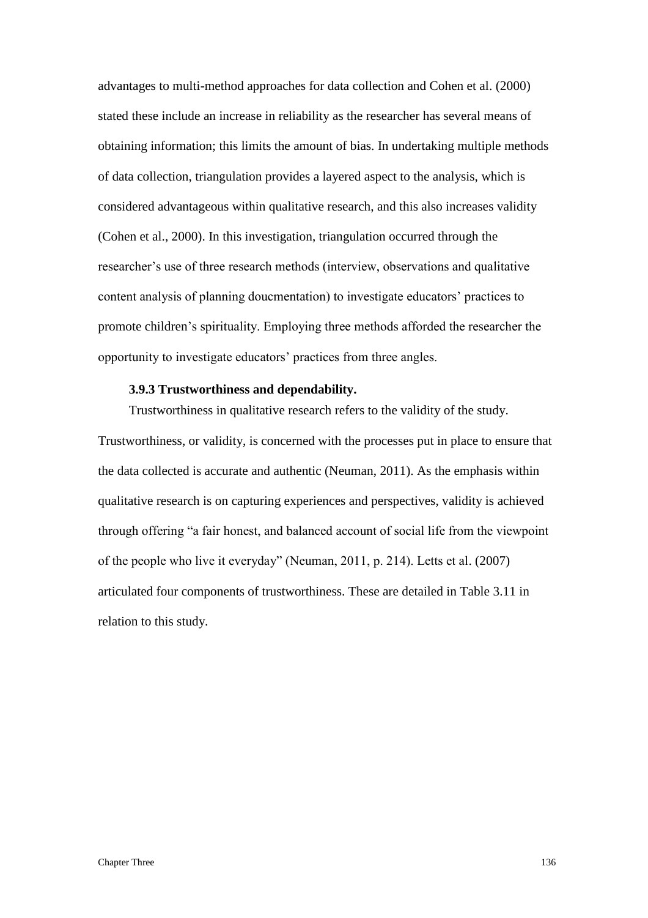advantages to multi-method approaches for data collection and Cohen et al. (2000) stated these include an increase in reliability as the researcher has several means of obtaining information; this limits the amount of bias. In undertaking multiple methods of data collection, triangulation provides a layered aspect to the analysis, which is considered advantageous within qualitative research, and this also increases validity (Cohen et al., 2000). In this investigation, triangulation occurred through the researcher's use of three research methods (interview, observations and qualitative content analysis of planning doucmentation) to investigate educators' practices to promote children's spirituality. Employing three methods afforded the researcher the opportunity to investigate educators' practices from three angles.

### 3.9.3 Trustworthiness and dependability.

Trustworthiness in qualitative research refers to the validity of the study. Trustworthiness, or validity, is concerned with the processes put in place to ensure that the data collected is accurate and authentic (Neuman, 2011). As the emphasis within qualitative research is on capturing experiences and perspectives, validity is achieved through offering "a fair honest, and balanced account of social life from the viewpoint of the people who live it everyday" (Neuman, 2011, p. 214). Letts et al. (2007) articulated four components of trustworthiness. These are detailed in Table 3.11 in relation to this study.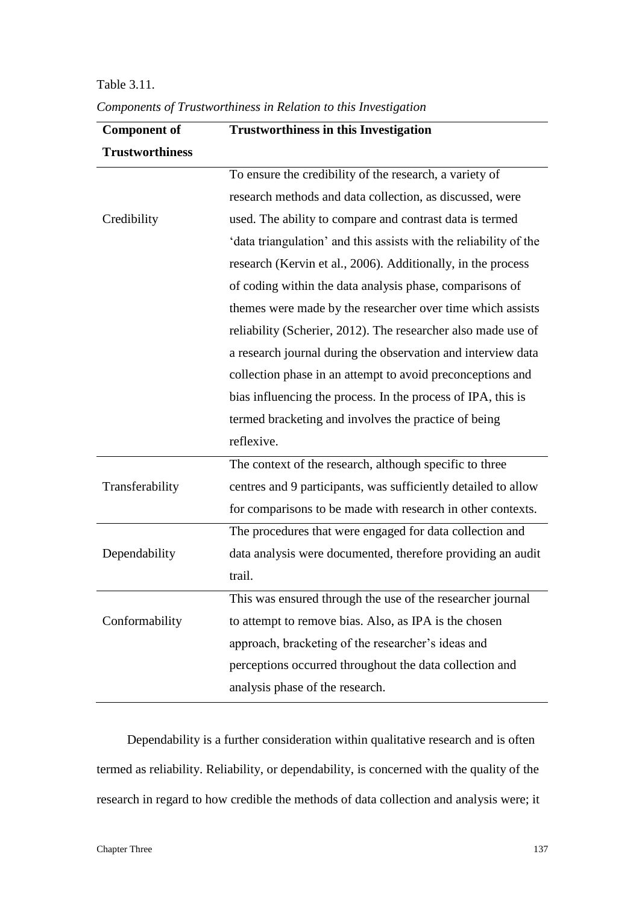Table 3.11.

*Components of Trustworthiness in Relation to this Investigation*

| Component of Trustworthiness | Trustworthiness in this Investigation |
|---|---|
| Credibility | To ensure the credibility of the research, a variety of research methods and data collection, as discussed, were used. The ability to compare and contrast data is termed 'data triangulation' and this assists with the reliability of the research (Kervin et al., 2006). Additionally, in the process of coding within the data analysis phase, comparisons of themes were made by the researcher over time which assists reliability (Scherier, 2012). The researcher also made use of a research journal during the observation and interview data collection phase in an attempt to avoid preconceptions and bias influencing the process. In the process of IPA, this is termed bracketing and involves the practice of being reflexive. |
| Transferability | The context of the research, although specific to three centres and 9 participants, was sufficiently detailed to allow for comparisons to be made with research in other contexts. |
| Dependability | The procedures that were engaged for data collection and data analysis were documented, therefore providing an audit trail. |
| Conformability | This was ensured through the use of the researcher journal to attempt to remove bias. Also, as IPA is the chosen approach, bracketing of the researcher's ideas and perceptions occurred throughout the data collection and analysis phase of the research. |

Dependability is a further consideration within qualitative research and is often termed as reliability. Reliability, or dependability, is concerned with the quality of the research in regard to how credible the methods of data collection and analysis were; it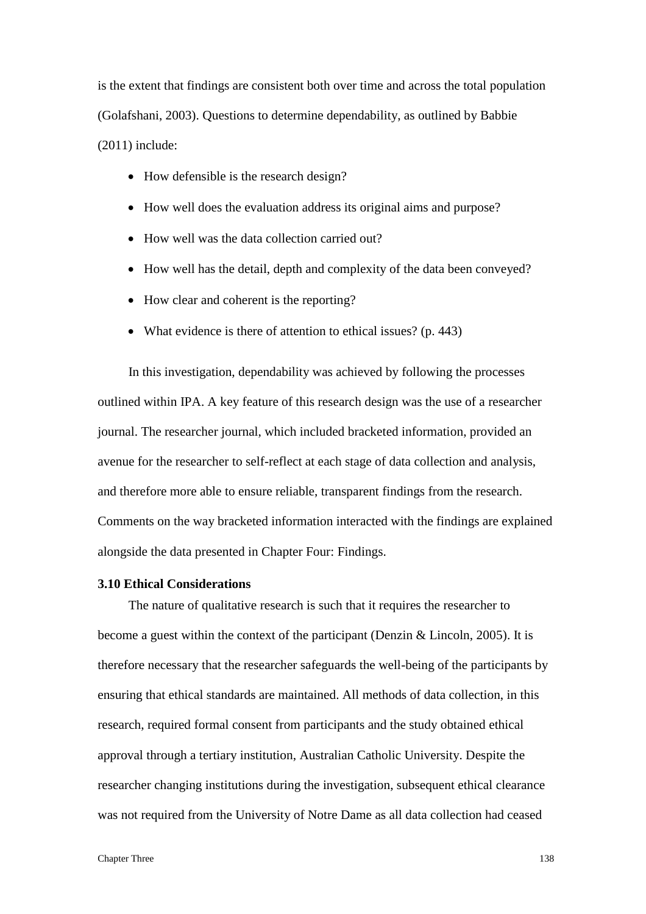is the extent that findings are consistent both over time and across the total population (Golafshani, 2003). Questions to determine dependability, as outlined by Babbie (2011) include:

- How defensible is the research design?
- How well does the evaluation address its original aims and purpose?
- How well was the data collection carried out?
- How well has the detail, depth and complexity of the data been conveyed?
- How clear and coherent is the reporting?
- What evidence is there of attention to ethical issues? (p. 443)

In this investigation, dependability was achieved by following the processes outlined within IPA. A key feature of this research design was the use of a researcher journal. The researcher journal, which included bracketed information, provided an avenue for the researcher to self-reflect at each stage of data collection and analysis, and therefore more able to ensure reliable, transparent findings from the research. Comments on the way bracketed information interacted with the findings are explained alongside the data presented in Chapter Four: Findings.

### 3.10 Ethical Considerations

The nature of qualitative research is such that it requires the researcher to become a guest within the context of the participant (Denzin & Lincoln, 2005). It is therefore necessary that the researcher safeguards the well-being of the participants by ensuring that ethical standards are maintained. All methods of data collection, in this research, required formal consent from participants and the study obtained ethical approval through a tertiary institution, Australian Catholic University. Despite the researcher changing institutions during the investigation, subsequent ethical clearance was not required from the University of Notre Dame as all data collection had ceased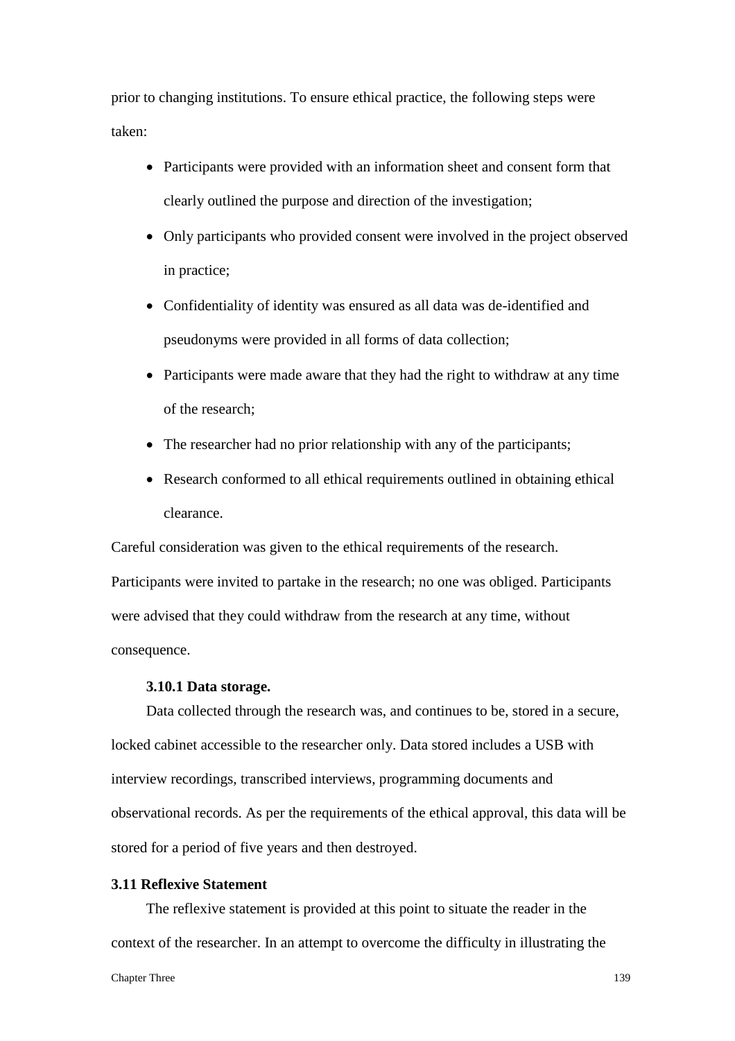prior to changing institutions. To ensure ethical practice, the following steps were taken:

- Participants were provided with an information sheet and consent form that clearly outlined the purpose and direction of the investigation;
- Only participants who provided consent were involved in the project observed in practice;
- Confidentiality of identity was ensured as all data was de-identified and pseudonyms were provided in all forms of data collection;
- Participants were made aware that they had the right to withdraw at any time of the research;
- The researcher had no prior relationship with any of the participants;
- Research conformed to all ethical requirements outlined in obtaining ethical clearance.

Careful consideration was given to the ethical requirements of the research. Participants were invited to partake in the research; no one was obliged. Participants were advised that they could withdraw from the research at any time, without consequence.

#### 3.10.1 Data storage.

Data collected through the research was, and continues to be, stored in a secure, locked cabinet accessible to the researcher only. Data stored includes a USB with interview recordings, transcribed interviews, programming documents and observational records. As per the requirements of the ethical approval, this data will be stored for a period of five years and then destroyed.

### 3.11 Reflexive Statement

The reflexive statement is provided at this point to situate the reader in the context of the researcher. In an attempt to overcome the difficulty in illustrating the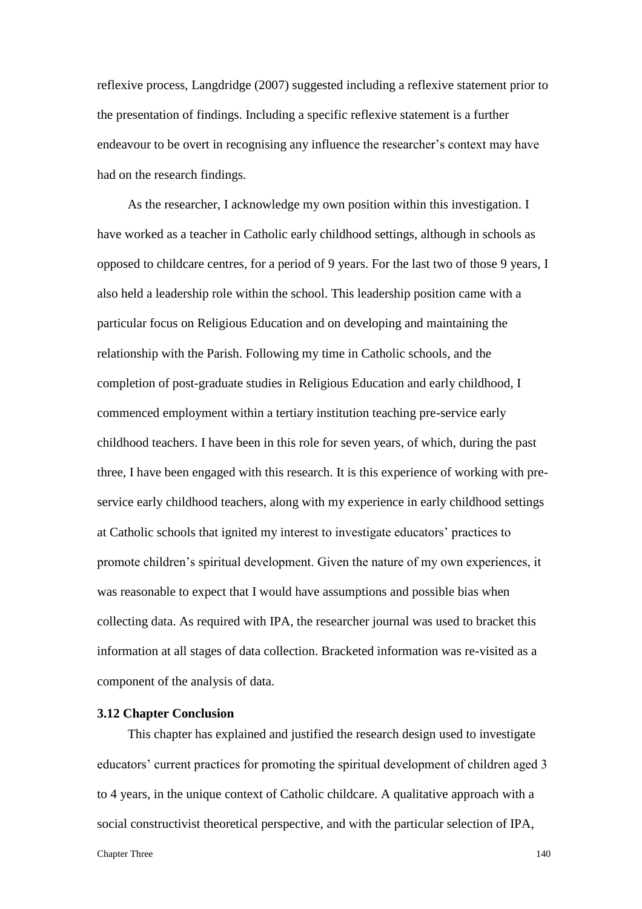reflexive process, Langdridge (2007) suggested including a reflexive statement prior to the presentation of findings. Including a specific reflexive statement is a further endeavour to be overt in recognising any influence the researcher's context may have had on the research findings.

As the researcher, I acknowledge my own position within this investigation. I have worked as a teacher in Catholic early childhood settings, although in schools as opposed to childcare centres, for a period of 9 years. For the last two of those 9 years, I also held a leadership role within the school. This leadership position came with a particular focus on Religious Education and on developing and maintaining the relationship with the Parish. Following my time in Catholic schools, and the completion of post-graduate studies in Religious Education and early childhood, I commenced employment within a tertiary institution teaching pre-service early childhood teachers. I have been in this role for seven years, of which, during the past three, I have been engaged with this research. It is this experience of working with pre-service early childhood teachers, along with my experience in early childhood settings at Catholic schools that ignited my interest to investigate educators' practices to promote children's spiritual development. Given the nature of my own experiences, it was reasonable to expect that I would have assumptions and possible bias when collecting data. As required with IPA, the researcher journal was used to bracket this information at all stages of data collection. Bracketed information was re-visited as a component of the analysis of data.

### 3.12 Chapter Conclusion

This chapter has explained and justified the research design used to investigate educators' current practices for promoting the spiritual development of children aged 3 to 4 years, in the unique context of Catholic childcare. A qualitative approach with a social constructivist theoretical perspective, and with the particular selection of IPA,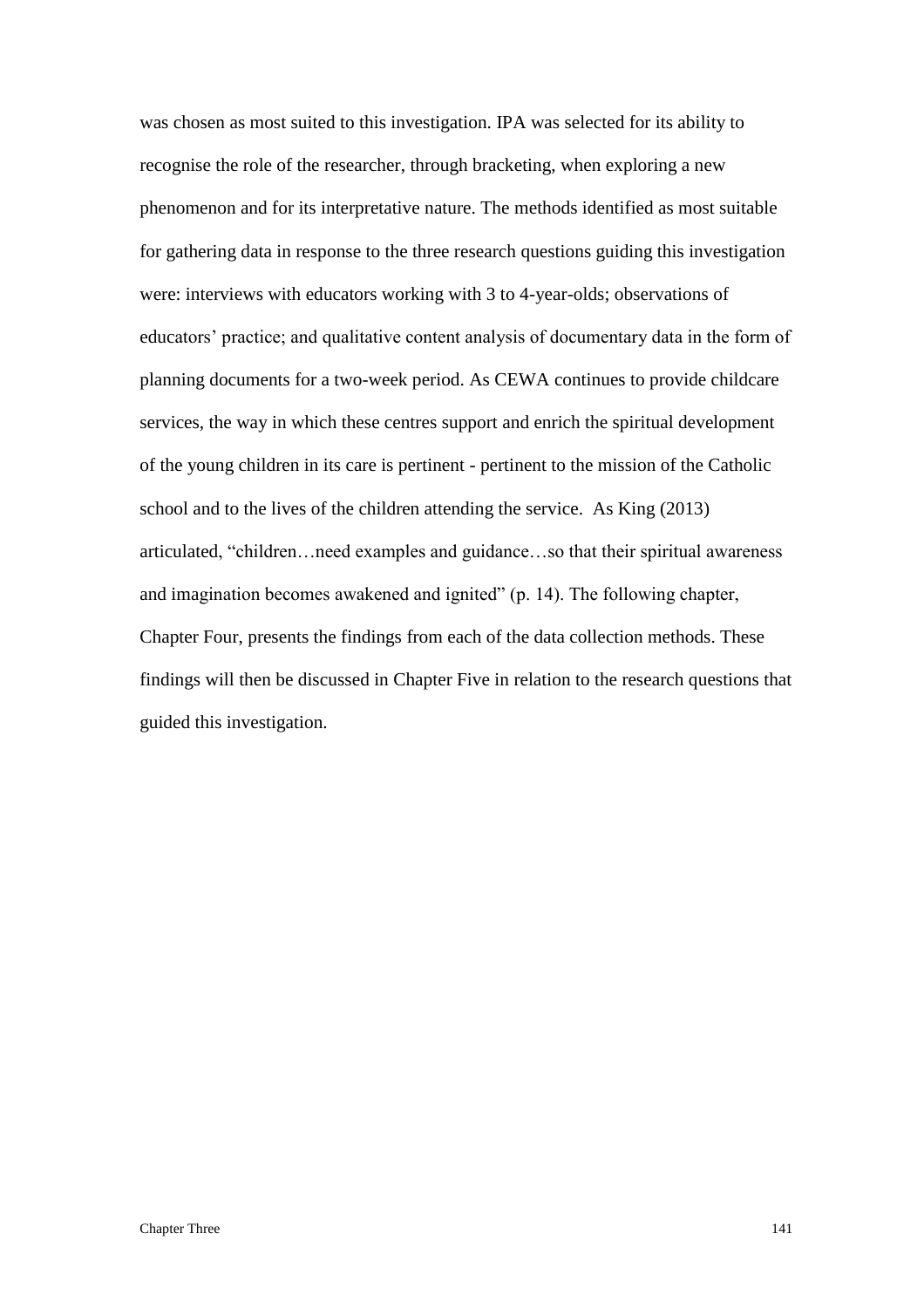was chosen as most suited to this investigation. IPA was selected for its ability to recognise the role of the researcher, through bracketing, when exploring a new phenomenon and for its interpretative nature. The methods identified as most suitable for gathering data in response to the three research questions guiding this investigation were: interviews with educators working with 3 to 4-year-olds; observations of educators' practice; and qualitative content analysis of documentary data in the form of planning documents for a two-week period. As CEWA continues to provide childcare services, the way in which these centres support and enrich the spiritual development of the young children in its care is pertinent - pertinent to the mission of the Catholic school and to the lives of the children attending the service. As King (2013) articulated, "children…need examples and guidance…so that their spiritual awareness and imagination becomes awakened and ignited" (p. 14). The following chapter, Chapter Four, presents the findings from each of the data collection methods. These findings will then be discussed in Chapter Five in relation to the research questions that guided this investigation.